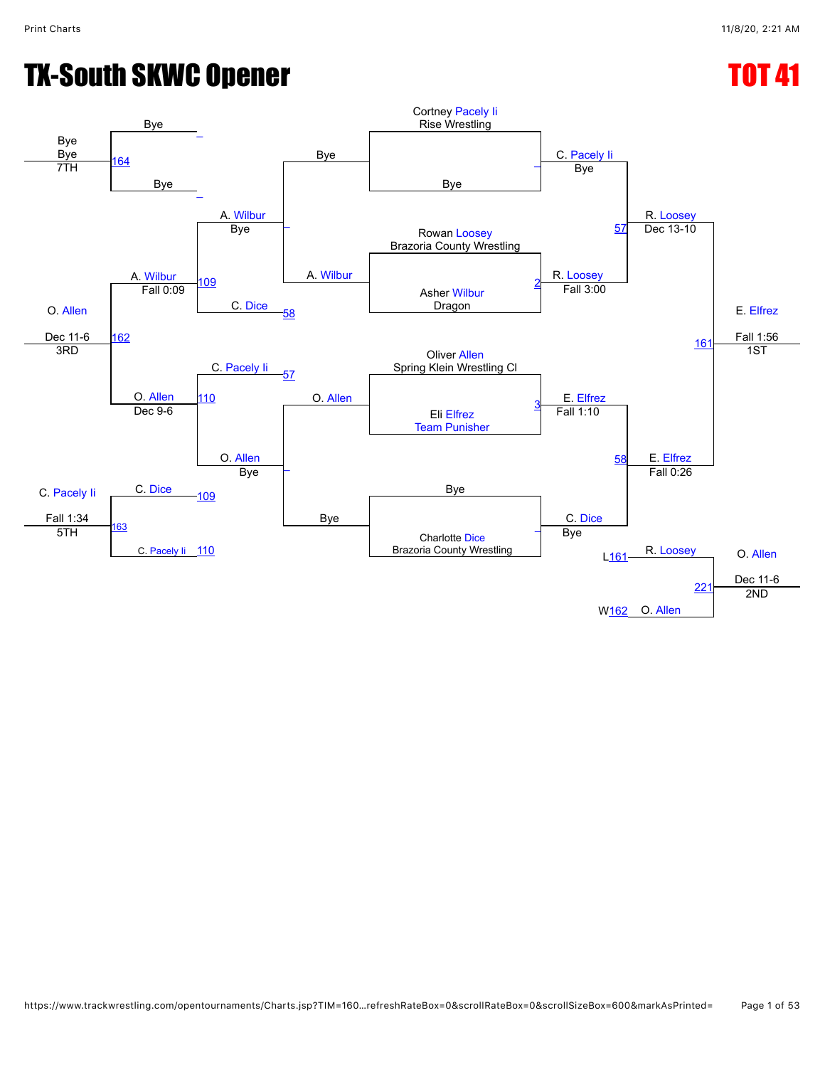# TX-South SKWC Opener

# TOT 41

## Championship Bracket

**Quarterfinals**

- Cortney Pacely Ii (Rise Wrestling) vs Bye — C. Pacely Ii, Bye
- Rowan Loosey (Brazoria County Wrestling) vs Asher Wilbur (Dragon) — Match 2 — R. Loosey, Fall 3:00
- Oliver Allen (Spring Klein Wrestling Cl) vs Eli Elfrez (Team Punisher) — Match 3 — E. Elfrez, Fall 1:10
- Bye vs Charlotte Dice (Brazoria County Wrestling) — C. Dice, Bye

**Semifinals**

- Match 57: C. Pacely Ii vs R. Loosey — R. Loosey, Dec 13-10
- Match 58: E. Elfrez vs C. Dice — E. Elfrez, Fall 0:26

**Final**

- Match 161: R. Loosey vs E. Elfrez — E. Elfrez, Fall 1:56 — 1ST

## Consolation Bracket

**Wrestlebacks**

- Bye vs A. Wilbur — A. Wilbur
- O. Allen vs Bye — O. Allen

**Consolation**

- Match 109: A. Wilbur, Bye vs C. Dice (L58) — A. Wilbur, Fall 0:09
- Match 110: C. Pacely Ii (L57) vs O. Allen, Bye — O. Allen, Dec 9-6

**3rd Place**

- Match 162: A. Wilbur vs O. Allen — O. Allen, Dec 11-6 — 3RD

**5th Place**

- Match 163: C. Dice (L109) vs C. Pacely Ii (L110) — C. Pacely Ii, Fall 1:34 — 5TH

**7th Place**

- Match 164: Bye vs Bye — Bye, Bye — 7TH

**2nd Place (True Second)**

- Match 221: R. Loosey (L161) vs O. Allen (W162) — O. Allen, Dec 11-6 — 2ND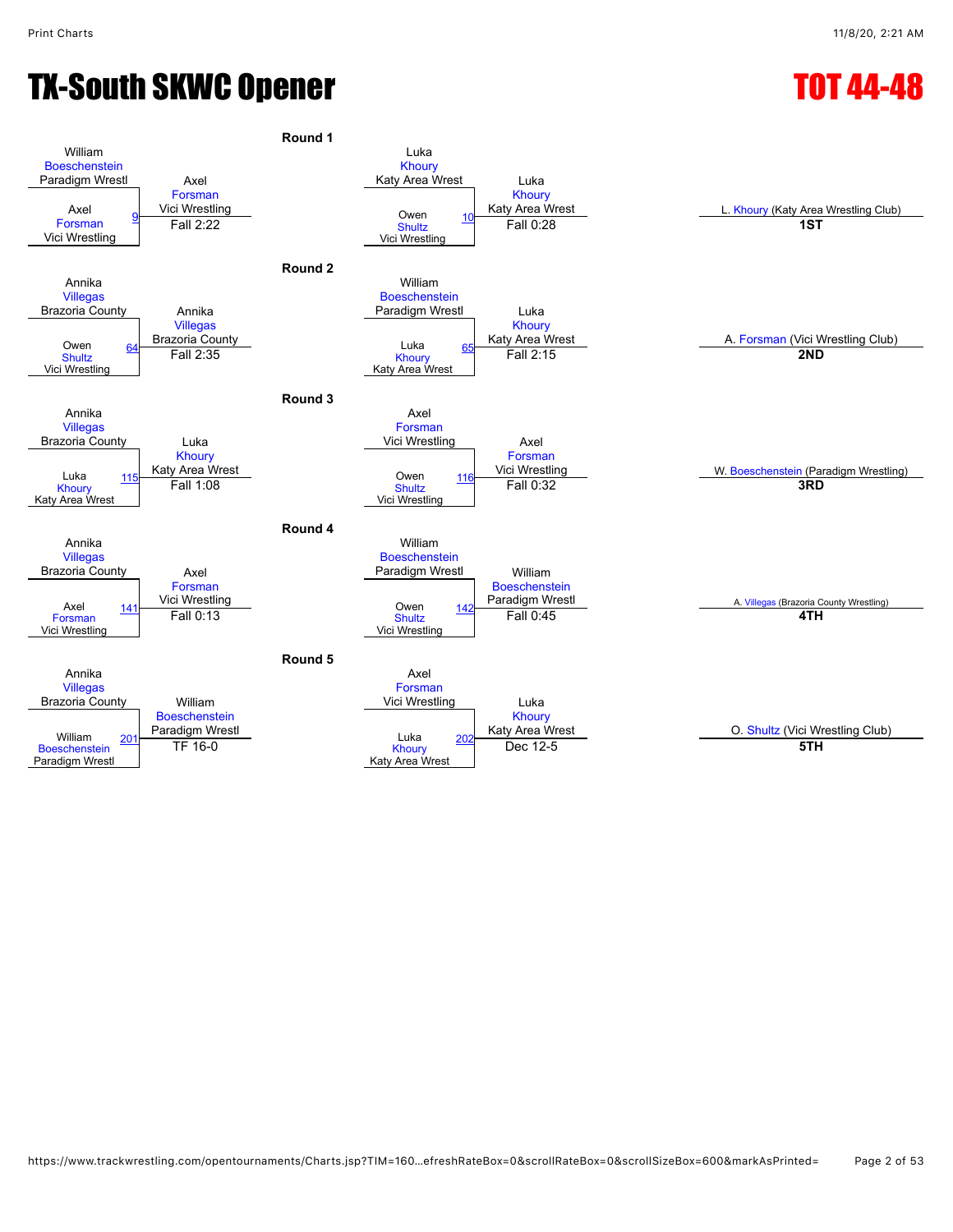# TX-South SKWC Opener

## TOT 44-48

### Round 1

| Match | Wrestler 1 | Wrestler 2 | Winner | Result |
|---|---|---|---|---|
| 9 | William Boeschenstein (Paradigm Wrestl) | Axel Forsman (Vici Wrestling) | Axel Forsman (Vici Wrestling) | Fall 2:22 |
| 10 | Luka Khoury (Katy Area Wrest) | Owen Shultz (Vici Wrestling) | Luka Khoury (Katy Area Wrest) | Fall 0:28 |

### Round 2

| Match | Wrestler 1 | Wrestler 2 | Winner | Result |
|---|---|---|---|---|
| 64 | Annika Villegas (Brazoria County) | Owen Shultz (Vici Wrestling) | Annika Villegas (Brazoria County) | Fall 2:35 |
| 65 | William Boeschenstein (Paradigm Wrestl) | Luka Khoury (Katy Area Wrest) | Luka Khoury (Katy Area Wrest) | Fall 2:15 |

### Round 3

| Match | Wrestler 1 | Wrestler 2 | Winner | Result |
|---|---|---|---|---|
| 115 | Annika Villegas (Brazoria County) | Luka Khoury (Katy Area Wrest) | Luka Khoury (Katy Area Wrest) | Fall 1:08 |
| 116 | Axel Forsman (Vici Wrestling) | Owen Shultz (Vici Wrestling) | Axel Forsman (Vici Wrestling) | Fall 0:32 |

### Round 4

| Match | Wrestler 1 | Wrestler 2 | Winner | Result |
|---|---|---|---|---|
| 141 | Annika Villegas (Brazoria County) | Axel Forsman (Vici Wrestling) | Axel Forsman (Vici Wrestling) | Fall 0:13 |
| 142 | William Boeschenstein (Paradigm Wrestl) | Owen Shultz (Vici Wrestling) | William Boeschenstein (Paradigm Wrestl) | Fall 0:45 |

### Round 5

| Match | Wrestler 1 | Wrestler 2 | Winner | Result |
|---|---|---|---|---|
| 201 | Annika Villegas (Brazoria County) | William Boeschenstein (Paradigm Wrestl) | William Boeschenstein (Paradigm Wrestl) | TF 16-0 |
| 202 | Axel Forsman (Vici Wrestling) | Luka Khoury (Katy Area Wrest) | Luka Khoury (Katy Area Wrest) | Dec 12-5 |

### Placements

| Place | Wrestler |
|---|---|
| 1ST | L. Khoury (Katy Area Wrestling Club) |
| 2ND | A. Forsman (Vici Wrestling Club) |
| 3RD | W. Boeschenstein (Paradigm Wrestling) |
| 4TH | A. Villegas (Brazoria County Wrestling) |
| 5TH | O. Shultz (Vici Wrestling Club) |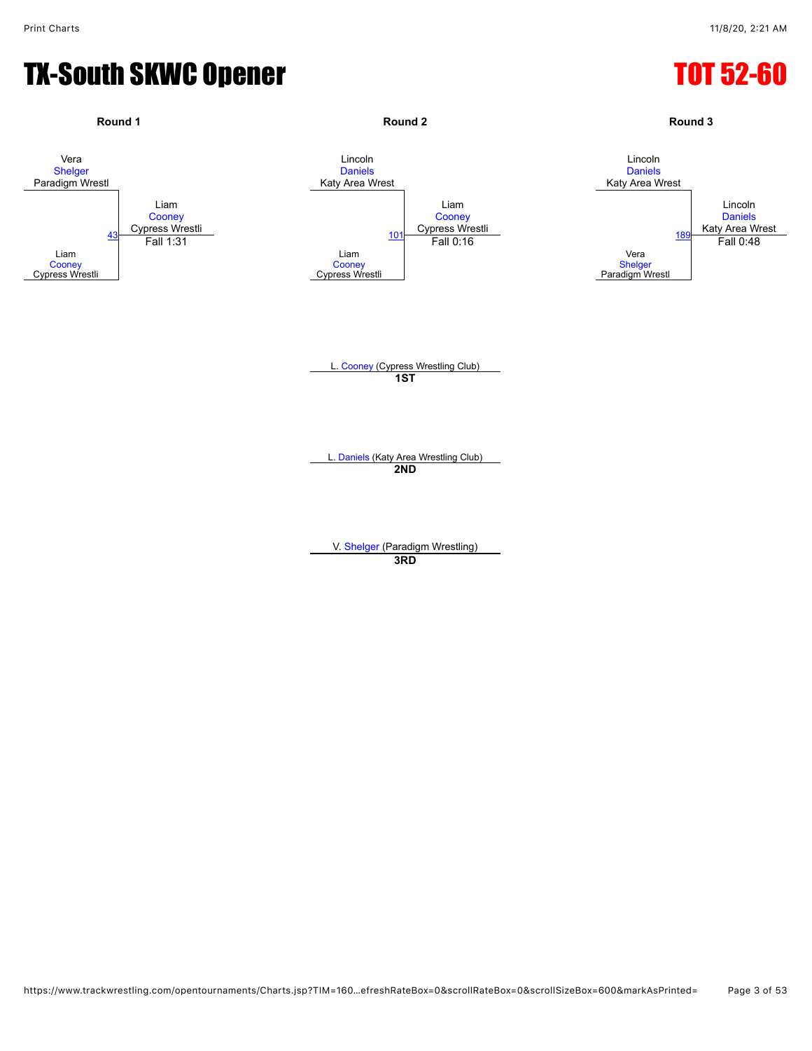# TX-South SKWC Opener

# TOT 52-60

### Round 1

Vera Shelger (Paradigm Wrestl)
vs.
Liam Cooney (Cypress Wrestli)

Match 43 — Winner: Liam Cooney (Cypress Wrestli), Fall 1:31

### Round 2

Lincoln Daniels (Katy Area Wrest)
vs.
Liam Cooney (Cypress Wrestli)

Match 101 — Winner: Liam Cooney (Cypress Wrestli), Fall 0:16

### Round 3

Lincoln Daniels (Katy Area Wrest)
vs.
Vera Shelger (Paradigm Wrestl)

Match 189 — Winner: Lincoln Daniels (Katy Area Wrest), Fall 0:48

---

L. Cooney (Cypress Wrestling Club)
**1ST**

L. Daniels (Katy Area Wrestling Club)
**2ND**

V. Shelger (Paradigm Wrestling)
**3RD**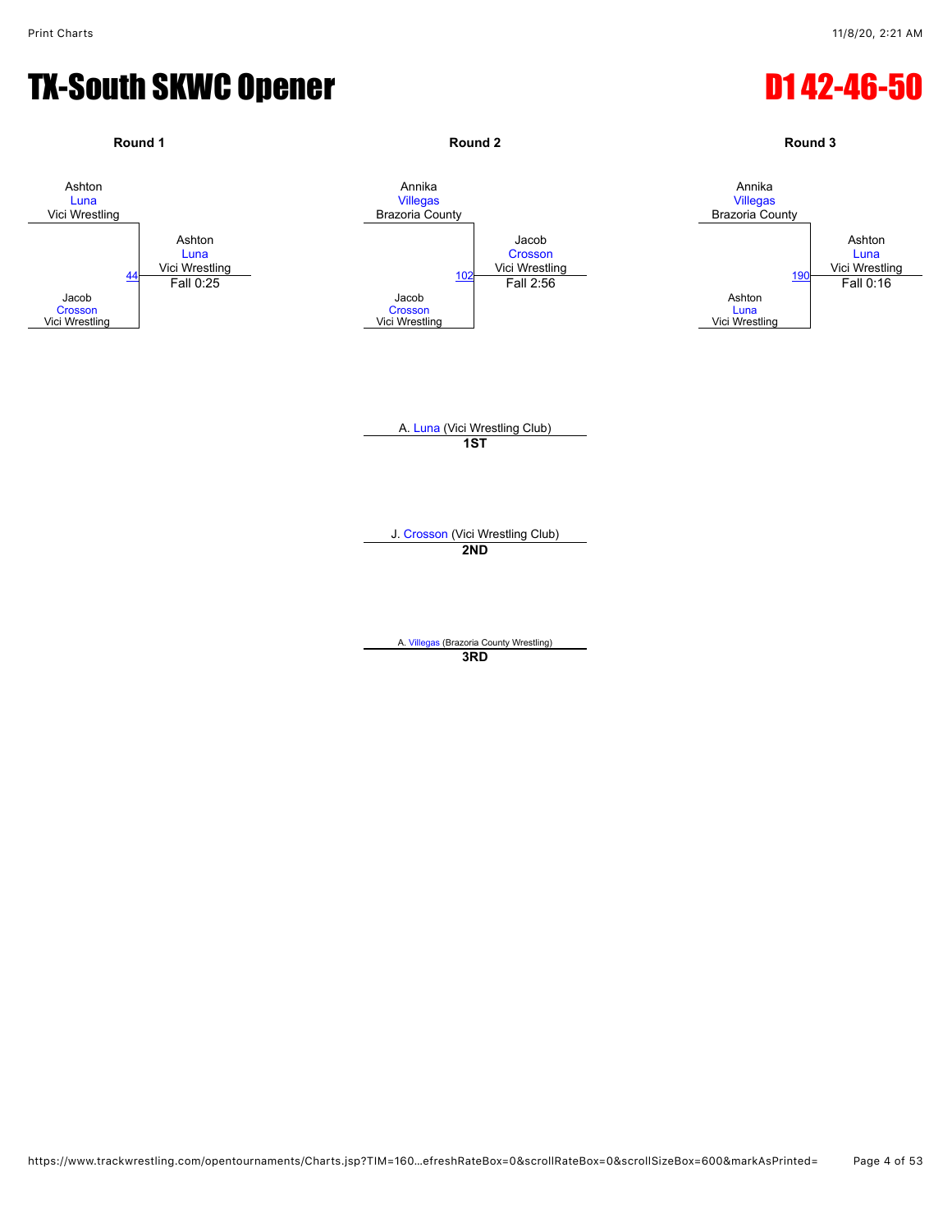# TX-South SKWC Opener

## D1 42-46-50

### Round 1

Ashton Luna, Vici Wrestling
vs.
Jacob Crosson, Vici Wrestling

Match 44 — Winner: Ashton Luna, Vici Wrestling — Fall 0:25

### Round 2

Annika Villegas, Brazoria County
vs.
Jacob Crosson, Vici Wrestling

Match 102 — Winner: Jacob Crosson, Vici Wrestling — Fall 2:56

### Round 3

Annika Villegas, Brazoria County
vs.
Ashton Luna, Vici Wrestling

Match 190 — Winner: Ashton Luna, Vici Wrestling — Fall 0:16

---

**1ST**: A. Luna (Vici Wrestling Club)

**2ND**: J. Crosson (Vici Wrestling Club)

**3RD**: A. Villegas (Brazoria County Wrestling)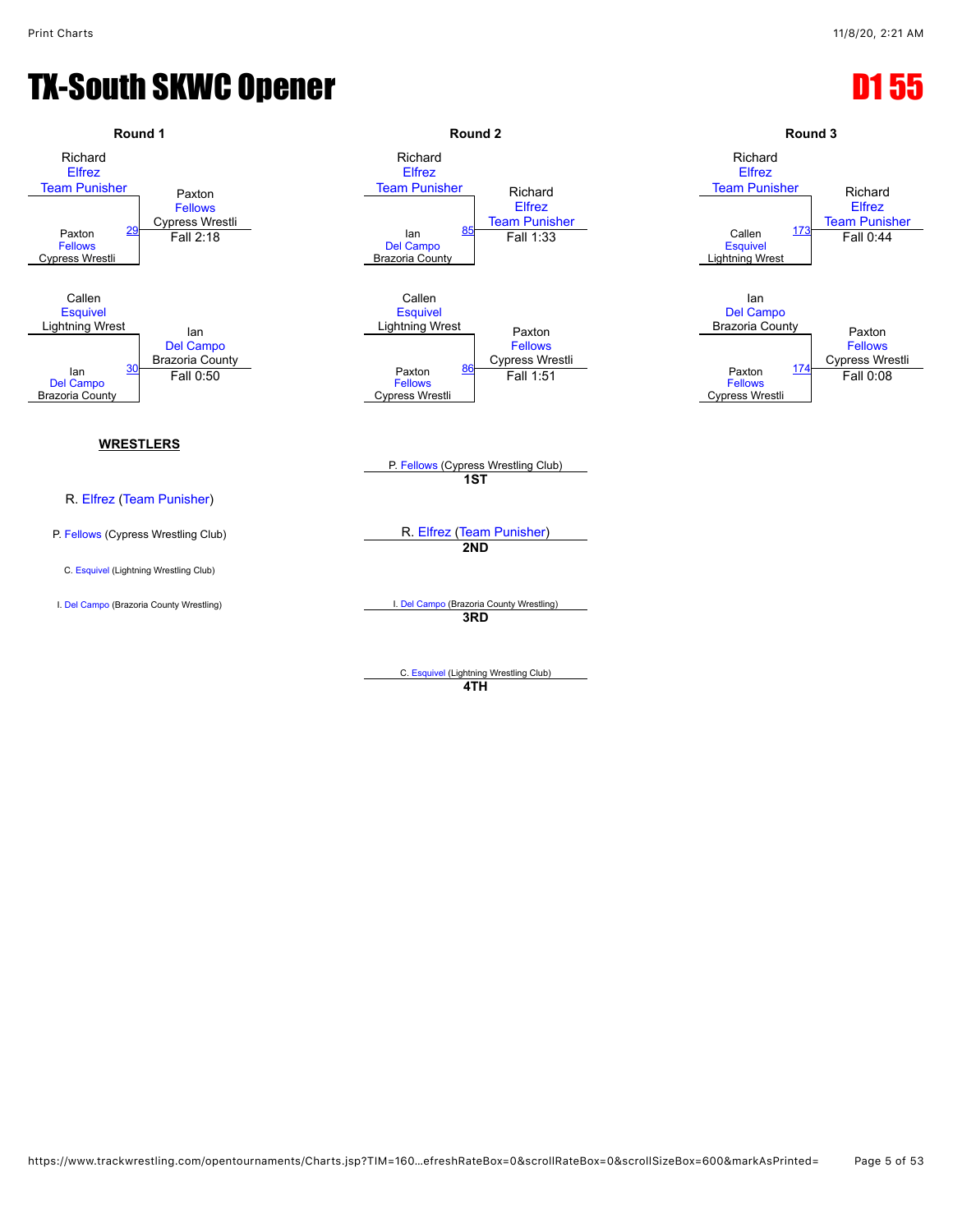# TX-South SKWC Opener

# D1 55

## Round 1

Richard Elfrez (Team Punisher) vs. Paxton Fellows (Cypress Wrestli) — Match 29
Winner: Paxton Fellows (Cypress Wrestli) — Fall 2:18

Callen Esquivel (Lightning Wrest) vs. Ian Del Campo (Brazoria County) — Match 30
Winner: Ian Del Campo (Brazoria County) — Fall 0:50

## Round 2

Richard Elfrez (Team Punisher) vs. Ian Del Campo (Brazoria County) — Match 85
Winner: Richard Elfrez (Team Punisher) — Fall 1:33

Callen Esquivel (Lightning Wrest) vs. Paxton Fellows (Cypress Wrestli) — Match 86
Winner: Paxton Fellows (Cypress Wrestli) — Fall 1:51

## Round 3

Richard Elfrez (Team Punisher) vs. Callen Esquivel (Lightning Wrest) — Match 173
Winner: Richard Elfrez (Team Punisher) — Fall 0:44

Ian Del Campo (Brazoria County) vs. Paxton Fellows (Cypress Wrestli) — Match 174
Winner: Paxton Fellows (Cypress Wrestli) — Fall 0:08

## WRESTLERS

R. Elfrez (Team Punisher)

P. Fellows (Cypress Wrestling Club)

C. Esquivel (Lightning Wrestling Club)

I. Del Campo (Brazoria County Wrestling)

## Placements

**1ST** — P. Fellows (Cypress Wrestling Club)

**2ND** — R. Elfrez (Team Punisher)

**3RD** — I. Del Campo (Brazoria County Wrestling)

**4TH** — C. Esquivel (Lightning Wrestling Club)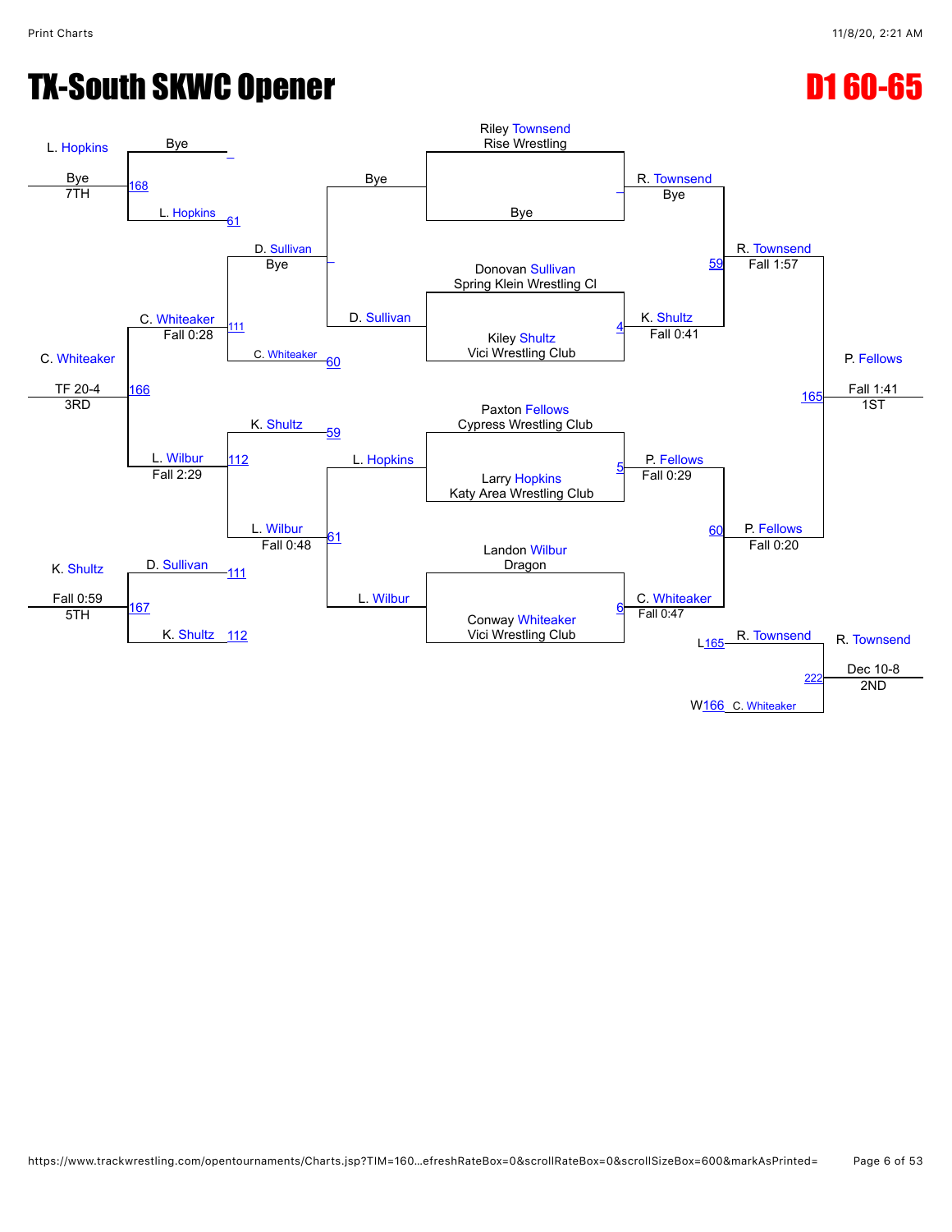# TX-South SKWC Opener

# D1 60-65

## Championship Bracket

**First Round**

- Riley Townsend (Rise Wrestling) vs Bye → R. Townsend, Bye
- Donovan Sullivan (Spring Klein Wrestling Cl) vs Kiley Shultz (Vici Wrestling Club) → K. Shultz, Fall 0:41 (Match 4)
- Paxton Fellows (Cypress Wrestling Club) vs Larry Hopkins (Katy Area Wrestling Club) → P. Fellows, Fall 0:29 (Match 5)
- Landon Wilbur (Dragon) vs Conway Whiteaker (Vici Wrestling Club) → C. Whiteaker, Fall 0:47 (Match 6)

**Semifinals**

- R. Townsend vs K. Shultz → R. Townsend, Fall 1:57 (Match 59)
- P. Fellows vs C. Whiteaker → P. Fellows, Fall 0:20 (Match 60)

**Final**

- R. Townsend vs P. Fellows → P. Fellows, Fall 1:41 — 1ST (Match 165)

## Consolation Bracket

- Bye vs D. Sullivan → D. Sullivan
- L. Hopkins vs L. Wilbur → L. Wilbur, Fall 0:48 (Match 61)
- D. Sullivan, Bye vs C. Whiteaker → C. Whiteaker, Fall 0:28 (Match 111) (C. Whiteaker from Match 60)
- K. Shultz vs L. Wilbur → L. Wilbur, Fall 2:29 (Match 112) (K. Shultz from Match 59)
- C. Whiteaker vs L. Wilbur → C. Whiteaker, TF 20-4 — 3RD (Match 166)
- Bye vs L. Hopkins → L. Hopkins, Bye — 7TH (Match 168) (L. Hopkins from Match 61)
- D. Sullivan vs K. Shultz → K. Shultz, Fall 0:59 — 5TH (Match 167) (D. Sullivan from Match 111, K. Shultz from Match 112)

## Second Place Match

- L165 R. Townsend vs W166 C. Whiteaker → R. Townsend, Dec 10-8 — 2ND (Match 222)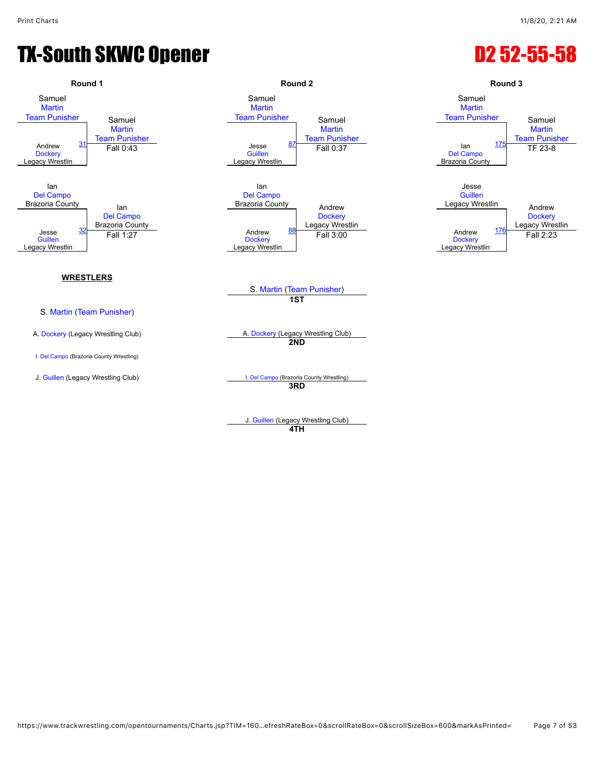# TX-South SKWC Opener

## D2 52-55-58

### Round 1

| Wrestler 1 | Wrestler 2 | Bout | Winner | Result |
|---|---|---|---|---|
| Samuel Martin (Team Punisher) | Andrew Dockery (Legacy Wrestlin) | 31 | Samuel Martin (Team Punisher) | Fall 0:43 |
| Ian Del Campo (Brazoria County) | Jesse Guillen (Legacy Wrestlin) | 32 | Ian Del Campo (Brazoria County) | Fall 1:27 |

### Round 2

| Wrestler 1 | Wrestler 2 | Bout | Winner | Result |
|---|---|---|---|---|
| Samuel Martin (Team Punisher) | Jesse Guillen (Legacy Wrestlin) | 87 | Samuel Martin (Team Punisher) | Fall 0:37 |
| Ian Del Campo (Brazoria County) | Andrew Dockery (Legacy Wrestlin) | 88 | Andrew Dockery (Legacy Wrestlin) | Fall 3:00 |

### Round 3

| Wrestler 1 | Wrestler 2 | Bout | Winner | Result |
|---|---|---|---|---|
| Samuel Martin (Team Punisher) | Ian Del Campo (Brazoria County) | 175 | Samuel Martin (Team Punisher) | TF 23-8 |
| Jesse Guillen (Legacy Wrestlin) | Andrew Dockery (Legacy Wrestlin) | 176 | Andrew Dockery (Legacy Wrestlin) | Fall 2:23 |

**WRESTLERS**

- S. Martin (Team Punisher)
- A. Dockery (Legacy Wrestling Club)
- I. Del Campo (Brazoria County Wrestling)
- J. Guillen (Legacy Wrestling Club)

**Placements**

- **1ST**: S. Martin (Team Punisher)
- **2ND**: A. Dockery (Legacy Wrestling Club)
- **3RD**: I. Del Campo (Brazoria County Wrestling)
- **4TH**: J. Guillen (Legacy Wrestling Club)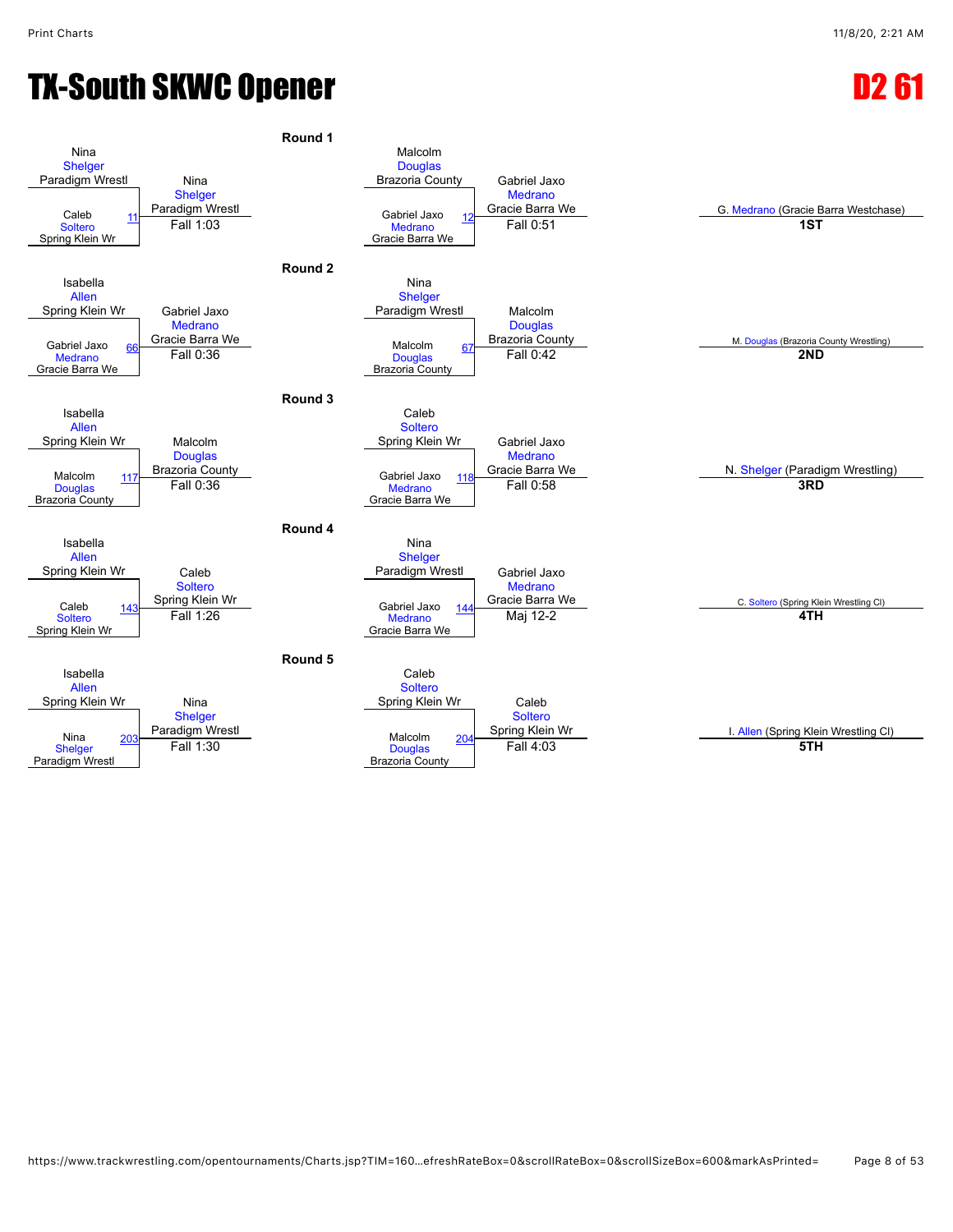# TX-South SKWC Opener

# D2 61

## Round 1

| Top Wrestler | Bottom Wrestler | Bout | Winner | Result |
|---|---|---|---|---|
| Nina Shelger, Paradigm Wrestl | Caleb Soltero, Spring Klein Wr | 11 | Nina Shelger, Paradigm Wrestl | Fall 1:03 |
| Malcolm Douglas, Brazoria County | Gabriel Jaxo Medrano, Gracie Barra We | 12 | Gabriel Jaxo Medrano, Gracie Barra We | Fall 0:51 |

## Round 2

| Top Wrestler | Bottom Wrestler | Bout | Winner | Result |
|---|---|---|---|---|
| Isabella Allen, Spring Klein Wr | Gabriel Jaxo Medrano, Gracie Barra We | 66 | Gabriel Jaxo Medrano, Gracie Barra We | Fall 0:36 |
| Nina Shelger, Paradigm Wrestl | Malcolm Douglas, Brazoria County | 67 | Malcolm Douglas, Brazoria County | Fall 0:42 |

## Round 3

| Top Wrestler | Bottom Wrestler | Bout | Winner | Result |
|---|---|---|---|---|
| Isabella Allen, Spring Klein Wr | Malcolm Douglas, Brazoria County | 117 | Malcolm Douglas, Brazoria County | Fall 0:36 |
| Caleb Soltero, Spring Klein Wr | Gabriel Jaxo Medrano, Gracie Barra We | 118 | Gabriel Jaxo Medrano, Gracie Barra We | Fall 0:58 |

## Round 4

| Top Wrestler | Bottom Wrestler | Bout | Winner | Result |
|---|---|---|---|---|
| Isabella Allen, Spring Klein Wr | Caleb Soltero, Spring Klein Wr | 143 | Caleb Soltero, Spring Klein Wr | Fall 1:26 |
| Nina Shelger, Paradigm Wrestl | Gabriel Jaxo Medrano, Gracie Barra We | 144 | Gabriel Jaxo Medrano, Gracie Barra We | Maj 12-2 |

## Round 5

| Top Wrestler | Bottom Wrestler | Bout | Winner | Result |
|---|---|---|---|---|
| Isabella Allen, Spring Klein Wr | Nina Shelger, Paradigm Wrestl | 203 | Nina Shelger, Paradigm Wrestl | Fall 1:30 |
| Caleb Soltero, Spring Klein Wr | Malcolm Douglas, Brazoria County | 204 | Caleb Soltero, Spring Klein Wr | Fall 4:03 |

## Placings

| Place | Wrestler |
|---|---|
| 1ST | G. Medrano (Gracie Barra Westchase) |
| 2ND | M. Douglas (Brazoria County Wrestling) |
| 3RD | N. Shelger (Paradigm Wrestling) |
| 4TH | C. Soltero (Spring Klein Wrestling Cl) |
| 5TH | I. Allen (Spring Klein Wrestling Cl) |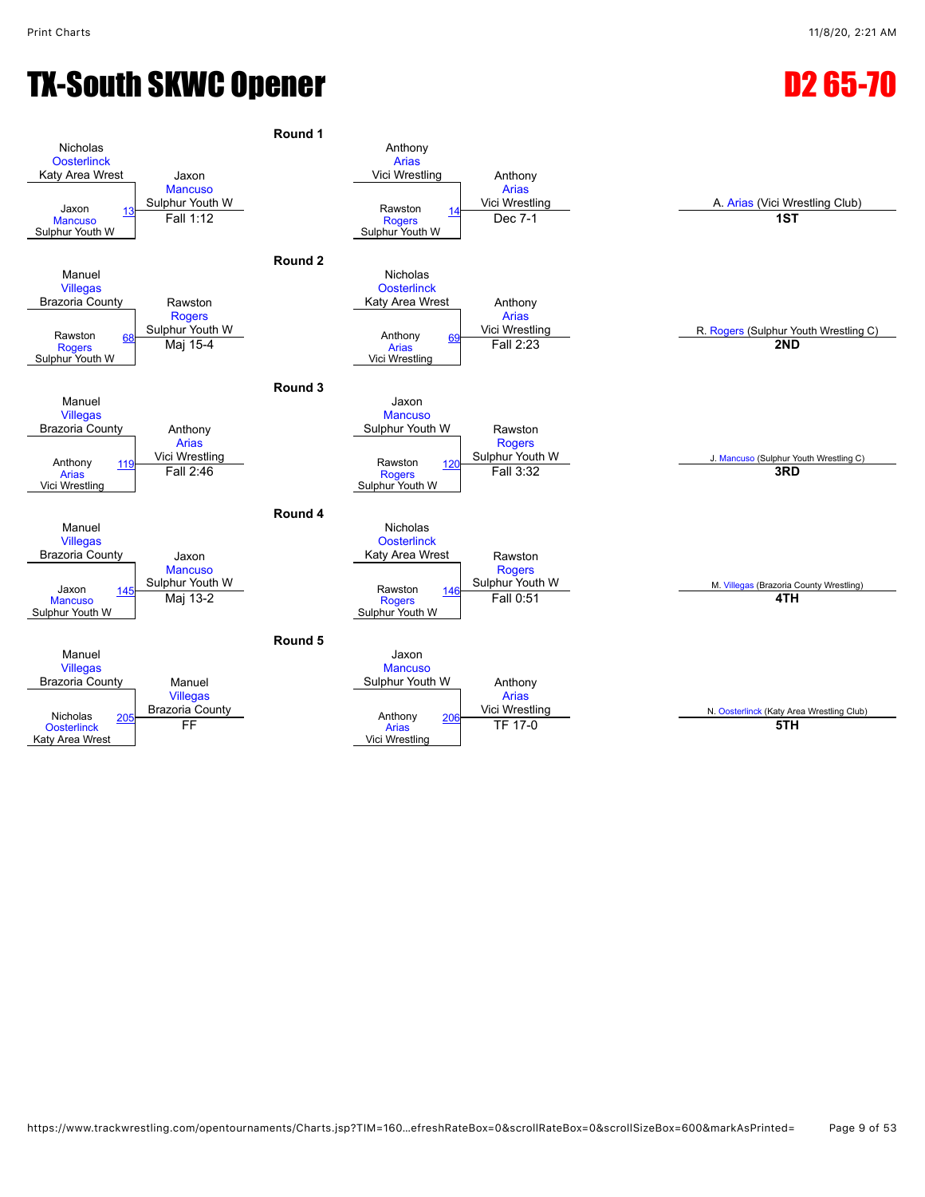# TX-South SKWC Opener

## D2 65-70

### Round 1

| Bout | Wrestler 1 | Wrestler 2 | Winner | Result |
|---|---|---|---|---|
| 13 | Nicholas Oosterlinck (Katy Area Wrest) | Jaxon Mancuso (Sulphur Youth W) | Jaxon Mancuso (Sulphur Youth W) | Fall 1:12 |
| 14 | Anthony Arias (Vici Wrestling) | Rawston Rogers (Sulphur Youth W) | Anthony Arias (Vici Wrestling) | Dec 7-1 |

### Round 2

| Bout | Wrestler 1 | Wrestler 2 | Winner | Result |
|---|---|---|---|---|
| 68 | Manuel Villegas (Brazoria County) | Rawston Rogers (Sulphur Youth W) | Rawston Rogers (Sulphur Youth W) | Maj 15-4 |
| 69 | Nicholas Oosterlinck (Katy Area Wrest) | Anthony Arias (Vici Wrestling) | Anthony Arias (Vici Wrestling) | Fall 2:23 |

### Round 3

| Bout | Wrestler 1 | Wrestler 2 | Winner | Result |
|---|---|---|---|---|
| 119 | Manuel Villegas (Brazoria County) | Anthony Arias (Vici Wrestling) | Anthony Arias (Vici Wrestling) | Fall 2:46 |
| 120 | Jaxon Mancuso (Sulphur Youth W) | Rawston Rogers (Sulphur Youth W) | Rawston Rogers (Sulphur Youth W) | Fall 3:32 |

### Round 4

| Bout | Wrestler 1 | Wrestler 2 | Winner | Result |
|---|---|---|---|---|
| 145 | Manuel Villegas (Brazoria County) | Jaxon Mancuso (Sulphur Youth W) | Jaxon Mancuso (Sulphur Youth W) | Maj 13-2 |
| 146 | Nicholas Oosterlinck (Katy Area Wrest) | Rawston Rogers (Sulphur Youth W) | Rawston Rogers (Sulphur Youth W) | Fall 0:51 |

### Round 5

| Bout | Wrestler 1 | Wrestler 2 | Winner | Result |
|---|---|---|---|---|
| 205 | Manuel Villegas (Brazoria County) | Nicholas Oosterlinck (Katy Area Wrest) | Manuel Villegas (Brazoria County) | FF |
| 206 | Jaxon Mancuso (Sulphur Youth W) | Anthony Arias (Vici Wrestling) | Anthony Arias (Vici Wrestling) | TF 17-0 |

### Placements

| Place | Wrestler |
|---|---|
| 1ST | A. Arias (Vici Wrestling Club) |
| 2ND | R. Rogers (Sulphur Youth Wrestling C) |
| 3RD | J. Mancuso (Sulphur Youth Wrestling C) |
| 4TH | M. Villegas (Brazoria County Wrestling) |
| 5TH | N. Oosterlinck (Katy Area Wrestling Club) |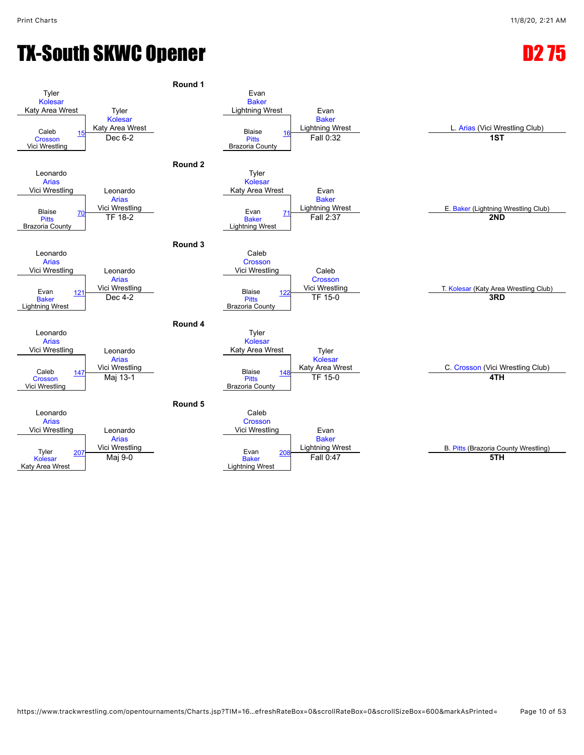# TX-South SKWC Opener

## D2 75

### Round 1

| Match | Wrestler 1 | Wrestler 2 | Winner | Result |
|---|---|---|---|---|
| 15 | Tyler Kolesar (Katy Area Wrest) | Caleb Crosson (Vici Wrestling) | Tyler Kolesar (Katy Area Wrest) | Dec 6-2 |
| 16 | Evan Baker (Lightning Wrest) | Blaise Pitts (Brazoria County) | Evan Baker (Lightning Wrest) | Fall 0:32 |

### Round 2

| Match | Wrestler 1 | Wrestler 2 | Winner | Result |
|---|---|---|---|---|
| 70 | Leonardo Arias (Vici Wrestling) | Blaise Pitts (Brazoria County) | Leonardo Arias (Vici Wrestling) | TF 18-2 |
| 71 | Tyler Kolesar (Katy Area Wrest) | Evan Baker (Lightning Wrest) | Evan Baker (Lightning Wrest) | Fall 2:37 |

### Round 3

| Match | Wrestler 1 | Wrestler 2 | Winner | Result |
|---|---|---|---|---|
| 121 | Leonardo Arias (Vici Wrestling) | Evan Baker (Lightning Wrest) | Leonardo Arias (Vici Wrestling) | Dec 4-2 |
| 122 | Caleb Crosson (Vici Wrestling) | Blaise Pitts (Brazoria County) | Caleb Crosson (Vici Wrestling) | TF 15-0 |

### Round 4

| Match | Wrestler 1 | Wrestler 2 | Winner | Result |
|---|---|---|---|---|
| 147 | Leonardo Arias (Vici Wrestling) | Caleb Crosson (Vici Wrestling) | Leonardo Arias (Vici Wrestling) | Maj 13-1 |
| 148 | Tyler Kolesar (Katy Area Wrest) | Blaise Pitts (Brazoria County) | Tyler Kolesar (Katy Area Wrest) | TF 15-0 |

### Round 5

| Match | Wrestler 1 | Wrestler 2 | Winner | Result |
|---|---|---|---|---|
| 207 | Leonardo Arias (Vici Wrestling) | Tyler Kolesar (Katy Area Wrest) | Leonardo Arias (Vici Wrestling) | Maj 9-0 |
| 208 | Caleb Crosson (Vici Wrestling) | Evan Baker (Lightning Wrest) | Evan Baker (Lightning Wrest) | Fall 0:47 |

### Placings

| Place | Wrestler |
|---|---|
| 1ST | L. Arias (Vici Wrestling Club) |
| 2ND | E. Baker (Lightning Wrestling Club) |
| 3RD | T. Kolesar (Katy Area Wrestling Club) |
| 4TH | C. Crosson (Vici Wrestling Club) |
| 5TH | B. Pitts (Brazoria County Wrestling) |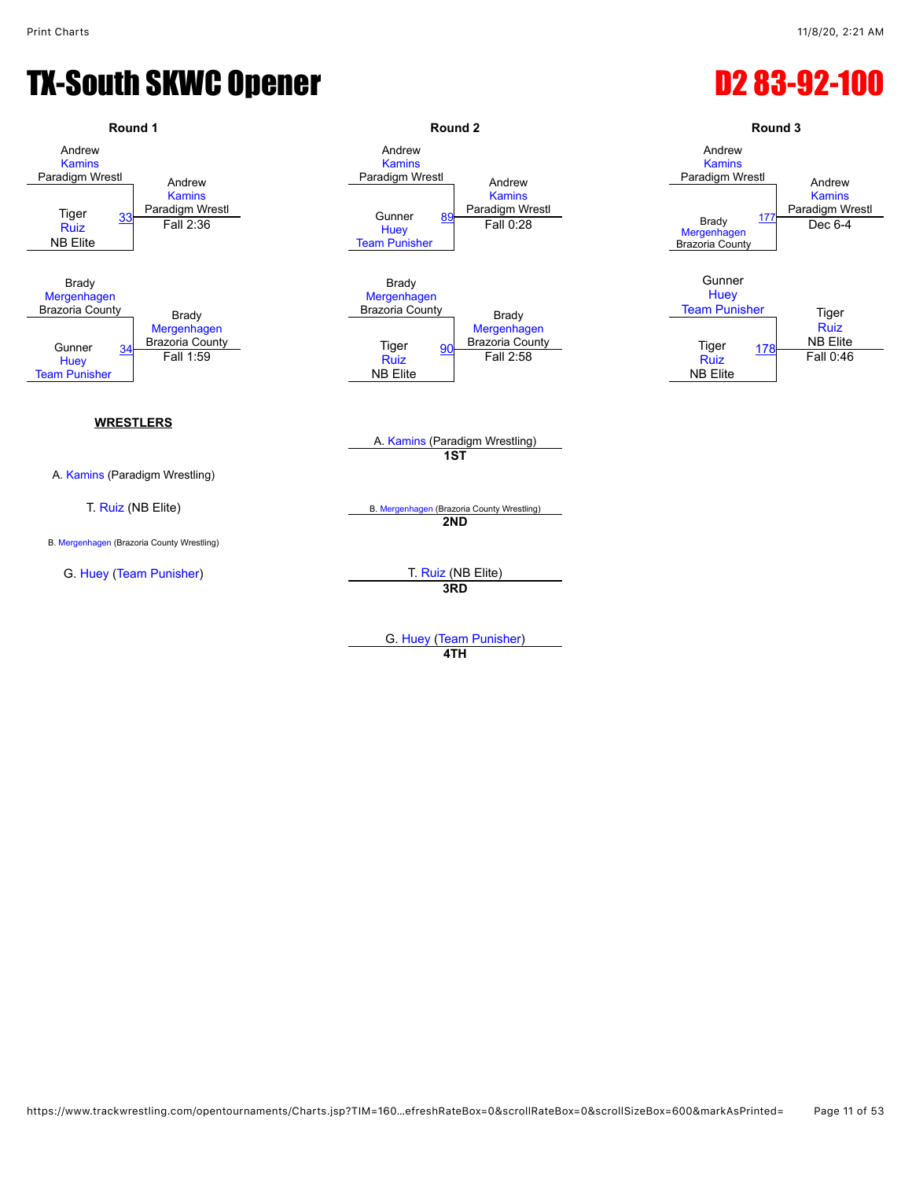# TX-South SKWC Opener

# D2 83-92-100

## Round 1

Andrew Kamins, Paradigm Wrestl
Tiger Ruiz, NB Elite
Match 33 — Winner: Andrew Kamins, Paradigm Wrestl — Fall 2:36

Brady Mergenhagen, Brazoria County
Gunner Huey, Team Punisher
Match 34 — Winner: Brady Mergenhagen, Brazoria County — Fall 1:59

## Round 2

Andrew Kamins, Paradigm Wrestl
Gunner Huey, Team Punisher
Match 89 — Winner: Andrew Kamins, Paradigm Wrestl — Fall 0:28

Brady Mergenhagen, Brazoria County
Tiger Ruiz, NB Elite
Match 90 — Winner: Brady Mergenhagen, Brazoria County — Fall 2:58

## Round 3

Andrew Kamins, Paradigm Wrestl
Brady Mergenhagen, Brazoria County
Match 177 — Winner: Andrew Kamins, Paradigm Wrestl — Dec 6-4

Gunner Huey, Team Punisher
Tiger Ruiz, NB Elite
Match 178 — Winner: Tiger Ruiz, NB Elite — Fall 0:46

## WRESTLERS

A. Kamins (Paradigm Wrestling)

T. Ruiz (NB Elite)

B. Mergenhagen (Brazoria County Wrestling)

G. Huey (Team Punisher)

## Placements

**1ST** — A. Kamins (Paradigm Wrestling)

**2ND** — B. Mergenhagen (Brazoria County Wrestling)

**3RD** — T. Ruiz (NB Elite)

**4TH** — G. Huey (Team Punisher)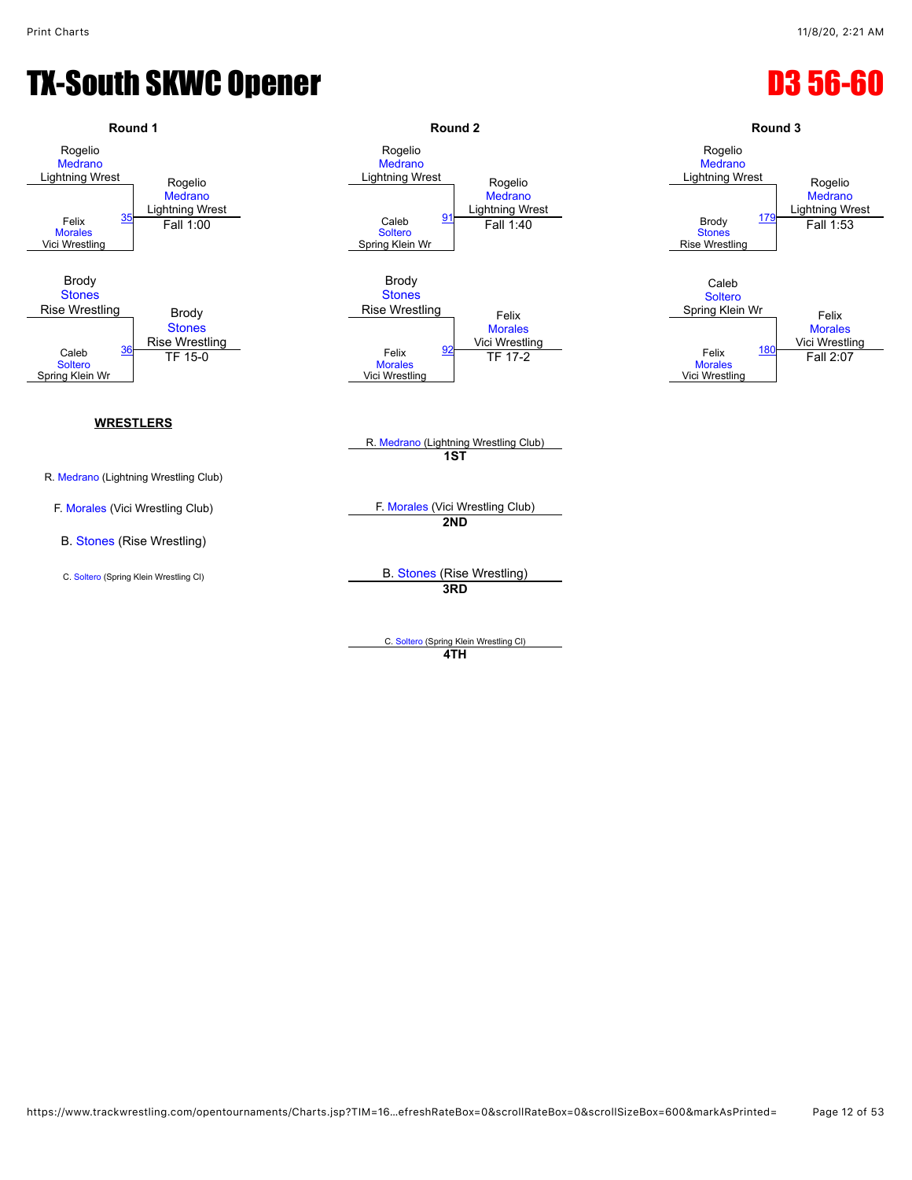# TX-South SKWC Opener

## D3 56-60

### Round 1

| Match | Wrestler 1 | Wrestler 2 | Winner | Result |
|---|---|---|---|---|
| 35 | Rogelio Medrano (Lightning Wrest) | Felix Morales (Vici Wrestling) | Rogelio Medrano (Lightning Wrest) | Fall 1:00 |
| 36 | Brody Stones (Rise Wrestling) | Caleb Soltero (Spring Klein Wr) | Brody Stones (Rise Wrestling) | TF 15-0 |

### Round 2

| Match | Wrestler 1 | Wrestler 2 | Winner | Result |
|---|---|---|---|---|
| 91 | Rogelio Medrano (Lightning Wrest) | Caleb Soltero (Spring Klein Wr) | Rogelio Medrano (Lightning Wrest) | Fall 1:40 |
| 92 | Brody Stones (Rise Wrestling) | Felix Morales (Vici Wrestling) | Felix Morales (Vici Wrestling) | TF 17-2 |

### Round 3

| Match | Wrestler 1 | Wrestler 2 | Winner | Result |
|---|---|---|---|---|
| 179 | Rogelio Medrano (Lightning Wrest) | Brody Stones (Rise Wrestling) | Rogelio Medrano (Lightning Wrest) | Fall 1:53 |
| 180 | Caleb Soltero (Spring Klein Wr) | Felix Morales (Vici Wrestling) | Felix Morales (Vici Wrestling) | Fall 2:07 |

### WRESTLERS

- R. Medrano (Lightning Wrestling Club)
- F. Morales (Vici Wrestling Club)
- B. Stones (Rise Wrestling)
- C. Soltero (Spring Klein Wrestling Cl)

### Placements

- **1ST**: R. Medrano (Lightning Wrestling Club)
- **2ND**: F. Morales (Vici Wrestling Club)
- **3RD**: B. Stones (Rise Wrestling)
- **4TH**: C. Soltero (Spring Klein Wrestling Cl)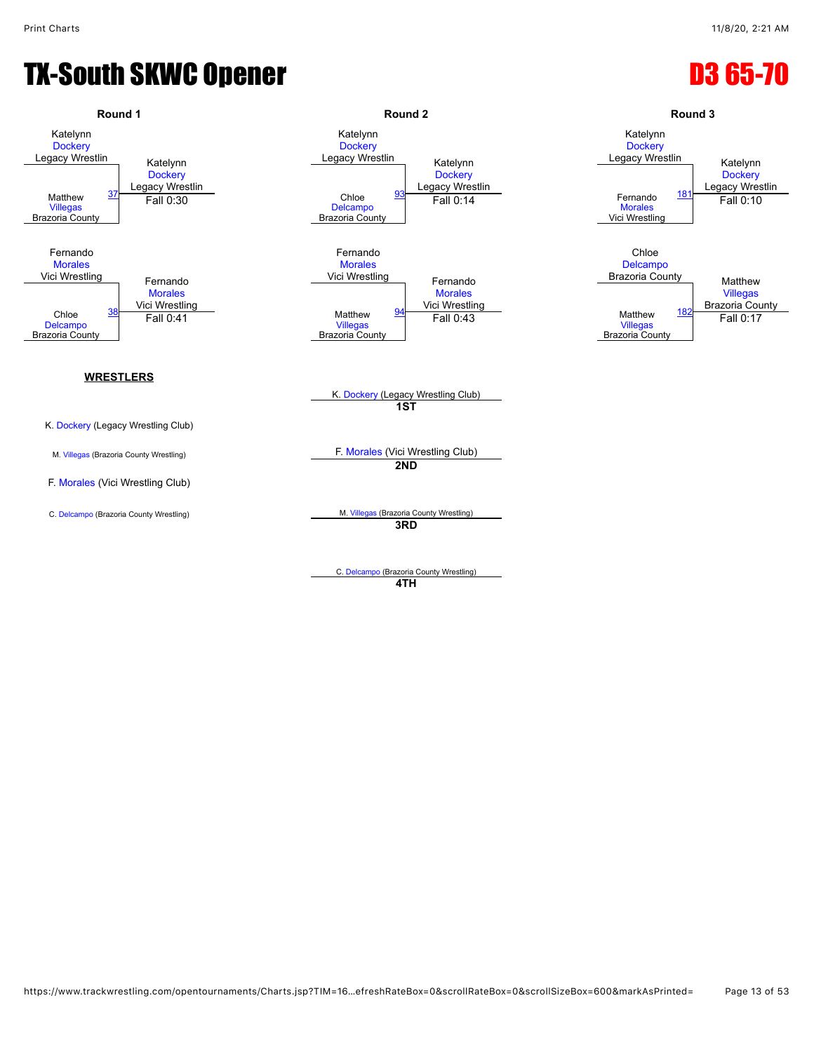# TX-South SKWC Opener

## D3 65-70

### Round 1

Katelynn Dockery, Legacy Wrestlin
vs
Matthew Villegas, Brazoria County
Match 37 — Winner: Katelynn Dockery, Legacy Wrestlin — Fall 0:30

Fernando Morales, Vici Wrestling
vs
Chloe Delcampo, Brazoria County
Match 38 — Winner: Fernando Morales, Vici Wrestling — Fall 0:41

### Round 2

Katelynn Dockery, Legacy Wrestlin
vs
Chloe Delcampo, Brazoria County
Match 93 — Winner: Katelynn Dockery, Legacy Wrestlin — Fall 0:14

Fernando Morales, Vici Wrestling
vs
Matthew Villegas, Brazoria County
Match 94 — Winner: Fernando Morales, Vici Wrestling — Fall 0:43

### Round 3

Katelynn Dockery, Legacy Wrestlin
vs
Fernando Morales, Vici Wrestling
Match 181 — Winner: Katelynn Dockery, Legacy Wrestlin — Fall 0:10

Chloe Delcampo, Brazoria County
vs
Matthew Villegas, Brazoria County
Match 182 — Winner: Matthew Villegas, Brazoria County — Fall 0:17

### WRESTLERS

K. Dockery (Legacy Wrestling Club)

M. Villegas (Brazoria County Wrestling)

F. Morales (Vici Wrestling Club)

C. Delcampo (Brazoria County Wrestling)

### Placings

| Place | Wrestler |
| --- | --- |
| 1ST | K. Dockery (Legacy Wrestling Club) |
| 2ND | F. Morales (Vici Wrestling Club) |
| 3RD | M. Villegas (Brazoria County Wrestling) |
| 4TH | C. Delcampo (Brazoria County Wrestling) |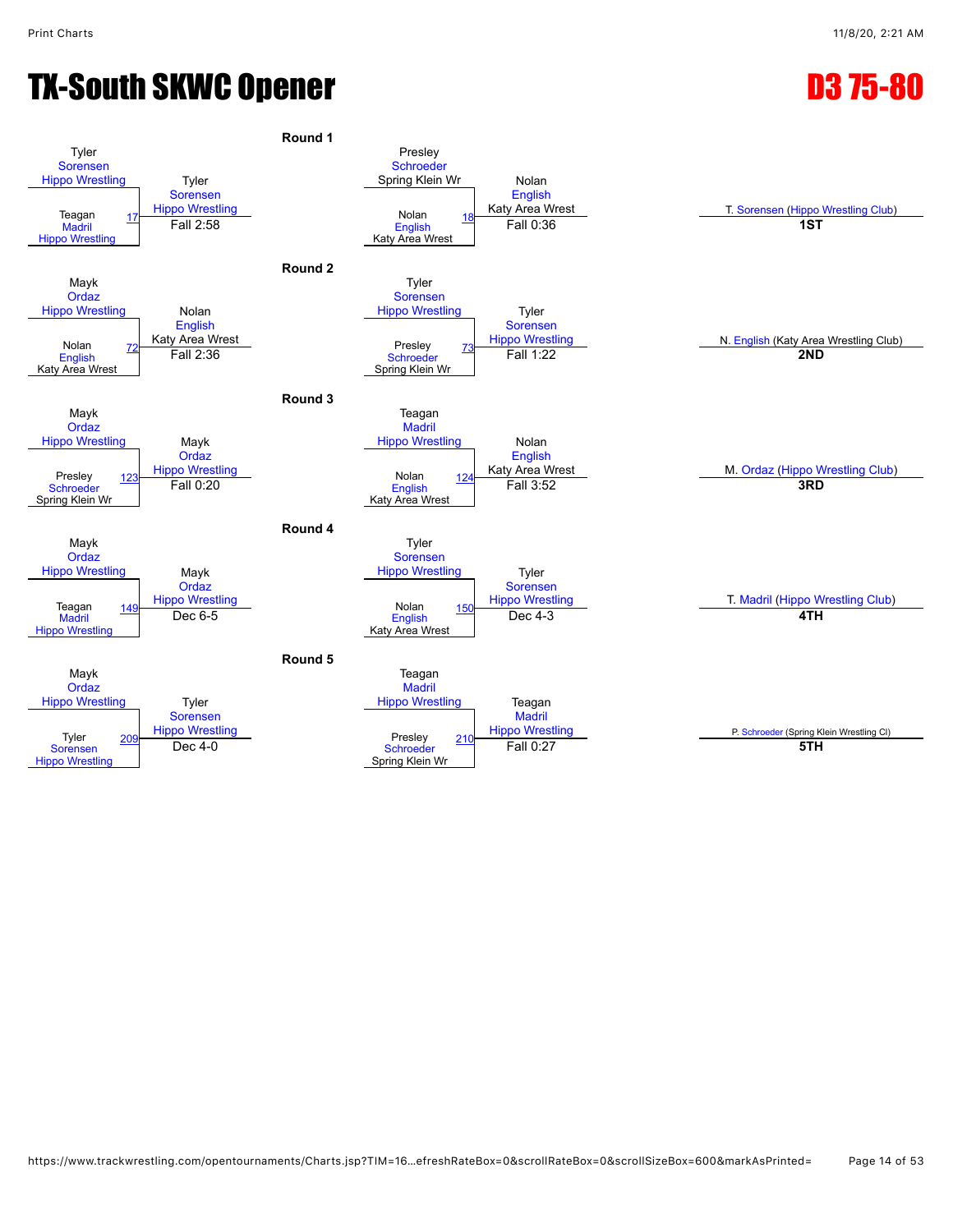# TX-South SKWC Opener

## D3 75-80

### Round 1

| Wrestler 1 | Wrestler 2 | Bout | Winner | Result |
|---|---|---|---|---|
| Tyler Sorensen (Hippo Wrestling) | Teagan Madril (Hippo Wrestling) | 17 | Tyler Sorensen (Hippo Wrestling) | Fall 2:58 |
| Presley Schroeder (Spring Klein Wr) | Nolan English (Katy Area Wrest) | 18 | Nolan English (Katy Area Wrest) | Fall 0:36 |

### Round 2

| Wrestler 1 | Wrestler 2 | Bout | Winner | Result |
|---|---|---|---|---|
| Mayk Ordaz (Hippo Wrestling) | Nolan English (Katy Area Wrest) | 72 | Nolan English (Katy Area Wrest) | Fall 2:36 |
| Tyler Sorensen (Hippo Wrestling) | Presley Schroeder (Spring Klein Wr) | 73 | Tyler Sorensen (Hippo Wrestling) | Fall 1:22 |

### Round 3

| Wrestler 1 | Wrestler 2 | Bout | Winner | Result |
|---|---|---|---|---|
| Mayk Ordaz (Hippo Wrestling) | Presley Schroeder (Spring Klein Wr) | 123 | Mayk Ordaz (Hippo Wrestling) | Fall 0:20 |
| Teagan Madril (Hippo Wrestling) | Nolan English (Katy Area Wrest) | 124 | Nolan English (Katy Area Wrest) | Fall 3:52 |

### Round 4

| Wrestler 1 | Wrestler 2 | Bout | Winner | Result |
|---|---|---|---|---|
| Mayk Ordaz (Hippo Wrestling) | Teagan Madril (Hippo Wrestling) | 149 | Mayk Ordaz (Hippo Wrestling) | Dec 6-5 |
| Tyler Sorensen (Hippo Wrestling) | Nolan English (Katy Area Wrest) | 150 | Tyler Sorensen (Hippo Wrestling) | Dec 4-3 |

### Round 5

| Wrestler 1 | Wrestler 2 | Bout | Winner | Result |
|---|---|---|---|---|
| Mayk Ordaz (Hippo Wrestling) | Tyler Sorensen (Hippo Wrestling) | 209 | Tyler Sorensen (Hippo Wrestling) | Dec 4-0 |
| Teagan Madril (Hippo Wrestling) | Presley Schroeder (Spring Klein Wr) | 210 | Teagan Madril (Hippo Wrestling) | Fall 0:27 |

### Placements

| Place | Wrestler |
|---|---|
| 1ST | T. Sorensen (Hippo Wrestling Club) |
| 2ND | N. English (Katy Area Wrestling Club) |
| 3RD | M. Ordaz (Hippo Wrestling Club) |
| 4TH | T. Madril (Hippo Wrestling Club) |
| 5TH | P. Schroeder (Spring Klein Wrestling Cl) |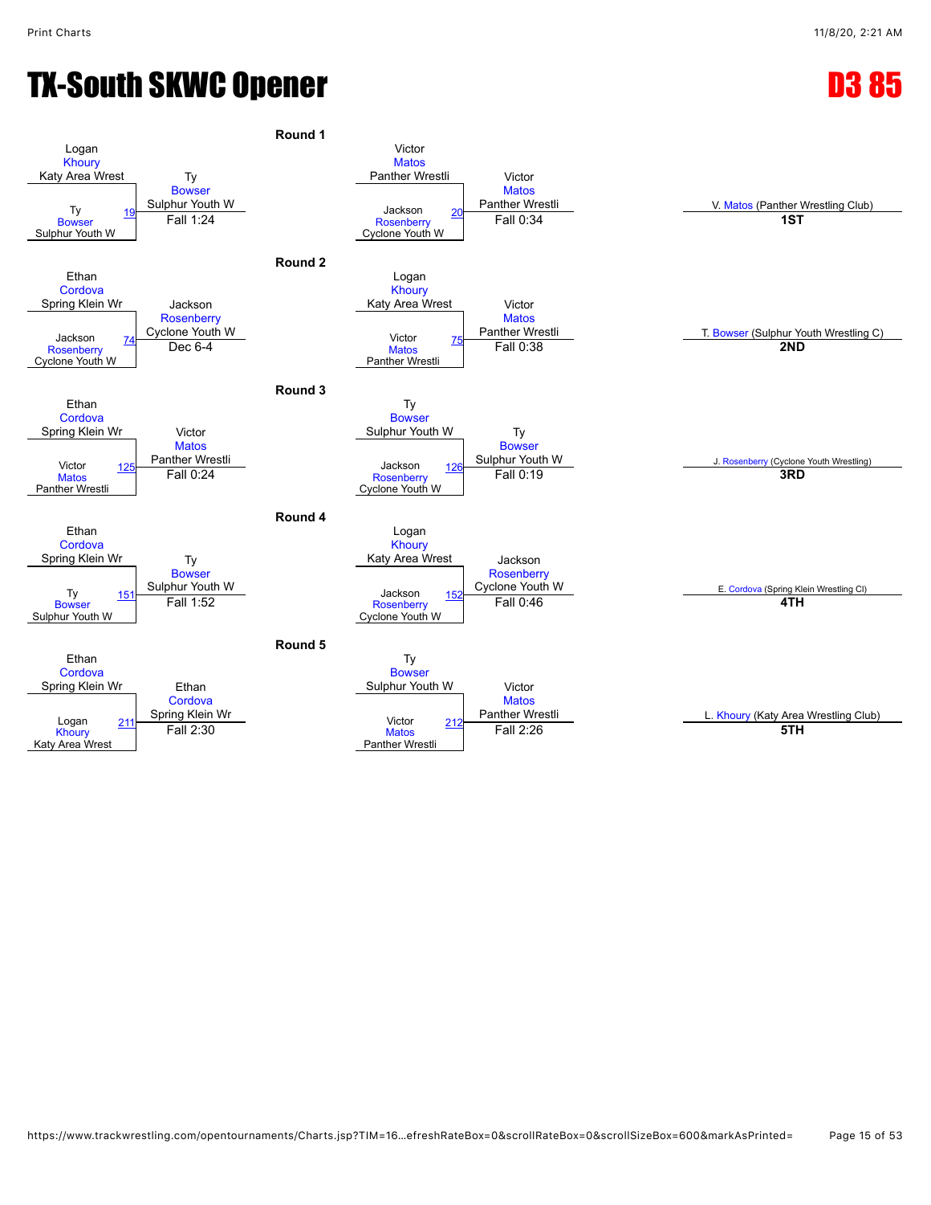# TX-South SKWC Opener

# D3 85

## Round 1

| Match | Wrestler 1 | Wrestler 2 | Winner | Result |
|---|---|---|---|---|
| 19 | Logan Khoury (Katy Area Wrest) | Ty Bowser (Sulphur Youth W) | Ty Bowser (Sulphur Youth W) | Fall 1:24 |
| 20 | Victor Matos (Panther Wrestli) | Jackson Rosenberry (Cyclone Youth W) | Victor Matos (Panther Wrestli) | Fall 0:34 |

## Round 2

| Match | Wrestler 1 | Wrestler 2 | Winner | Result |
|---|---|---|---|---|
| 74 | Ethan Cordova (Spring Klein Wr) | Jackson Rosenberry (Cyclone Youth W) | Jackson Rosenberry (Cyclone Youth W) | Dec 6-4 |
| 75 | Logan Khoury (Katy Area Wrest) | Victor Matos (Panther Wrestli) | Victor Matos (Panther Wrestli) | Fall 0:38 |

## Round 3

| Match | Wrestler 1 | Wrestler 2 | Winner | Result |
|---|---|---|---|---|
| 125 | Ethan Cordova (Spring Klein Wr) | Victor Matos (Panther Wrestli) | Victor Matos (Panther Wrestli) | Fall 0:24 |
| 126 | Ty Bowser (Sulphur Youth W) | Jackson Rosenberry (Cyclone Youth W) | Ty Bowser (Sulphur Youth W) | Fall 0:19 |

## Round 4

| Match | Wrestler 1 | Wrestler 2 | Winner | Result |
|---|---|---|---|---|
| 151 | Ethan Cordova (Spring Klein Wr) | Ty Bowser (Sulphur Youth W) | Ty Bowser (Sulphur Youth W) | Fall 1:52 |
| 152 | Logan Khoury (Katy Area Wrest) | Jackson Rosenberry (Cyclone Youth W) | Jackson Rosenberry (Cyclone Youth W) | Fall 0:46 |

## Round 5

| Match | Wrestler 1 | Wrestler 2 | Winner | Result |
|---|---|---|---|---|
| 211 | Ethan Cordova (Spring Klein Wr) | Logan Khoury (Katy Area Wrest) | Ethan Cordova (Spring Klein Wr) | Fall 2:30 |
| 212 | Ty Bowser (Sulphur Youth W) | Victor Matos (Panther Wrestli) | Victor Matos (Panther Wrestli) | Fall 2:26 |

## Placements

| Place | Wrestler |
|---|---|
| 1ST | V. Matos (Panther Wrestling Club) |
| 2ND | T. Bowser (Sulphur Youth Wrestling C) |
| 3RD | J. Rosenberry (Cyclone Youth Wrestling) |
| 4TH | E. Cordova (Spring Klein Wrestling Cl) |
| 5TH | L. Khoury (Katy Area Wrestling Club) |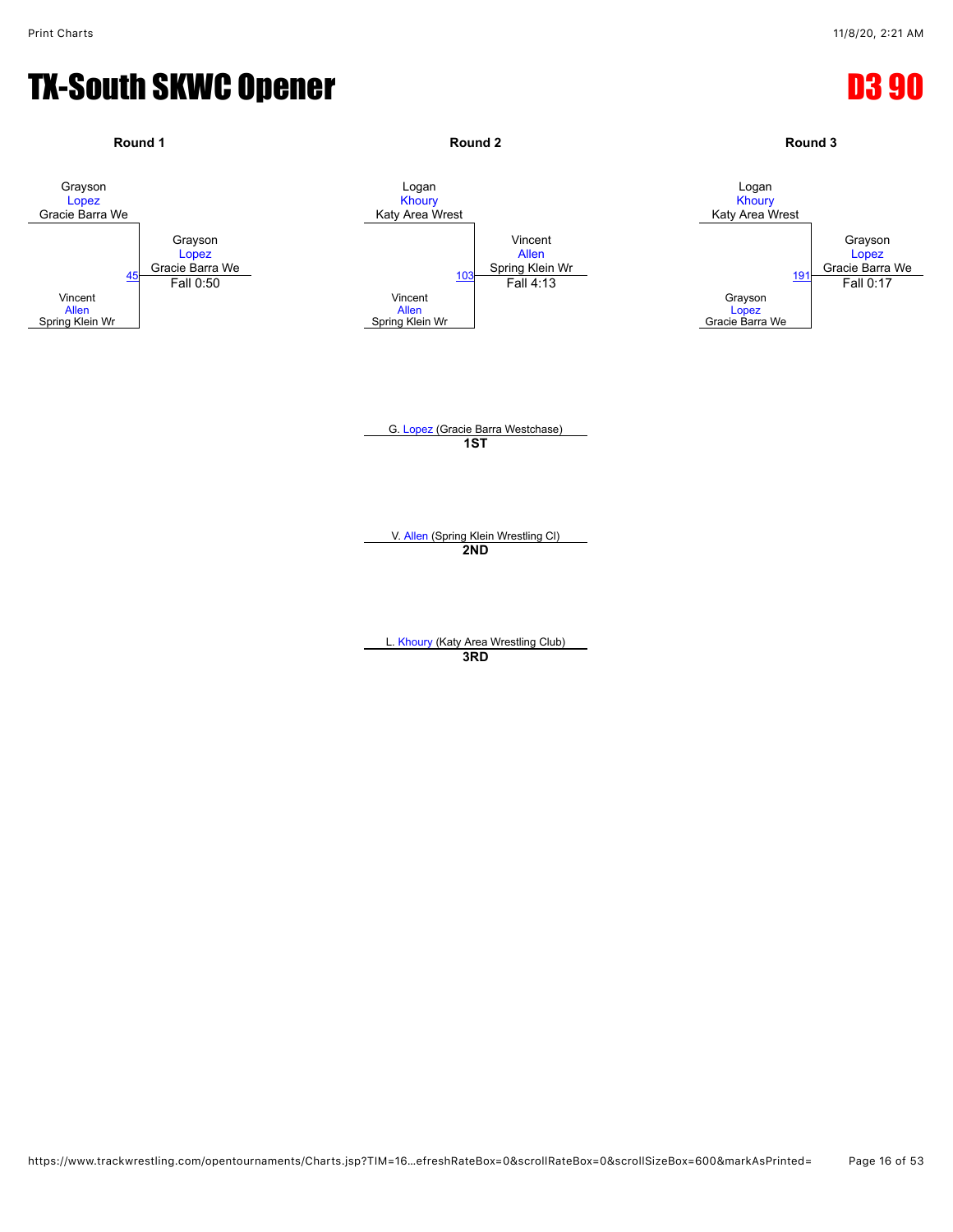# TX-South SKWC Opener

## D3 90

### Round 1

Grayson Lopez, Gracie Barra We
vs.
Vincent Allen, Spring Klein Wr

Match 45 — Winner: Grayson Lopez, Gracie Barra We — Fall 0:50

### Round 2

Logan Khoury, Katy Area Wrest
vs.
Vincent Allen, Spring Klein Wr

Match 103 — Winner: Vincent Allen, Spring Klein Wr — Fall 4:13

### Round 3

Logan Khoury, Katy Area Wrest
vs.
Grayson Lopez, Gracie Barra We

Match 191 — Winner: Grayson Lopez, Gracie Barra We — Fall 0:17

---

G. Lopez (Gracie Barra Westchase)
**1ST**

V. Allen (Spring Klein Wrestling Cl)
**2ND**

L. Khoury (Katy Area Wrestling Club)
**3RD**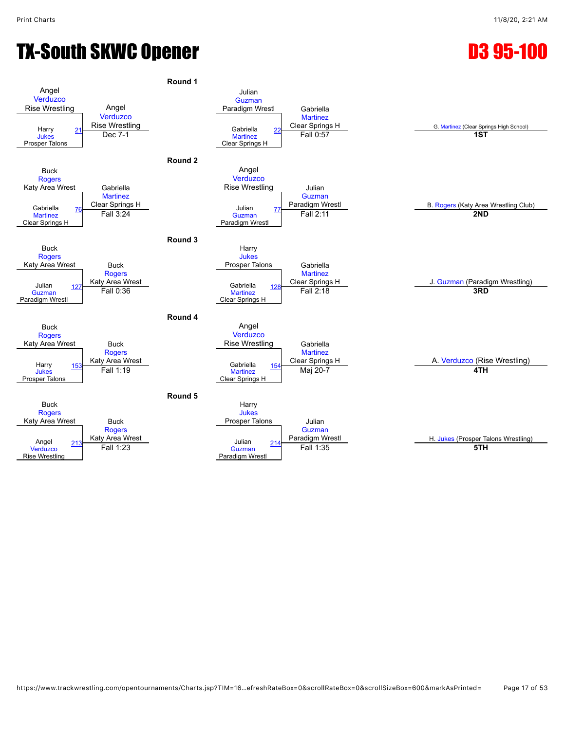# TX-South SKWC Opener

# D3 95-100

## Round 1

| Match | Wrestler 1 | Wrestler 2 | Winner | Result |
|---|---|---|---|---|
| 21 | Angel Verduzco (Rise Wrestling) | Harry Jukes (Prosper Talons) | Angel Verduzco (Rise Wrestling) | Dec 7-1 |
| 22 | Julian Guzman (Paradigm Wrestl) | Gabriella Martinez (Clear Springs H) | Gabriella Martinez (Clear Springs H) | Fall 0:57 |

## Round 2

| Match | Wrestler 1 | Wrestler 2 | Winner | Result |
|---|---|---|---|---|
| 76 | Buck Rogers (Katy Area Wrest) | Gabriella Martinez (Clear Springs H) | Gabriella Martinez (Clear Springs H) | Fall 3:24 |
| 77 | Angel Verduzco (Rise Wrestling) | Julian Guzman (Paradigm Wrestl) | Julian Guzman (Paradigm Wrestl) | Fall 2:11 |

## Round 3

| Match | Wrestler 1 | Wrestler 2 | Winner | Result |
|---|---|---|---|---|
| 127 | Buck Rogers (Katy Area Wrest) | Julian Guzman (Paradigm Wrestl) | Buck Rogers (Katy Area Wrest) | Fall 0:36 |
| 128 | Harry Jukes (Prosper Talons) | Gabriella Martinez (Clear Springs H) | Gabriella Martinez (Clear Springs H) | Fall 2:18 |

## Round 4

| Match | Wrestler 1 | Wrestler 2 | Winner | Result |
|---|---|---|---|---|
| 153 | Buck Rogers (Katy Area Wrest) | Harry Jukes (Prosper Talons) | Buck Rogers (Katy Area Wrest) | Fall 1:19 |
| 154 | Angel Verduzco (Rise Wrestling) | Gabriella Martinez (Clear Springs H) | Gabriella Martinez (Clear Springs H) | Maj 20-7 |

## Round 5

| Match | Wrestler 1 | Wrestler 2 | Winner | Result |
|---|---|---|---|---|
| 213 | Buck Rogers (Katy Area Wrest) | Angel Verduzco (Rise Wrestling) | Buck Rogers (Katy Area Wrest) | Fall 1:23 |
| 214 | Harry Jukes (Prosper Talons) | Julian Guzman (Paradigm Wrestl) | Julian Guzman (Paradigm Wrestl) | Fall 1:35 |

## Placements

| Place | Wrestler |
|---|---|
| 1ST | G. Martinez (Clear Springs High School) |
| 2ND | B. Rogers (Katy Area Wrestling Club) |
| 3RD | J. Guzman (Paradigm Wrestling) |
| 4TH | A. Verduzco (Rise Wrestling) |
| 5TH | H. Jukes (Prosper Talons Wrestling) |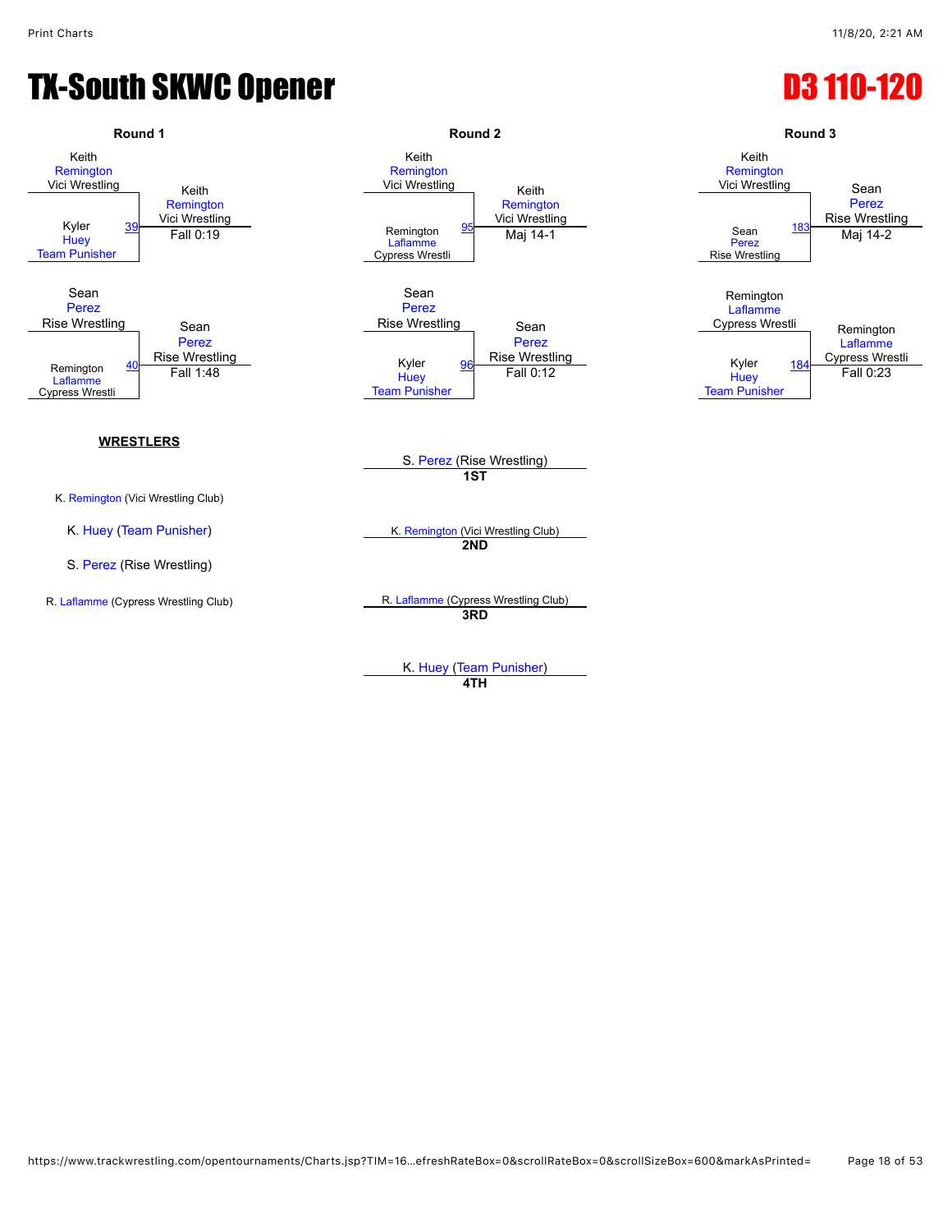# TX-South SKWC Opener

# D3 110-120

### Round 1

| Wrestler 1 | Wrestler 2 | Bout | Winner | Result |
|---|---|---|---|---|
| Keith Remington (Vici Wrestling) | Kyler Huey (Team Punisher) | 39 | Keith Remington (Vici Wrestling) | Fall 0:19 |
| Sean Perez (Rise Wrestling) | Remington Laflamme (Cypress Wrestli) | 40 | Sean Perez (Rise Wrestling) | Fall 1:48 |

### Round 2

| Wrestler 1 | Wrestler 2 | Bout | Winner | Result |
|---|---|---|---|---|
| Keith Remington (Vici Wrestling) | Remington Laflamme (Cypress Wrestli) | 95 | Keith Remington (Vici Wrestling) | Maj 14-1 |
| Sean Perez (Rise Wrestling) | Kyler Huey (Team Punisher) | 96 | Sean Perez (Rise Wrestling) | Fall 0:12 |

### Round 3

| Wrestler 1 | Wrestler 2 | Bout | Winner | Result |
|---|---|---|---|---|
| Keith Remington (Vici Wrestling) | Sean Perez (Rise Wrestling) | 183 | Sean Perez (Rise Wrestling) | Maj 14-2 |
| Remington Laflamme (Cypress Wrestli) | Kyler Huey (Team Punisher) | 184 | Remington Laflamme (Cypress Wrestli) | Fall 0:23 |

**WRESTLERS**

- K. Remington (Vici Wrestling Club)
- K. Huey (Team Punisher)
- S. Perez (Rise Wrestling)
- R. Laflamme (Cypress Wrestling Club)

**Placings**

- 1ST: S. Perez (Rise Wrestling)
- 2ND: K. Remington (Vici Wrestling Club)
- 3RD: R. Laflamme (Cypress Wrestling Club)
- 4TH: K. Huey (Team Punisher)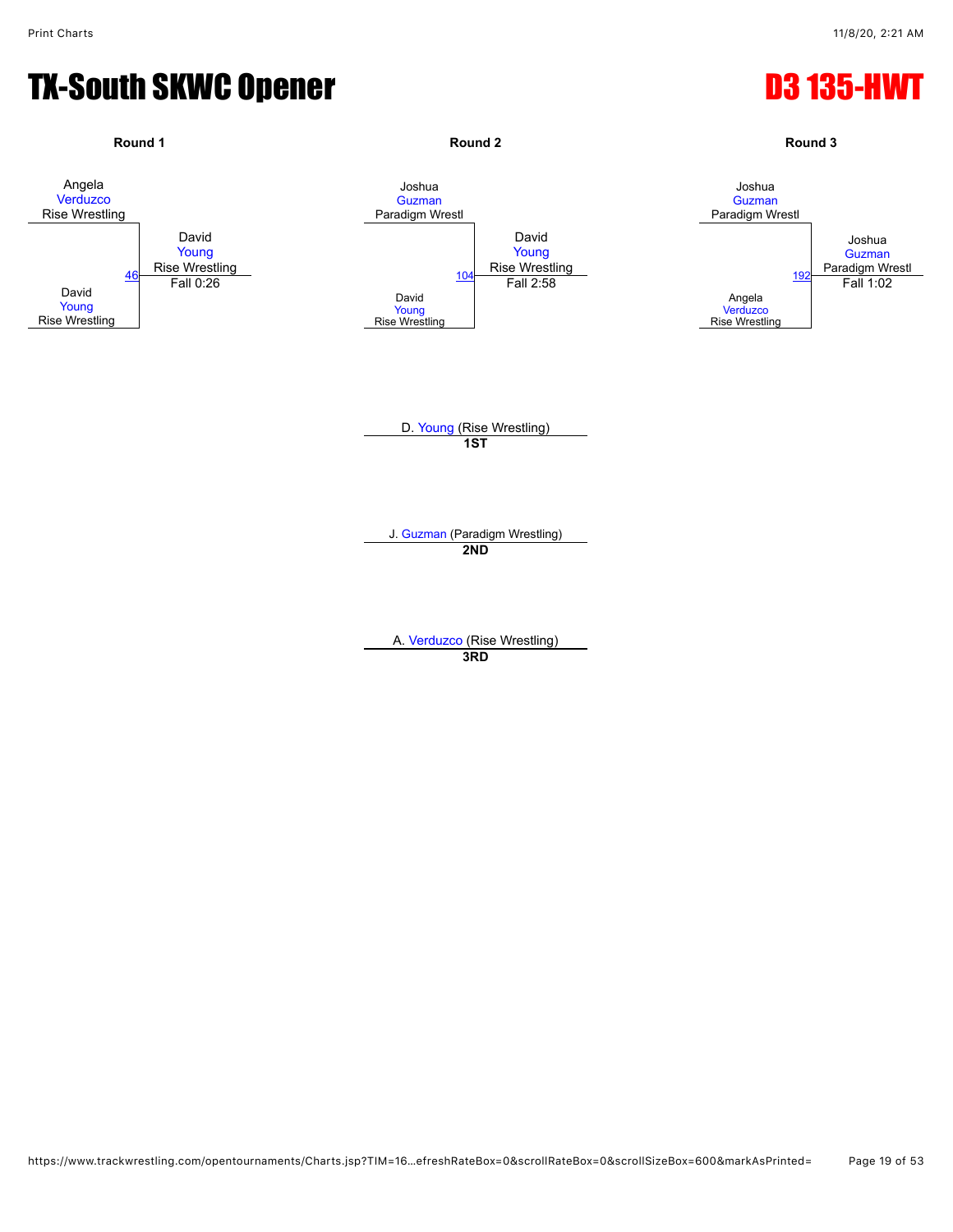# TX-South SKWC Opener

## D3 135-HWT

### Round 1

Angela Verduzco, Rise Wrestling
vs.
David Young, Rise Wrestling

Match 46 — Winner: David Young, Rise Wrestling — Fall 0:26

### Round 2

Joshua Guzman, Paradigm Wrestl
vs.
David Young, Rise Wrestling

Match 104 — Winner: David Young, Rise Wrestling — Fall 2:58

### Round 3

Joshua Guzman, Paradigm Wrestl
vs.
Angela Verduzco, Rise Wrestling

Match 192 — Winner: Joshua Guzman, Paradigm Wrestl — Fall 1:02

---

D. Young (Rise Wrestling)
**1ST**

J. Guzman (Paradigm Wrestling)
**2ND**

A. Verduzco (Rise Wrestling)
**3RD**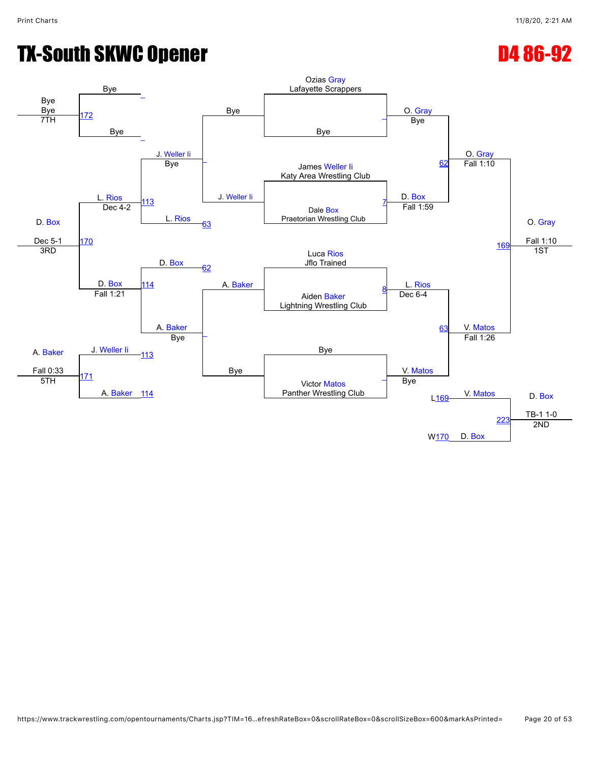# TX-South SKWC Opener

## D4 86-92

### Championship Bracket

**Quarterfinals**

- Ozias Gray (Lafayette Scrappers) vs Bye — O. Gray, Bye
- James Weller Ii (Katy Area Wrestling Club) vs Dale Box (Praetorian Wrestling Club) — Match 7: D. Box, Fall 1:59
- Luca Rios (Jflo Trained) vs Aiden Baker (Lightning Wrestling Club) — Match 8: L. Rios, Dec 6-4
- Bye vs Victor Matos (Panther Wrestling Club) — V. Matos, Bye

**Semifinals**

- Match 62: O. Gray vs D. Box — O. Gray, Fall 1:10
- Match 63: L. Rios vs V. Matos — V. Matos, Fall 1:26

**Final**

- Match 169: O. Gray vs V. Matos — O. Gray, Fall 1:10 — 1ST

### Consolation Bracket

- Bye vs J. Weller Ii — J. Weller Ii, Bye
- A. Baker vs Bye — A. Baker, Bye
- Match 113: J. Weller Ii vs L. Rios (L63) — L. Rios, Dec 4-2
- Match 114: D. Box (L62) vs A. Baker — D. Box, Fall 1:21
- Match 170: L. Rios vs D. Box — D. Box, Dec 5-1 — 3RD
- Match 171: J. Weller Ii (L113) vs A. Baker (L114) — A. Baker, Fall 0:33 — 5TH
- Match 172: Bye vs Bye — Bye — 7TH
- Match 223: V. Matos (L169) vs D. Box (W170) — D. Box, TB-1 1-0 — 2ND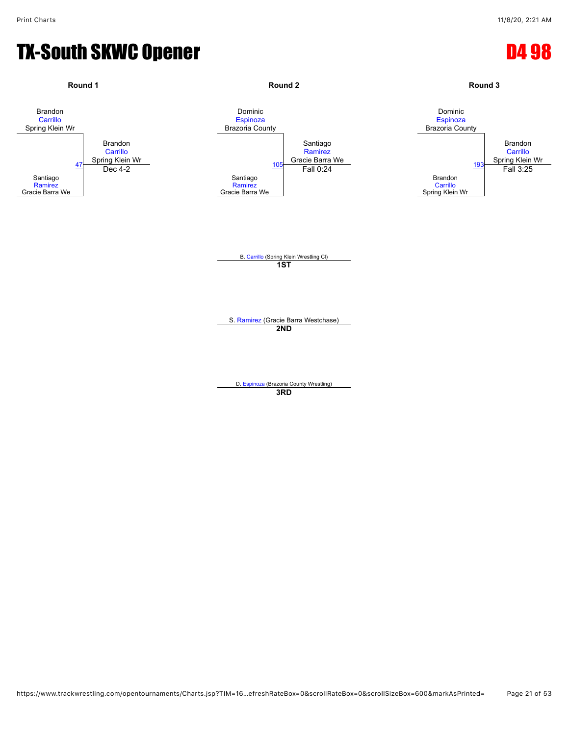# TX-South SKWC Opener

## D4 98

### Round 1

Brandon Carrillo, Spring Klein Wr

Santiago Ramirez, Gracie Barra We

Bout 47 — Winner: Brandon Carrillo, Spring Klein Wr — Dec 4-2

### Round 2

Dominic Espinoza, Brazoria County

Santiago Ramirez, Gracie Barra We

Bout 105 — Winner: Santiago Ramirez, Gracie Barra We — Fall 0:24

### Round 3

Dominic Espinoza, Brazoria County

Brandon Carrillo, Spring Klein Wr

Bout 193 — Winner: Brandon Carrillo, Spring Klein Wr — Fall 3:25

---

B. Carrillo (Spring Klein Wrestling Cl)
**1ST**

S. Ramirez (Gracie Barra Westchase)
**2ND**

D. Espinoza (Brazoria County Wrestling)
**3RD**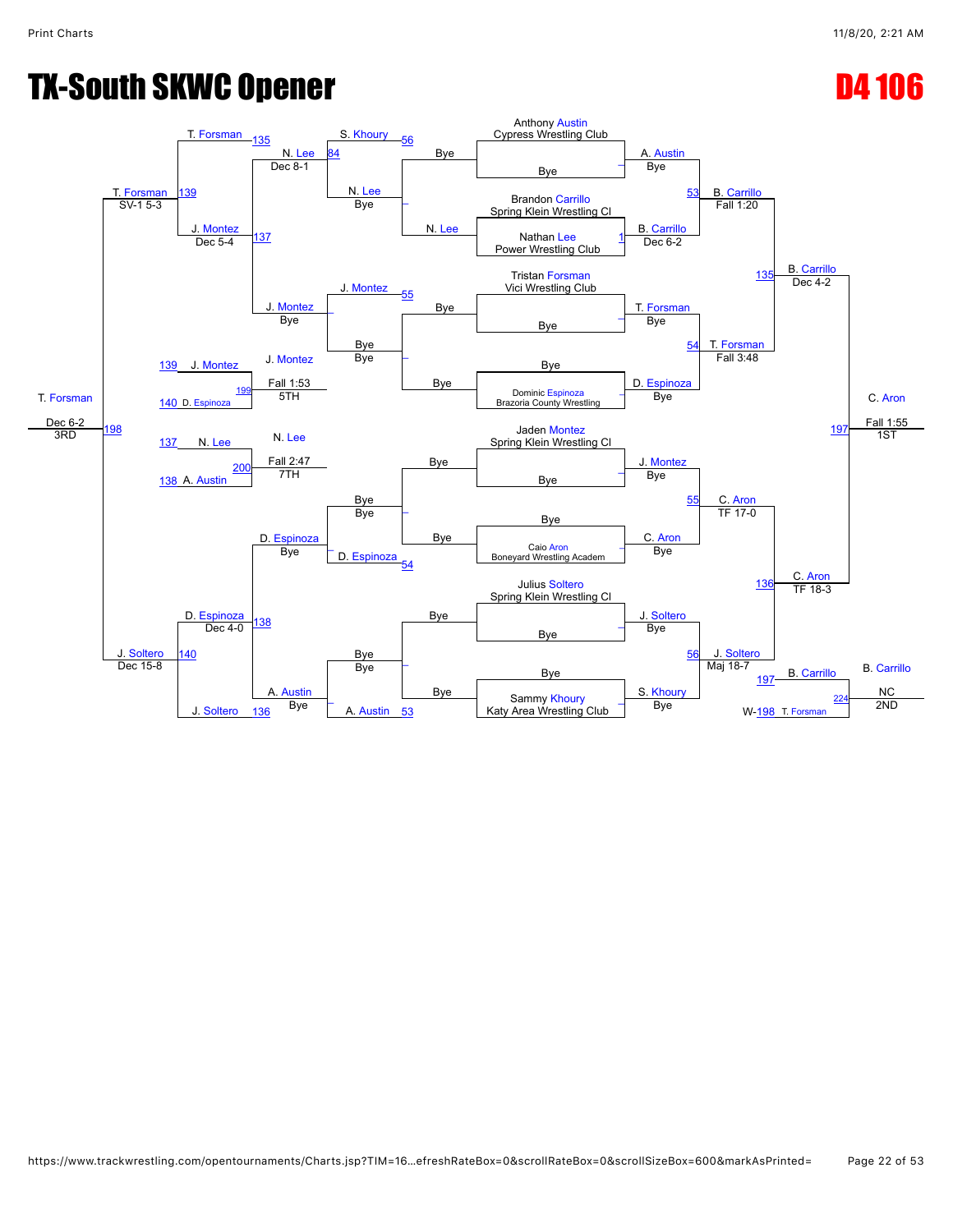# TX-South SKWC Opener

## D4 106

### Championship Bracket

**First round**

- Anthony Austin (Cypress Wrestling Club) vs. Bye — A. Austin, Bye (53)
- Brandon Carrillo (Spring Klein Wrestling Cl) vs. Nathan Lee (Power Wrestling Club) — B. Carrillo, Dec 6-2 (1)
- Tristan Forsman (Vici Wrestling Club) vs. Bye — T. Forsman, Bye (54)
- Bye vs. Dominic Espinoza (Brazoria County Wrestling) — D. Espinoza, Bye
- Jaden Montez (Spring Klein Wrestling Cl) vs. Bye — J. Montez, Bye (55)
- Bye vs. Caio Aron (Boneyard Wrestling Academ) — C. Aron, Bye
- Julius Soltero (Spring Klein Wrestling Cl) vs. Bye — J. Soltero, Bye (56)
- Bye vs. Sammy Khoury (Katy Area Wrestling Club) — S. Khoury, Bye

**Quarterfinals**

- 53: A. Austin vs. B. Carrillo — B. Carrillo, Fall 1:20
- 54: T. Forsman vs. D. Espinoza — T. Forsman, Fall 3:48
- 55: J. Montez vs. C. Aron — C. Aron, TF 17-0
- 56: J. Soltero vs. S. Khoury — J. Soltero, Maj 18-7

**Semifinals**

- 135: B. Carrillo vs. T. Forsman — B. Carrillo, Dec 4-2
- 136: C. Aron vs. J. Soltero — C. Aron, TF 18-3

**Final**

- 197: B. Carrillo vs. C. Aron — C. Aron, Fall 1:55 — 1ST

### Consolation Bracket

**Consolation first round**

- N. Lee vs. Bye — N. Lee, Bye
- Bye vs. Bye — Bye
- Bye vs. Bye — Bye
- Bye vs. Bye — Bye

**Consolation second round**

- 56: S. Khoury vs. N. Lee — N. Lee, Bye
- 55: J. Montez vs. Bye — J. Montez, Bye
- 54: Bye vs. D. Espinoza — D. Espinoza, Bye
- 53: Bye vs. A. Austin — A. Austin, Bye

**Consolation third round**

- 84: N. Lee — N. Lee, Dec 8-1
- J. Montez — J. Montez, Bye
- D. Espinoza — D. Espinoza, Bye
- A. Austin — A. Austin, Bye

**Consolation quarterfinals**

- 135: T. Forsman vs. 137: J. Montez (Dec 5-4) — T. Forsman, SV-1 5-3 (139)
- 138: D. Espinoza (Dec 4-0) vs. 136: J. Soltero — J. Soltero, Dec 15-8 (140)

**3rd Place**

- 198: T. Forsman vs. J. Soltero — T. Forsman, Dec 6-2 — 3RD

**5th Place**

- 199: 139 J. Montez vs. 140 D. Espinoza — J. Montez, Fall 1:53 — 5TH

**7th Place**

- 200: 137 N. Lee vs. 138 A. Austin — N. Lee, Fall 2:47 — 7TH

**2nd Place**

- 224: 197 B. Carrillo vs. W-198 T. Forsman — B. Carrillo, NC — 2ND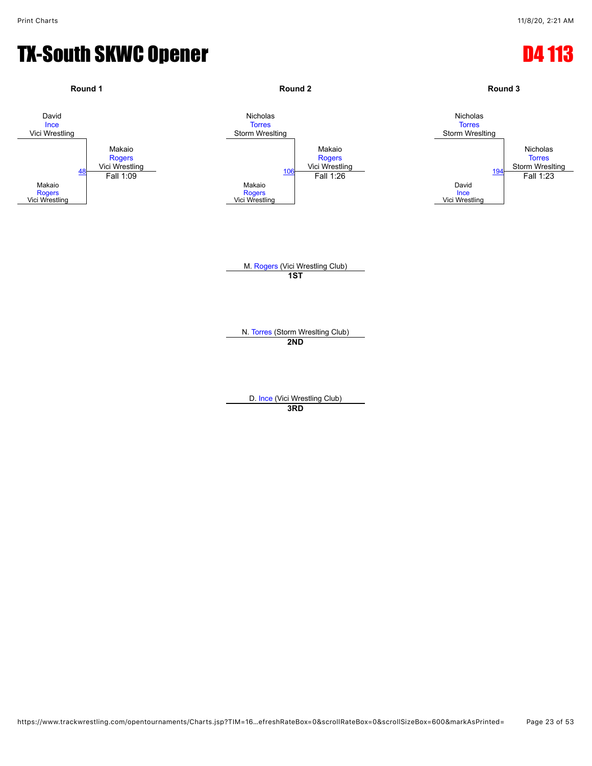# TX-South SKWC Opener

# D4 113

### Round 1

David Ince, Vici Wrestling
vs.
Makaio Rogers, Vici Wrestling

Match 48 — Winner: Makaio Rogers, Vici Wrestling — Fall 1:09

### Round 2

Nicholas Torres, Storm Wreslting
vs.
Makaio Rogers, Vici Wrestling

Match 106 — Winner: Makaio Rogers, Vici Wrestling — Fall 1:26

### Round 3

Nicholas Torres, Storm Wreslting
vs.
David Ince, Vici Wrestling

Match 194 — Winner: Nicholas Torres, Storm Wreslting — Fall 1:23

---

M. Rogers (Vici Wrestling Club)
**1ST**

N. Torres (Storm Wreslting Club)
**2ND**

D. Ince (Vici Wrestling Club)
**3RD**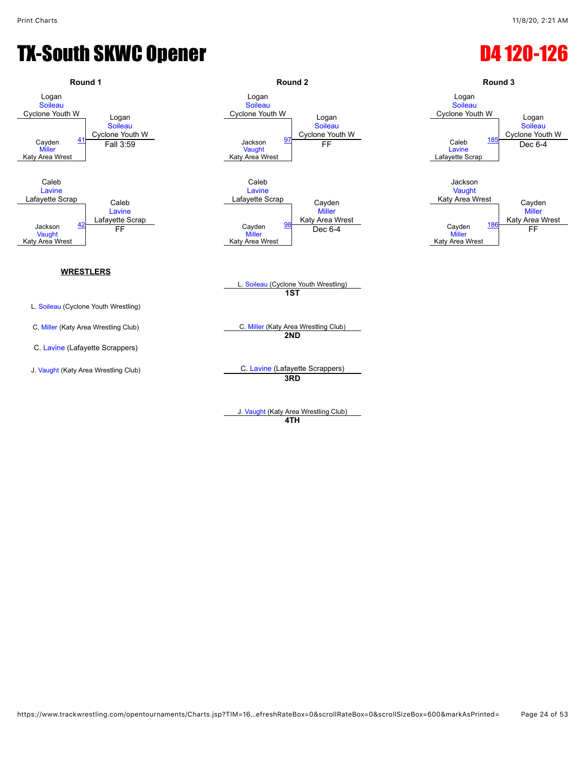# TX-South SKWC Opener

# D4 120-126

## Round 1

| Bout | Wrestler 1 | Wrestler 2 | Winner | Result |
|---|---|---|---|---|
| 41 | Logan Soileau (Cyclone Youth W) | Cayden Miller (Katy Area Wrest) | Logan Soileau (Cyclone Youth W) | Fall 3:59 |
| 42 | Caleb Lavine (Lafayette Scrap) | Jackson Vaught (Katy Area Wrest) | Caleb Lavine (Lafayette Scrap) | FF |

## Round 2

| Bout | Wrestler 1 | Wrestler 2 | Winner | Result |
|---|---|---|---|---|
| 97 | Logan Soileau (Cyclone Youth W) | Jackson Vaught (Katy Area Wrest) | Logan Soileau (Cyclone Youth W) | FF |
| 98 | Caleb Lavine (Lafayette Scrap) | Cayden Miller (Katy Area Wrest) | Cayden Miller (Katy Area Wrest) | Dec 6-4 |

## Round 3

| Bout | Wrestler 1 | Wrestler 2 | Winner | Result |
|---|---|---|---|---|
| 185 | Logan Soileau (Cyclone Youth W) | Caleb Lavine (Lafayette Scrap) | Logan Soileau (Cyclone Youth W) | Dec 6-4 |
| 186 | Jackson Vaught (Katy Area Wrest) | Cayden Miller (Katy Area Wrest) | Cayden Miller (Katy Area Wrest) | FF |

**WRESTLERS**

- L. Soileau (Cyclone Youth Wrestling)
- C. Miller (Katy Area Wrestling Club)
- C. Lavine (Lafayette Scrappers)
- J. Vaught (Katy Area Wrestling Club)

**Placings**

- **1ST**: L. Soileau (Cyclone Youth Wrestling)
- **2ND**: C. Miller (Katy Area Wrestling Club)
- **3RD**: C. Lavine (Lafayette Scrappers)
- **4TH**: J. Vaught (Katy Area Wrestling Club)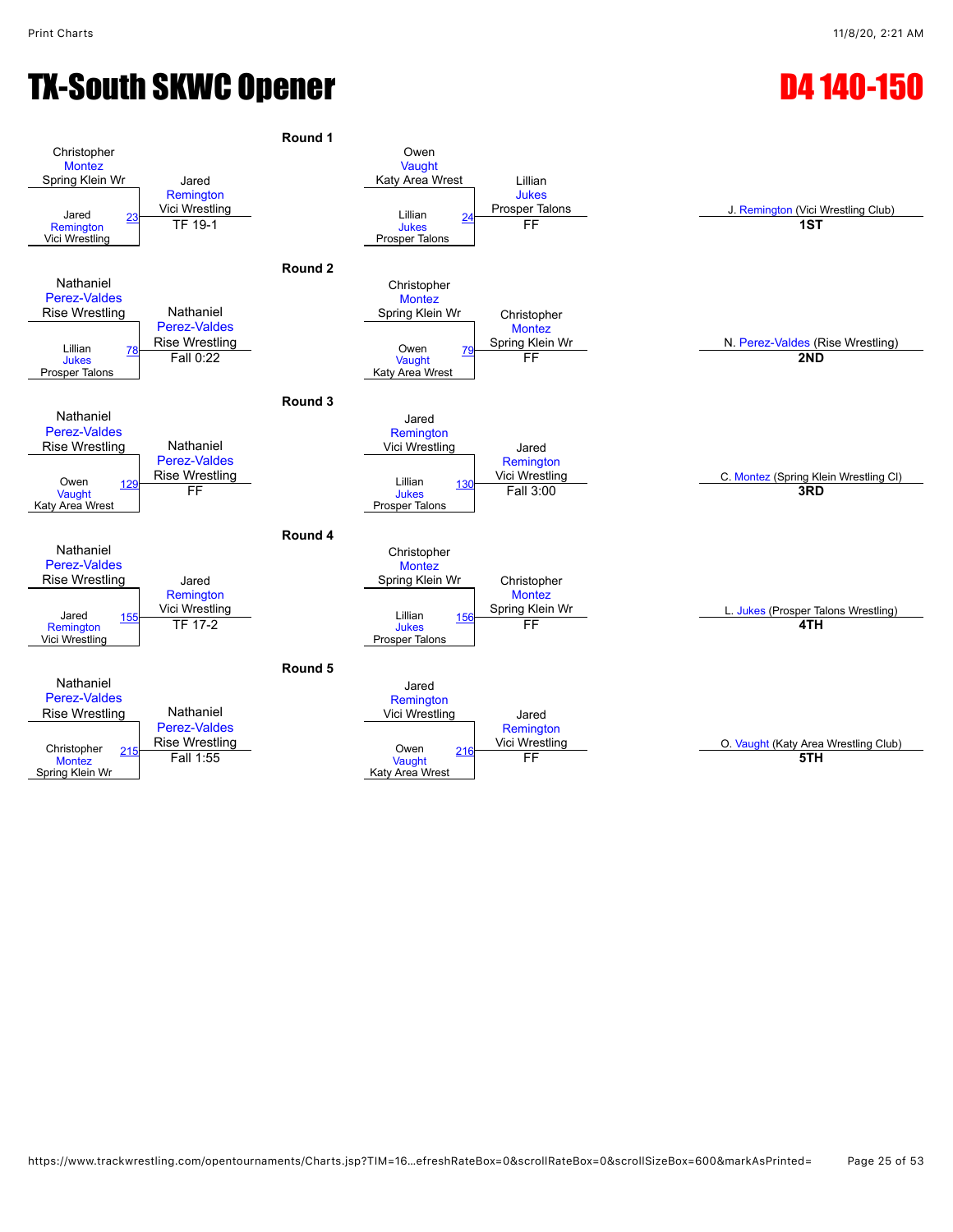# TX-South SKWC Opener

## D4 140-150

### Round 1

| Match | Wrestler 1 | Wrestler 2 | Winner | Result |
|---|---|---|---|---|
| 23 | Christopher Montez (Spring Klein Wr) | Jared Remington (Vici Wrestling) | Jared Remington (Vici Wrestling) | TF 19-1 |
| 24 | Owen Vaught (Katy Area Wrest) | Lillian Jukes (Prosper Talons) | Lillian Jukes (Prosper Talons) | FF |

### Round 2

| Match | Wrestler 1 | Wrestler 2 | Winner | Result |
|---|---|---|---|---|
| 78 | Nathaniel Perez-Valdes (Rise Wrestling) | Lillian Jukes (Prosper Talons) | Nathaniel Perez-Valdes (Rise Wrestling) | Fall 0:22 |
| 79 | Christopher Montez (Spring Klein Wr) | Owen Vaught (Katy Area Wrest) | Christopher Montez (Spring Klein Wr) | FF |

### Round 3

| Match | Wrestler 1 | Wrestler 2 | Winner | Result |
|---|---|---|---|---|
| 129 | Nathaniel Perez-Valdes (Rise Wrestling) | Owen Vaught (Katy Area Wrest) | Nathaniel Perez-Valdes (Rise Wrestling) | FF |
| 130 | Jared Remington (Vici Wrestling) | Lillian Jukes (Prosper Talons) | Jared Remington (Vici Wrestling) | Fall 3:00 |

### Round 4

| Match | Wrestler 1 | Wrestler 2 | Winner | Result |
|---|---|---|---|---|
| 155 | Nathaniel Perez-Valdes (Rise Wrestling) | Jared Remington (Vici Wrestling) | Jared Remington (Vici Wrestling) | TF 17-2 |
| 156 | Christopher Montez (Spring Klein Wr) | Lillian Jukes (Prosper Talons) | Christopher Montez (Spring Klein Wr) | FF |

### Round 5

| Match | Wrestler 1 | Wrestler 2 | Winner | Result |
|---|---|---|---|---|
| 215 | Nathaniel Perez-Valdes (Rise Wrestling) | Christopher Montez (Spring Klein Wr) | Nathaniel Perez-Valdes (Rise Wrestling) | Fall 1:55 |
| 216 | Jared Remington (Vici Wrestling) | Owen Vaught (Katy Area Wrest) | Jared Remington (Vici Wrestling) | FF |

### Placements

| Place | Wrestler |
|---|---|
| 1ST | J. Remington (Vici Wrestling Club) |
| 2ND | N. Perez-Valdes (Rise Wrestling) |
| 3RD | C. Montez (Spring Klein Wrestling Cl) |
| 4TH | L. Jukes (Prosper Talons Wrestling) |
| 5TH | O. Vaught (Katy Area Wrestling Club) |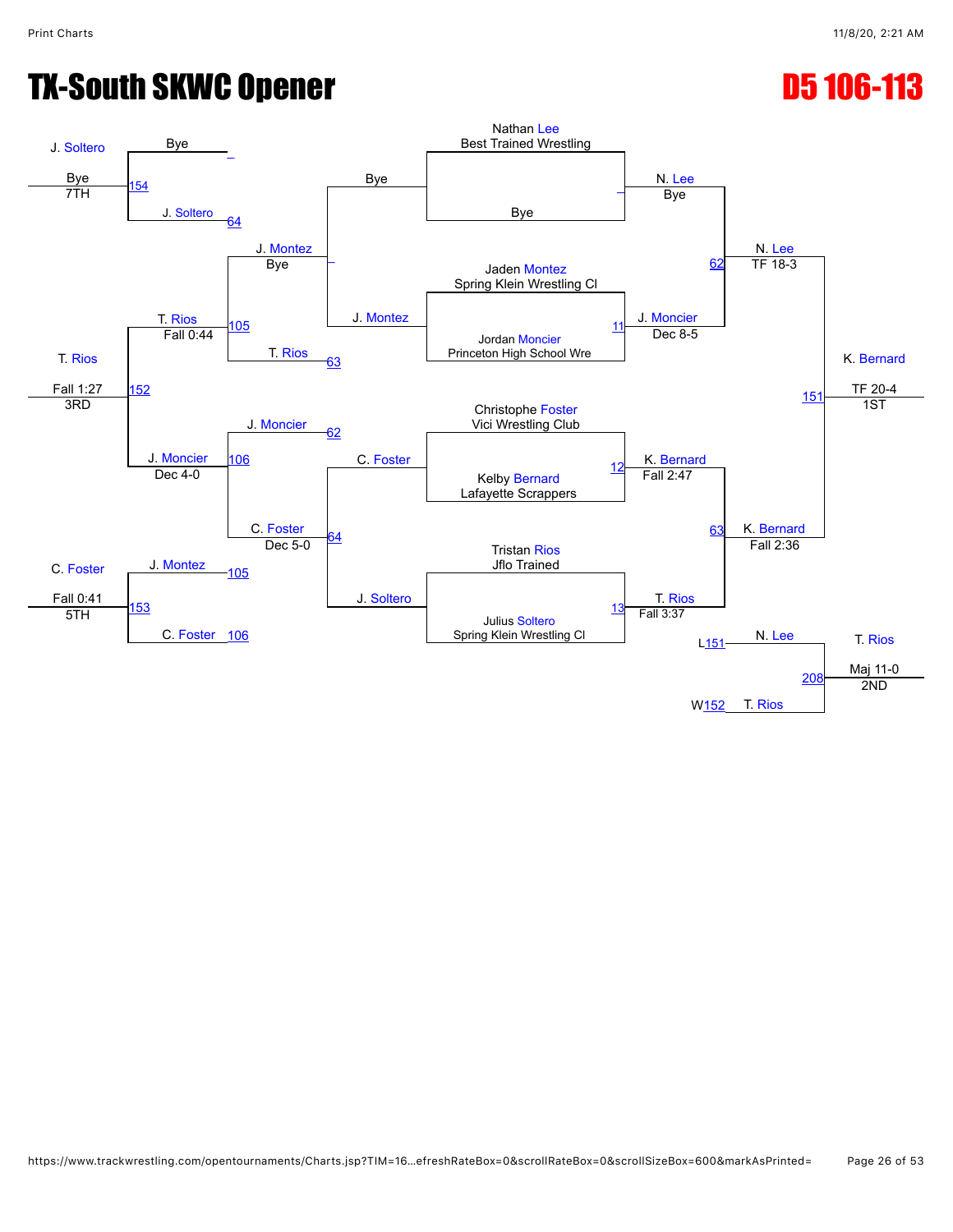# TX-South SKWC Opener

## D5 106-113

### Championship Bracket

**Round 1**

| Match | Wrestler | Team |
|---|---|---|
| | Nathan Lee | Best Trained Wrestling |
| | Bye | |
| 11 | Jaden Montez | Spring Klein Wrestling Cl |
| | Jordan Moncier | Princeton High School Wre |
| 12 | Christophe Foster | Vici Wrestling Club |
| | Kelby Bernard | Lafayette Scrappers |
| 13 | Tristan Rios | Jflo Trained |
| | Julius Soltero | Spring Klein Wrestling Cl |

**Quarterfinal results**

- N. Lee — Bye
- J. Moncier — Dec 8-5 (Match 11)
- K. Bernard — Fall 2:47 (Match 12)
- T. Rios — Fall 3:37 (Match 13)

**Semifinals**

- Match 62: N. Lee vs J. Moncier — N. Lee, TF 18-3
- Match 63: K. Bernard vs T. Rios — K. Bernard, Fall 2:36

**Final**

- Match 151: N. Lee vs K. Bernard — K. Bernard, TF 20-4 — **1ST**

### Consolation Bracket

- Bye vs J. Montez — J. Montez, Bye
- Bye vs J. Soltero (Match 154) — J. Soltero
- Match 64: J. Soltero
- Match 62: J. Moncier
- Match 63: T. Rios
- Match 64: C. Foster
- Match 105: J. Montez vs T. Rios — T. Rios, Fall 0:44
- Match 106: J. Moncier vs C. Foster — C. Foster, Dec 5-0
- Match 152: T. Rios vs J. Moncier — T. Rios, Fall 1:27 — **3RD**; J. Moncier, Dec 4-0
- Match 153: J. Montez (L105) vs C. Foster (L106) — C. Foster, Fall 0:41 — **5TH**
- Match 154: J. Soltero vs Bye — J. Soltero, Bye — **7TH**

### Second Place Match

- Match 208: N. Lee (L151) vs T. Rios (W152) — T. Rios, Maj 11-0 — **2ND**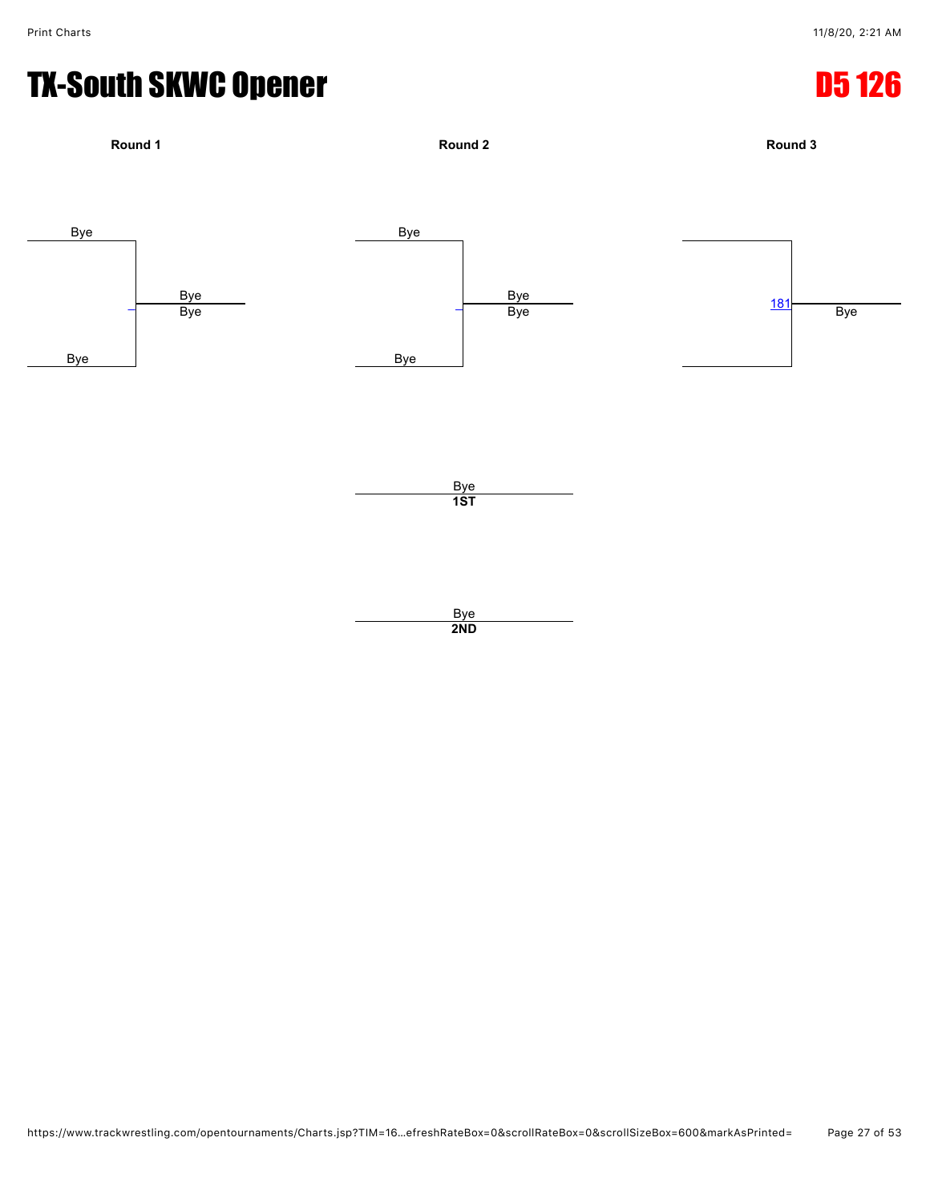# TX-South SKWC Opener

## D5 126

**Round 1**

Bye

Bye
Bye

Bye

**Round 2**

Bye

Bye
Bye

Bye

**Round 3**

181

Bye

Bye
**1ST**

Bye
**2ND**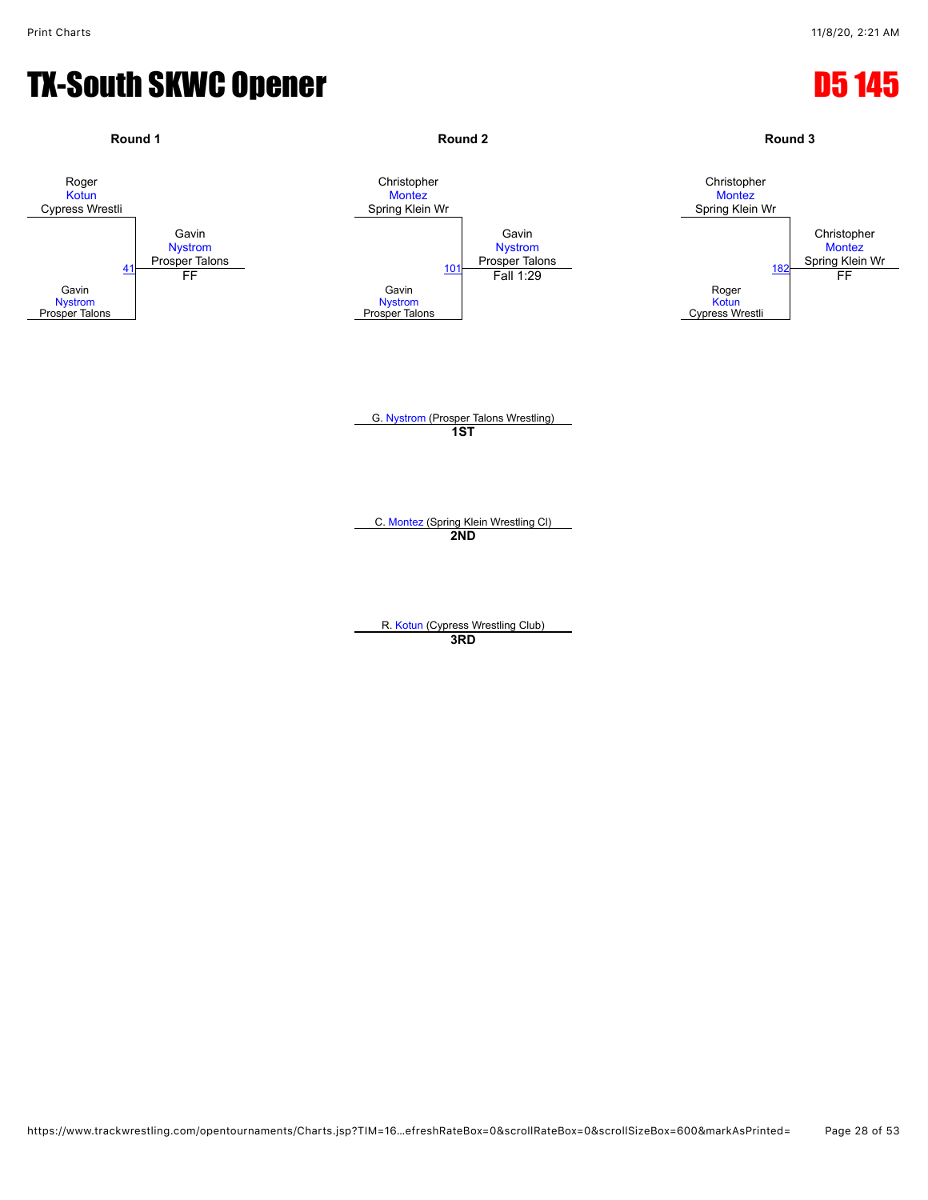# TX-South SKWC Opener

## D5 145

### Round 1

Roger Kotun (Cypress Wrestli) vs. Gavin Nystrom (Prosper Talons)

Match 41 — Winner: Gavin Nystrom (Prosper Talons) — FF

### Round 2

Christopher Montez (Spring Klein Wr) vs. Gavin Nystrom (Prosper Talons)

Match 101 — Winner: Gavin Nystrom (Prosper Talons) — Fall 1:29

### Round 3

Christopher Montez (Spring Klein Wr) vs. Roger Kotun (Cypress Wrestli)

Match 182 — Winner: Christopher Montez (Spring Klein Wr) — FF

### Placements

G. Nystrom (Prosper Talons Wrestling)
**1ST**

C. Montez (Spring Klein Wrestling Cl)
**2ND**

R. Kotun (Cypress Wrestling Club)
**3RD**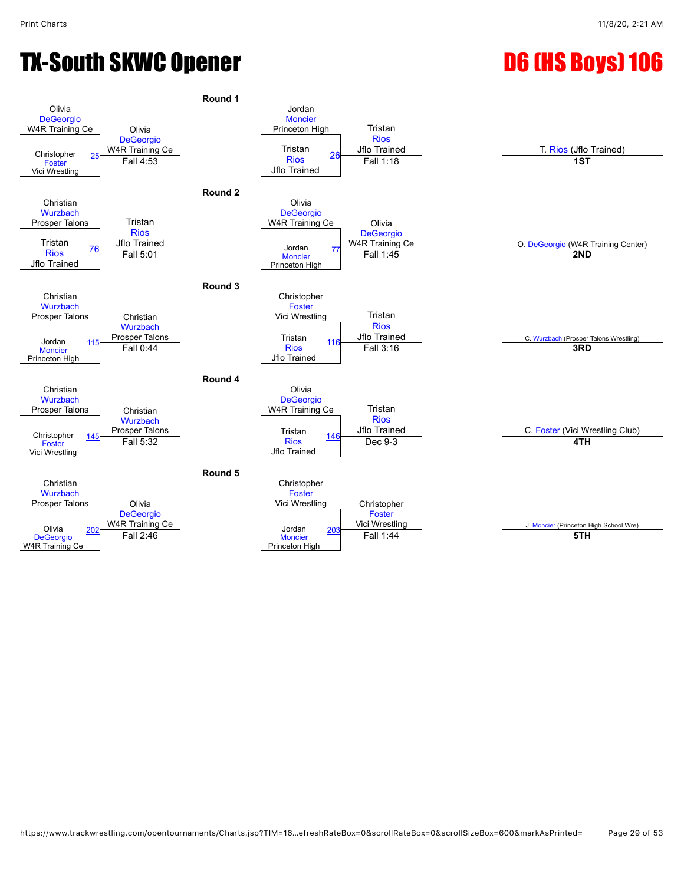# TX-South SKWC Opener

## D6 (HS Boys) 106

### Round 1

| Match | Wrestler 1 | Wrestler 2 | Winner | Result |
|---|---|---|---|---|
| 25 | Olivia DeGeorgio (W4R Training Ce) | Christopher Foster (Vici Wrestling) | Olivia DeGeorgio (W4R Training Ce) | Fall 4:53 |
| 26 | Jordan Moncier (Princeton High) | Tristan Rios (Jflo Trained) | Tristan Rios (Jflo Trained) | Fall 1:18 |

### Round 2

| Match | Wrestler 1 | Wrestler 2 | Winner | Result |
|---|---|---|---|---|
| 76 | Christian Wurzbach (Prosper Talons) | Tristan Rios (Jflo Trained) | Tristan Rios (Jflo Trained) | Fall 5:01 |
| 77 | Olivia DeGeorgio (W4R Training Ce) | Jordan Moncier (Princeton High) | Olivia DeGeorgio (W4R Training Ce) | Fall 1:45 |

### Round 3

| Match | Wrestler 1 | Wrestler 2 | Winner | Result |
|---|---|---|---|---|
| 115 | Christian Wurzbach (Prosper Talons) | Jordan Moncier (Princeton High) | Christian Wurzbach (Prosper Talons) | Fall 0:44 |
| 116 | Christopher Foster (Vici Wrestling) | Tristan Rios (Jflo Trained) | Tristan Rios (Jflo Trained) | Fall 3:16 |

### Round 4

| Match | Wrestler 1 | Wrestler 2 | Winner | Result |
|---|---|---|---|---|
| 145 | Christian Wurzbach (Prosper Talons) | Christopher Foster (Vici Wrestling) | Christian Wurzbach (Prosper Talons) | Fall 5:32 |
| 146 | Olivia DeGeorgio (W4R Training Ce) | Tristan Rios (Jflo Trained) | Tristan Rios (Jflo Trained) | Dec 9-3 |

### Round 5

| Match | Wrestler 1 | Wrestler 2 | Winner | Result |
|---|---|---|---|---|
| 202 | Christian Wurzbach (Prosper Talons) | Olivia DeGeorgio (W4R Training Ce) | Olivia DeGeorgio (W4R Training Ce) | Fall 2:46 |
| 203 | Christopher Foster (Vici Wrestling) | Jordan Moncier (Princeton High) | Christopher Foster (Vici Wrestling) | Fall 1:44 |

### Placements

| Place | Wrestler |
|---|---|
| 1ST | T. Rios (Jflo Trained) |
| 2ND | O. DeGeorgio (W4R Training Center) |
| 3RD | C. Wurzbach (Prosper Talons Wrestling) |
| 4TH | C. Foster (Vici Wrestling Club) |
| 5TH | J. Moncier (Princeton High School Wre) |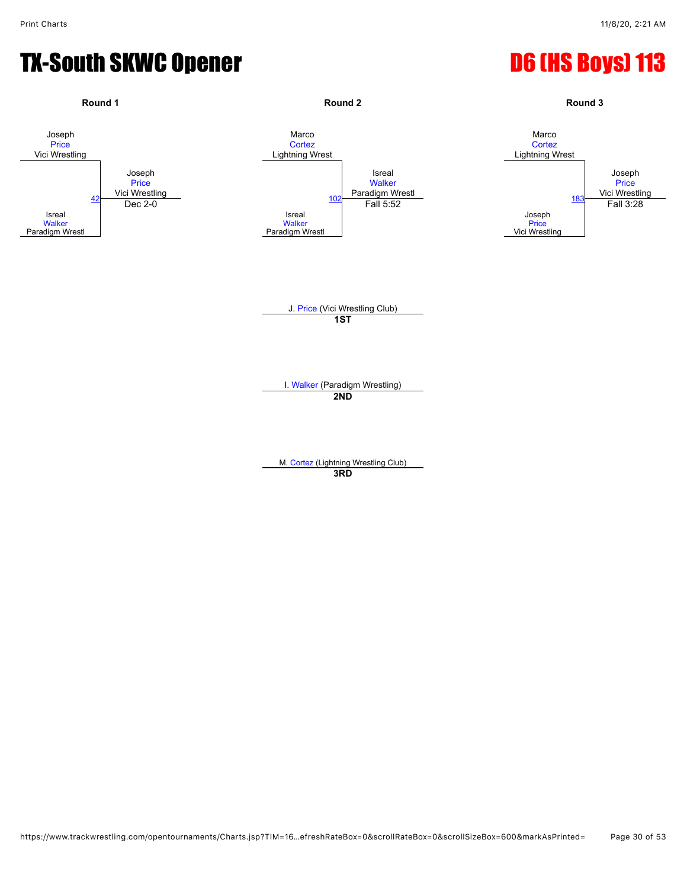# TX-South SKWC Opener

# D6 (HS Boys) 113

### Round 1

Joseph Price (Vici Wrestling) vs. Isreal Walker (Paradigm Wrestl) — Bout 42

Winner: Joseph Price (Vici Wrestling) — Dec 2-0

### Round 2

Marco Cortez (Lightning Wrest) vs. Isreal Walker (Paradigm Wrestl) — Bout 102

Winner: Isreal Walker (Paradigm Wrestl) — Fall 5:52

### Round 3

Marco Cortez (Lightning Wrest) vs. Joseph Price (Vici Wrestling) — Bout 183

Winner: Joseph Price (Vici Wrestling) — Fall 3:28

### Placements

**1ST**: J. Price (Vici Wrestling Club)

**2ND**: I. Walker (Paradigm Wrestling)

**3RD**: M. Cortez (Lightning Wrestling Club)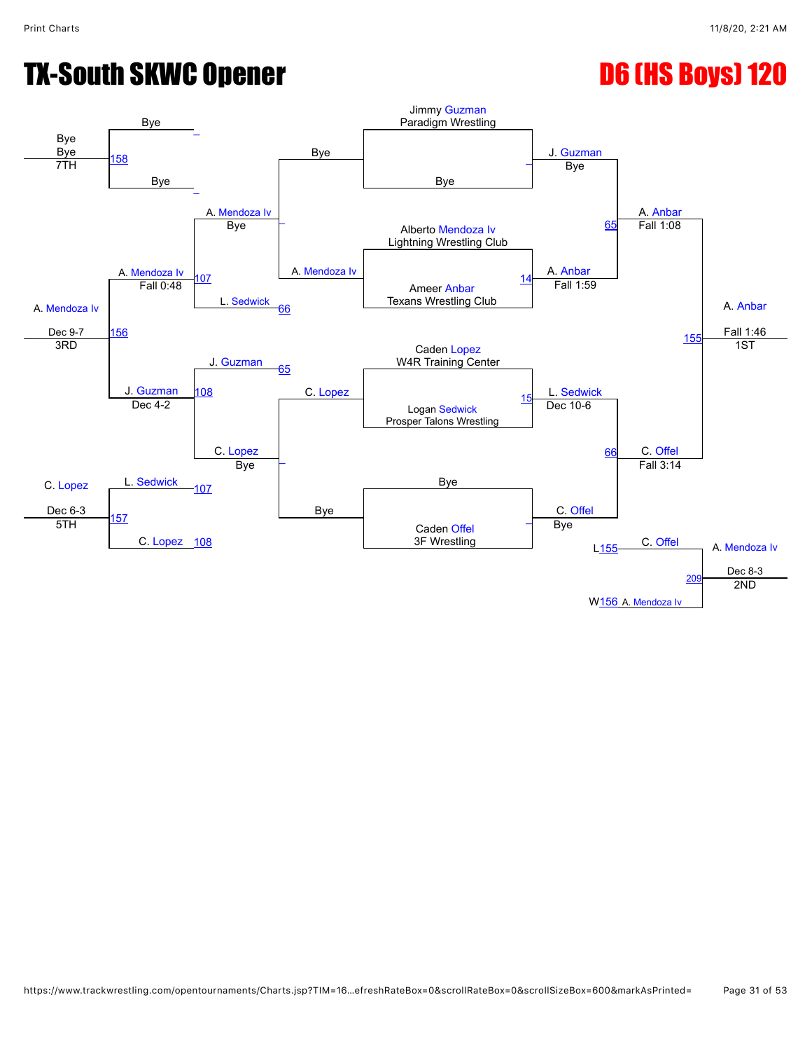# TX-South SKWC Opener

## D6 (HS Boys) 120

### Championship Bracket

**Quarterfinals**

- Jimmy Guzman (Paradigm Wrestling) vs Bye — J. Guzman, Bye
- Alberto Mendoza Iv (Lightning Wrestling Club) vs Ameer Anbar (Texans Wrestling Club) — Match 14: A. Anbar, Fall 1:59
- Caden Lopez (W4R Training Center) vs Logan Sedwick (Prosper Talons Wrestling) — Match 15: L. Sedwick, Dec 10-6
- Bye vs Caden Offel (3F Wrestling) — C. Offel, Bye

**Semifinals**

- Match 65: J. Guzman vs A. Anbar — A. Anbar, Fall 1:08
- Match 66: L. Sedwick vs C. Offel — C. Offel, Fall 3:14

**Final**

- Match 155: A. Anbar vs C. Offel — A. Anbar, Fall 1:46 — **1ST**

### Consolation Bracket

- Bye vs A. Mendoza Iv — A. Mendoza Iv, Bye
- Bye vs C. Lopez — C. Lopez, Bye
- Match 107: A. Mendoza Iv vs L. Sedwick (L66) — A. Mendoza Iv, Fall 0:48
- Match 108: J. Guzman (L65) vs C. Lopez — J. Guzman, Dec 4-2

**7th Place**

- Match 158: Bye vs Bye — Bye — **7TH**

**3rd Place**

- Match 156: A. Mendoza Iv vs J. Guzman — A. Mendoza Iv, Dec 9-7 — **3RD**

**5th Place**

- Match 157: L. Sedwick (L107) vs C. Lopez (L108) — C. Lopez, Dec 6-3 — **5TH**

**2nd Place**

- Match 209: C. Offel (L155) vs A. Mendoza Iv (W156) — A. Mendoza Iv, Dec 8-3 — **2ND**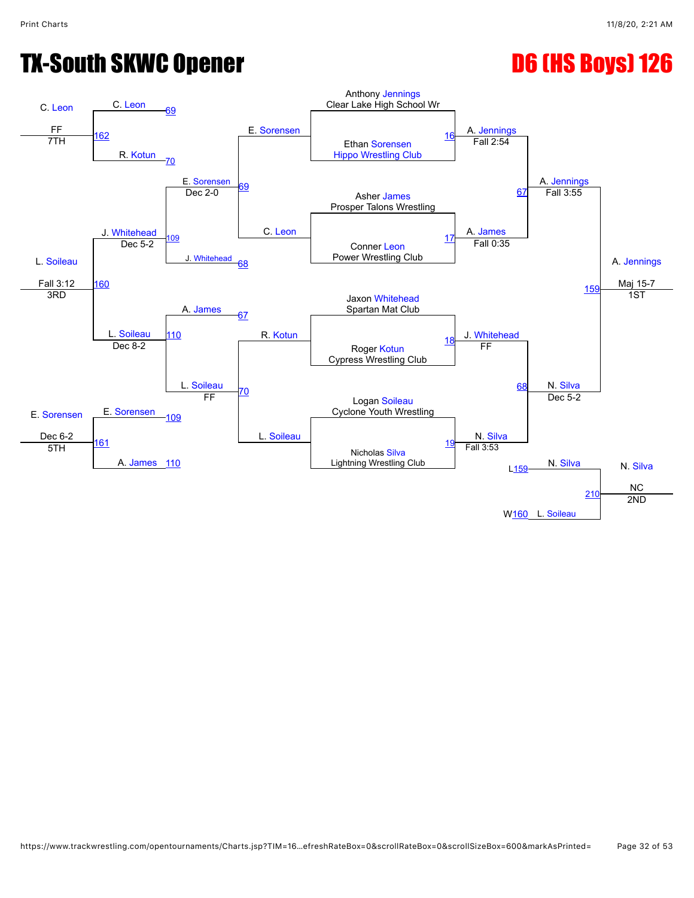# TX-South SKWC Opener

# D6 (HS Boys) 126

## Championship Bracket

**Round 1**

- Match 16: Anthony Jennings (Clear Lake High School Wr) vs. Ethan Sorensen (Hippo Wrestling Club) — A. Jennings, Fall 2:54
- Match 17: Asher James (Prosper Talons Wrestling) vs. Conner Leon (Power Wrestling Club) — A. James, Fall 0:35
- Match 18: Jaxon Whitehead (Spartan Mat Club) vs. Roger Kotun (Cypress Wrestling Club) — J. Whitehead, FF
- Match 19: Logan Soileau (Cyclone Youth Wrestling) vs. Nicholas Silva (Lightning Wrestling Club) — N. Silva, Fall 3:53

**Semifinals**

- Match 67: A. Jennings vs. A. James — A. Jennings, Fall 3:55
- Match 68: J. Whitehead vs. N. Silva — N. Silva, Dec 5-2

**Final**

- Match 159: A. Jennings vs. N. Silva — A. Jennings, Maj 15-7 — **1ST**

**2nd Place**

- Match 210: N. Silva (L159) vs. L. Soileau (W160) — N. Silva, NC — **2ND**

## Consolation Bracket

- Match 69: E. Sorensen vs. C. Leon — E. Sorensen, Dec 2-0
- Match 70: R. Kotun vs. L. Soileau — L. Soileau, FF
- Match 109: E. Sorensen vs. J. Whitehead (L68) — J. Whitehead, Dec 5-2
- Match 110: A. James (L67) vs. L. Soileau — L. Soileau, Dec 8-2
- Match 160: J. Whitehead vs. L. Soileau — L. Soileau, Fall 3:12 — **3RD**
- Match 161: E. Sorensen (L109) vs. A. James (L110) — E. Sorensen, Dec 6-2 — **5TH**
- Match 162: C. Leon (L69) vs. R. Kotun (L70) — C. Leon, FF — **7TH**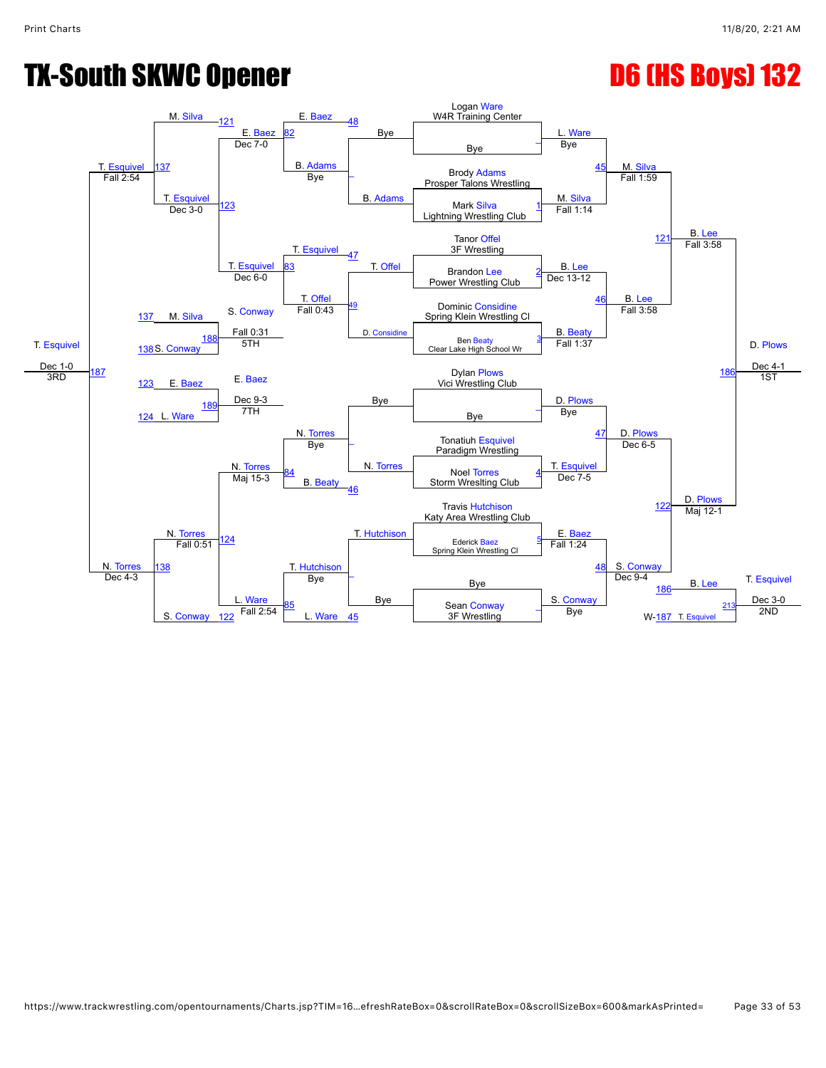# TX-South SKWC Opener

## D6 (HS Boys) 132

### Championship Bracket

**First Round**

| Bout | Wrestler | Club | Result |
|---|---|---|---|
| – | Logan Ware | W4R Training Center | L. Ware Bye |
| | Bye | | |
| 1 | Brody Adams | Prosper Talons Wrestling | M. Silva Fall 1:14 |
| | Mark Silva | Lightning Wrestling Club | |
| 2 | Tanor Offel | 3F Wrestling | B. Lee Dec 13-12 |
| | Brandon Lee | Power Wrestling Club | |
| 3 | Dominic Considine | Spring Klein Wrestling Cl | B. Beaty Fall 1:37 |
| | Ben Beaty | Clear Lake High School Wr | |
| – | Dylan Plows | Vici Wrestling Club | D. Plows Bye |
| | Bye | | |
| 4 | Tonatiuh Esquivel | Paradigm Wrestling | T. Esquivel Dec 7-5 |
| | Noel Torres | Storm Wrestling Club | |
| 5 | Travis Hutchison | Katy Area Wrestling Club | E. Baez Fall 1:24 |
| | Ederick Baez | Spring Klein Wrestling Cl | |
| – | Bye | | S. Conway Bye |
| | Sean Conway | 3F Wrestling | |

**Quarterfinals**

- 45: L. Ware vs M. Silva — M. Silva Fall 1:59
- 46: B. Lee vs B. Beaty — B. Lee Fall 3:58
- 47: D. Plows vs T. Esquivel — D. Plows Dec 6-5
- 48: E. Baez vs S. Conway — S. Conway Dec 9-4

**Semifinals**

- 121: M. Silva vs B. Lee — B. Lee Fall 3:58
- 122: D. Plows vs S. Conway — D. Plows Maj 12-1

**Final**

- 186: B. Lee vs D. Plows — D. Plows Dec 4-1 — 1ST

**2nd Place**

- 213: B. Lee vs T. Esquivel (W-187) — T. Esquivel Dec 3-0 — 2ND

### Consolation Bracket

**Consolation First Round**

- –: Bye vs B. Adams — B. Adams
- 49: T. Offel vs D. Considine — T. Offel
- –: Bye vs N. Torres — N. Torres
- –: T. Hutchison vs Bye — T. Hutchison

**Consolation Second Round**

- 48: E. Baez vs B. Adams (Bye) — E. Baez
- 47: T. Esquivel vs T. Offel — T. Offel Fall 0:43
- 46: N. Torres (Bye) vs B. Beaty — B. Beaty
- 45: T. Hutchison (Bye) vs L. Ware — L. Ware

**Consolation Third Round**

- 82: M. Silva vs E. Baez — E. Baez Dec 7-0
- 83: T. Esquivel vs T. Offel — T. Esquivel Dec 6-0
- 84: N. Torres vs B. Beaty — N. Torres Maj 15-3
- 85: S. Conway vs L. Ware — L. Ware Fall 2:54

**Consolation Quarterfinals**

- 123: E. Baez vs T. Esquivel — T. Esquivel Dec 3-0
- 124: N. Torres vs L. Ware — N. Torres Fall 0:51

**Consolation Semifinals**

- 137: M. Silva vs T. Esquivel — T. Esquivel Fall 2:54
- 138: N. Torres vs S. Conway — N. Torres Dec 4-3

**3rd Place**

- 187: T. Esquivel vs N. Torres — T. Esquivel Dec 1-0 — 3RD

**5th Place**

- 188: M. Silva (137) vs S. Conway (138) — S. Conway Fall 0:31 — 5TH

**7th Place**

- 189: E. Baez (123) vs L. Ware (124) — E. Baez Dec 9-3 — 7TH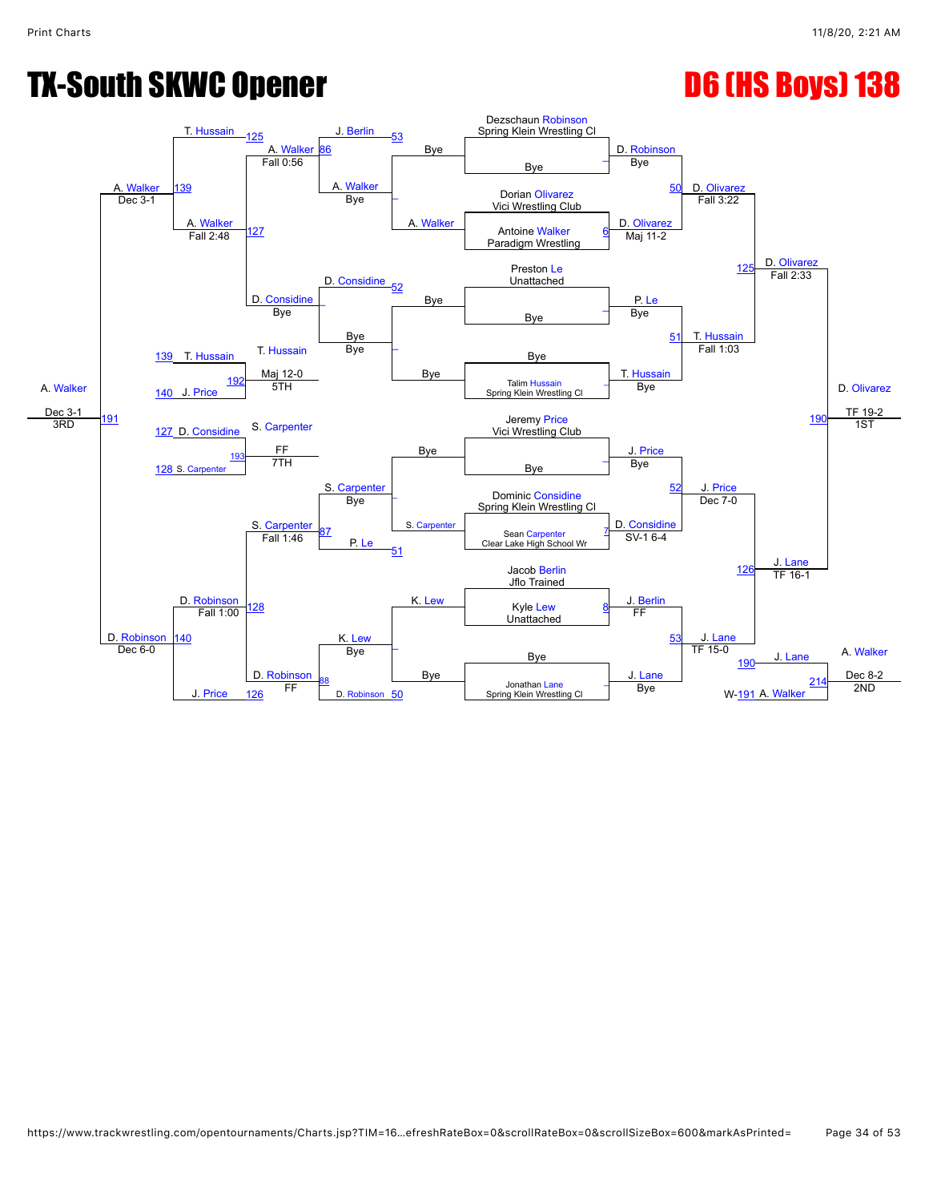# TX-South SKWC Opener

## D6 (HS Boys) 138

### Championship Bracket

| Wrestler | Team | Opponent | Round 1 |
| --- | --- | --- | --- |
| Dezschaun Robinson | Spring Klein Wrestling Cl | Bye | D. Robinson (Bye) |
| Dorian Olivarez | Vici Wrestling Club | Antoine Walker (Paradigm Wrestling) | D. Olivarez (Maj 11-2) [6] |
| Preston Le | Unattached | Bye | P. Le (Bye) |
| Bye | | Talim Hussain (Spring Klein Wrestling Cl) | T. Hussain (Bye) |
| Jeremy Price | Vici Wrestling Club | Bye | J. Price (Bye) |
| Dominic Considine | Spring Klein Wrestling Cl | Sean Carpenter (Clear Lake High School Wr) | D. Considine (SV-1 6-4) [7] |
| Jacob Berlin | Jflo Trained | Kyle Lew (Unattached) | J. Berlin (FF) [8] |
| Bye | | Jonathan Lane (Spring Klein Wrestling Cl) | J. Lane (Bye) |

Quarterfinals:
- [50] D. Olivarez over D. Robinson (Fall 3:22)
- [51] T. Hussain over P. Le (Fall 1:03)
- [52] J. Price over D. Considine (Dec 7-0)
- [53] J. Lane over J. Berlin (TF 15-0)

Semifinals:
- [125] D. Olivarez over T. Hussain (Fall 2:33)
- [126] J. Lane over J. Price (TF 16-1)

Final:
- [190] D. Olivarez over J. Lane (TF 19-2) — **1ST**

### Consolation Bracket

Round 1: Bye / A. Walker; Bye / S. Carpenter; K. Lew / Bye

- [53] J. Berlin vs. A. Walker — A. Walker (Bye)
- [52] D. Considine vs. Bye — Bye (Bye)
- S. Carpenter (Bye) vs. [51] P. Le
- K. Lew (Bye) vs. D. Robinson [50]

- [86] A. Walker over J. Berlin (Fall 0:56)
- D. Considine (Bye)
- [87] S. Carpenter over P. Le (Fall 1:46)
- [88] D. Robinson over K. Lew (FF)

- [125] T. Hussain vs. [127] A. Walker — [139] A. Walker (Dec 3-1)
- [128] D. Robinson over [126] J. Price (Fall 1:00) — [140] D. Robinson (Dec 6-0)

- [191] A. Walker over D. Robinson (Dec 3-1) — **3RD**

- [214] J. Lane (L-190) vs. A. Walker (W-191) — A. Walker (Dec 8-2) — **2ND**

Placement matches:
- 5th: [139] T. Hussain vs. [140] J. Price — [192] T. Hussain (Maj 12-0) — **5TH**
- 7th: [127] D. Considine vs. [128] S. Carpenter — [193] S. Carpenter (FF) — **7TH**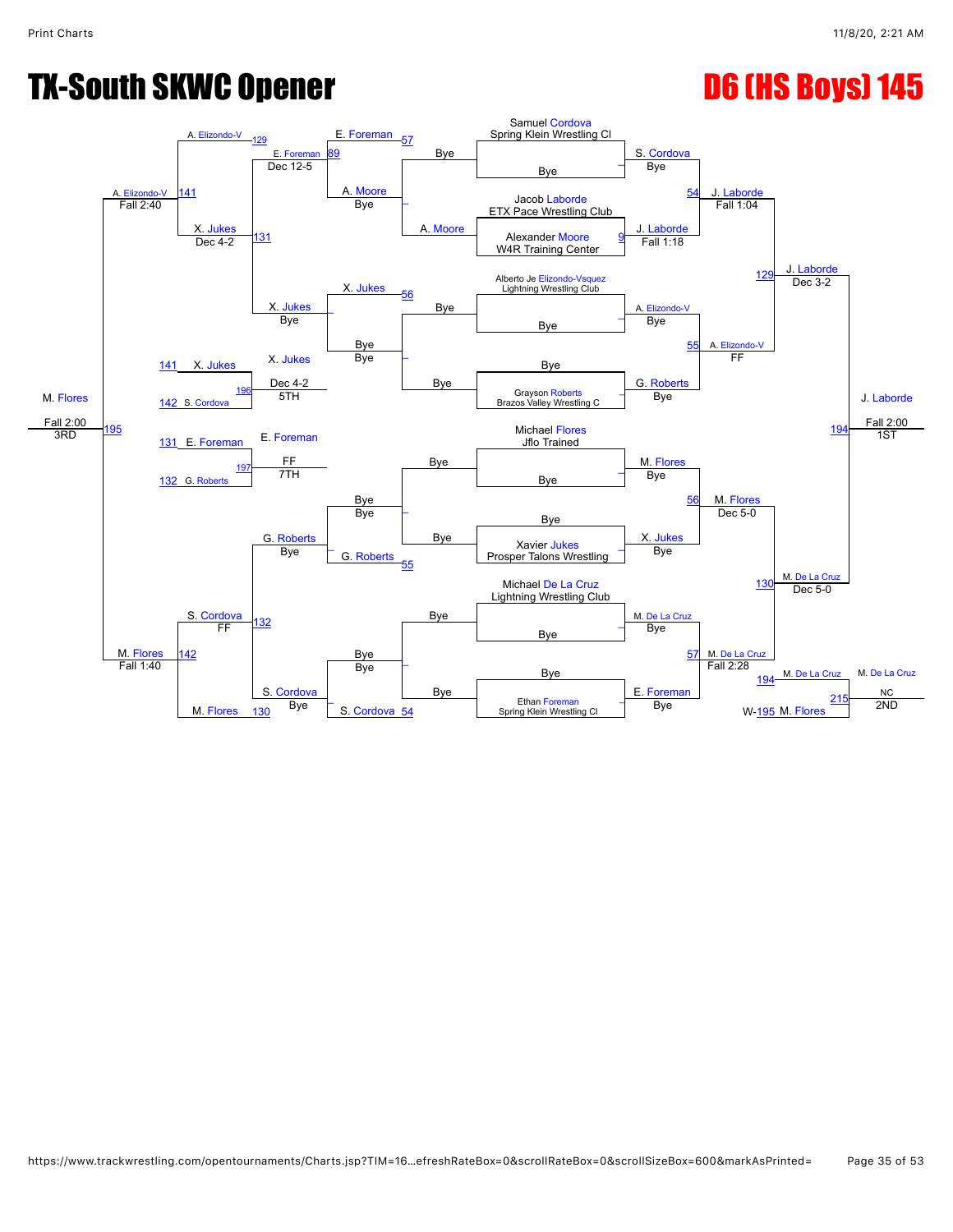# TX-South SKWC Opener

## D6 (HS Boys) 145

### Championship Bracket

**Round 1**

- Samuel Cordova (Spring Klein Wrestling Cl) vs Bye — S. Cordova, Bye
- Jacob Laborde (ETX Pace Wrestling Club) vs Alexander Moore (W4R Training Center) — J. Laborde, Fall 1:18 (9)
- Alberto Je Elizondo-Vsquez (Lightning Wrestling Club) vs Bye — A. Elizondo-V, Bye
- Bye vs Grayson Roberts (Brazos Valley Wrestling C) — G. Roberts, Bye
- Michael Flores (Jflo Trained) vs Bye — M. Flores, Bye
- Bye vs Xavier Jukes (Prosper Talons Wrestling) — X. Jukes, Bye
- Michael De La Cruz (Lightning Wrestling Club) vs Bye — M. De La Cruz, Bye
- Bye vs Ethan Foreman (Spring Klein Wrestling Cl) — E. Foreman, Bye

**Quarterfinals**

- S. Cordova vs J. Laborde (54) — J. Laborde, Fall 1:04
- A. Elizondo-V vs G. Roberts (55) — A. Elizondo-V, FF
- M. Flores vs X. Jukes (56) — M. Flores, Dec 5-0
- M. De La Cruz vs E. Foreman (57) — M. De La Cruz, Fall 2:28

**Semifinals**

- J. Laborde vs A. Elizondo-V (129) — J. Laborde, Dec 3-2
- M. Flores vs M. De La Cruz (130) — M. De La Cruz, Dec 5-0

**Final**

- J. Laborde vs M. De La Cruz (194) — J. Laborde, Fall 2:00, 1ST

**2nd Place Match**

- M. De La Cruz vs W-195 M. Flores (215) — M. De La Cruz, NC, 2ND

### Consolation Bracket

**Consolation Round 1**

- Bye vs A. Moore — A. Moore, Bye
- Bye vs Bye
- Bye vs Bye
- Bye vs Bye

**Consolation Round 2**

- E. Foreman vs A. Moore (57) — E. Foreman, Bye
- X. Jukes vs Bye (56) — X. Jukes, Bye
- Bye vs G. Roberts (55) — G. Roberts, Bye
- Bye vs S. Cordova (54) — S. Cordova, Bye

**Consolation Round 3**

- E. Foreman vs X. Jukes (89) — X. Jukes... E. Foreman, Dec 12-5
- X. Jukes, Bye
- G. Roberts, Bye
- S. Cordova, Bye

**Consolation Round 4**

- A. Elizondo-V vs E. Foreman (129) — A. Elizondo-V
- X. Jukes (131) — X. Jukes, Dec 4-2
- S. Cordova (132) — S. Cordova, FF
- M. Flores (130)

**Consolation Semifinals**

- A. Elizondo-V vs X. Jukes (141) — A. Elizondo-V, Fall 2:40
- S. Cordova vs M. Flores (142) — M. Flores, Fall 1:40

**3rd Place Match**

- A. Elizondo-V vs M. Flores (195) — M. Flores, Fall 2:00, 3RD

**5th Place Match**

- 141 X. Jukes vs 142 S. Cordova (196) — X. Jukes, Dec 4-2, 5TH

**7th Place Match**

- 131 E. Foreman vs 132 G. Roberts (197) — E. Foreman, FF, 7TH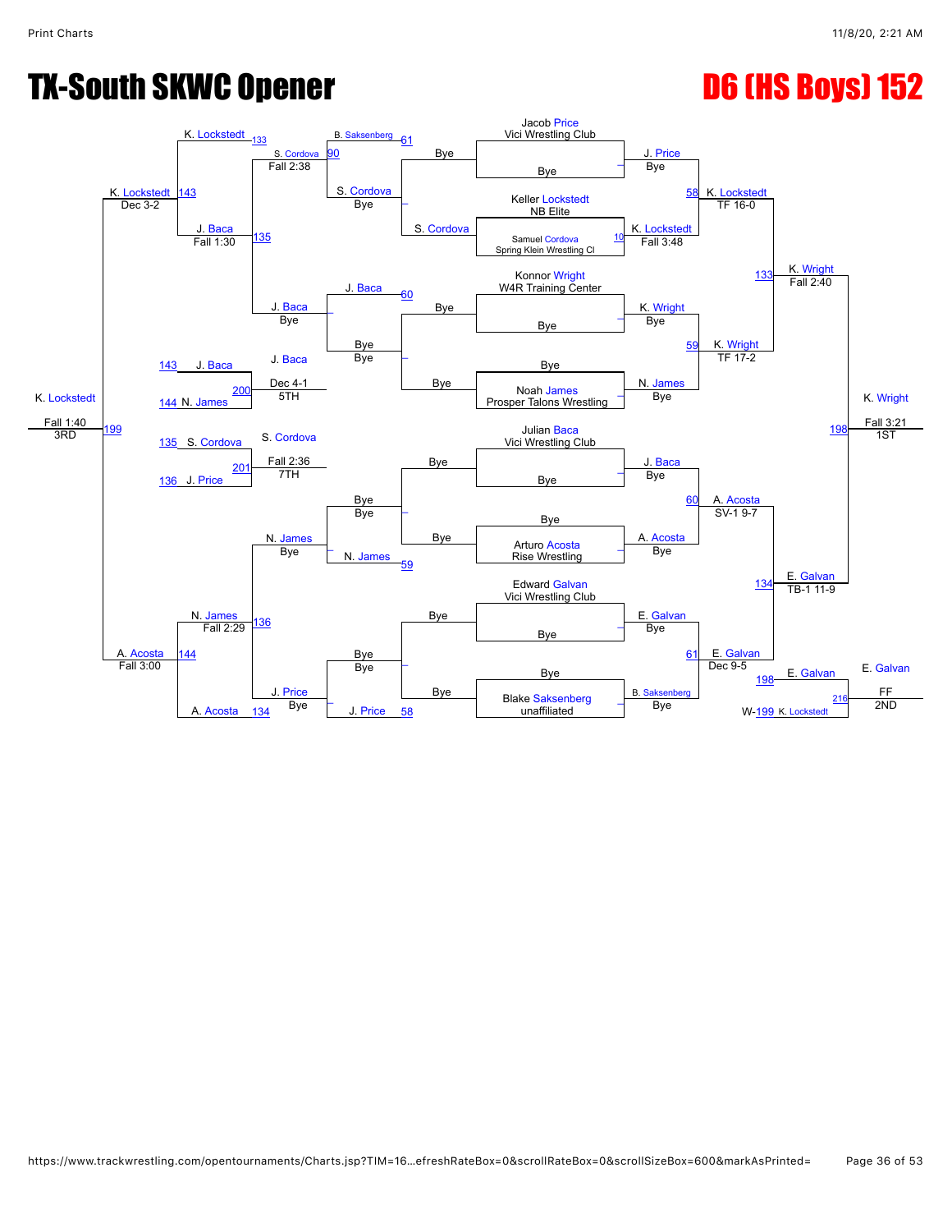# TX-South SKWC Opener

# D6 (HS Boys) 152

## Championship Bracket

**Round 1**

| Match | Wrestler | Result |
|---|---|---|
| — | Jacob Price (Vici Wrestling Club) vs Bye | J. Price (Bye) |
| 10 | Keller Lockstedt (NB Elite) vs Samuel Cordova (Spring Klein Wrestling Cl) | K. Lockstedt (Fall 3:48) |
| — | Konnor Wright (W4R Training Center) vs Bye | K. Wright (Bye) |
| — | Bye vs Noah James (Prosper Talons Wrestling) | N. James (Bye) |
| — | Julian Baca (Vici Wrestling Club) vs Bye | J. Baca (Bye) |
| — | Bye vs Arturo Acosta (Rise Wrestling) | A. Acosta (Bye) |
| — | Edward Galvan (Vici Wrestling Club) vs Bye | E. Galvan (Bye) |
| — | Bye vs Blake Saksenberg (unaffiliated) | B. Saksenberg (Bye) |

**Quarterfinals**

| Match | Result |
|---|---|
| 58 | K. Lockstedt (TF 16-0) |
| 59 | K. Wright (TF 17-2) |
| 60 | A. Acosta (SV-1 9-7) |
| 61 | E. Galvan (Dec 9-5) |

**Semifinals**

| Match | Result |
|---|---|
| 133 | K. Wright (Fall 2:40) |
| 134 | E. Galvan (TB-1 11-9) |

**Final**

| Match | Result |
|---|---|
| 198 | K. Wright (Fall 3:21) — 1ST |

**2nd Place Match**

| Match | Result |
|---|---|
| 216 | E. Galvan vs W-199 K. Lockstedt — E. Galvan (FF) — 2ND |

## Consolation Bracket

**Consolation Round 1**

| Match | Result |
|---|---|
| 61 | B. Saksenberg vs S. Cordova |
| — | S. Cordova (Bye) vs Bye |
| 60 | J. Baca vs Bye |
| — | Bye vs Bye |
| — | Bye vs Bye |
| 59 | N. James vs Bye |
| — | Bye vs Bye |
| 58 | J. Price vs Bye |

**Consolation Round 2**

| Match | Result |
|---|---|
| 90 | S. Cordova (Fall 2:38) |
| — | J. Baca (Bye) |
| — | N. James (Bye) |
| — | J. Price (Bye) |

**Consolation Round 3**

| Match | Wrestlers | Result |
|---|---|---|
| 133 | K. Lockstedt | |
| 135 | J. Baca | J. Baca (Fall 1:30) |
| 136 | N. James | N. James (Fall 2:29) |
| 134 | A. Acosta | |

**Consolation Semifinals**

| Match | Result |
|---|---|
| 143 | K. Lockstedt (Dec 3-2) |
| 144 | A. Acosta (Fall 3:00) |

**3rd Place Match**

| Match | Result |
|---|---|
| 199 | K. Lockstedt (Fall 1:40) — 3RD |

**5th Place Match**

| Match | Wrestlers | Result |
|---|---|---|
| 200 | 143 J. Baca vs 144 N. James | J. Baca (Dec 4-1) — 5TH |

**7th Place Match**

| Match | Wrestlers | Result |
|---|---|---|
| 201 | 135 S. Cordova vs 136 J. Price | S. Cordova (Fall 2:36) — 7TH |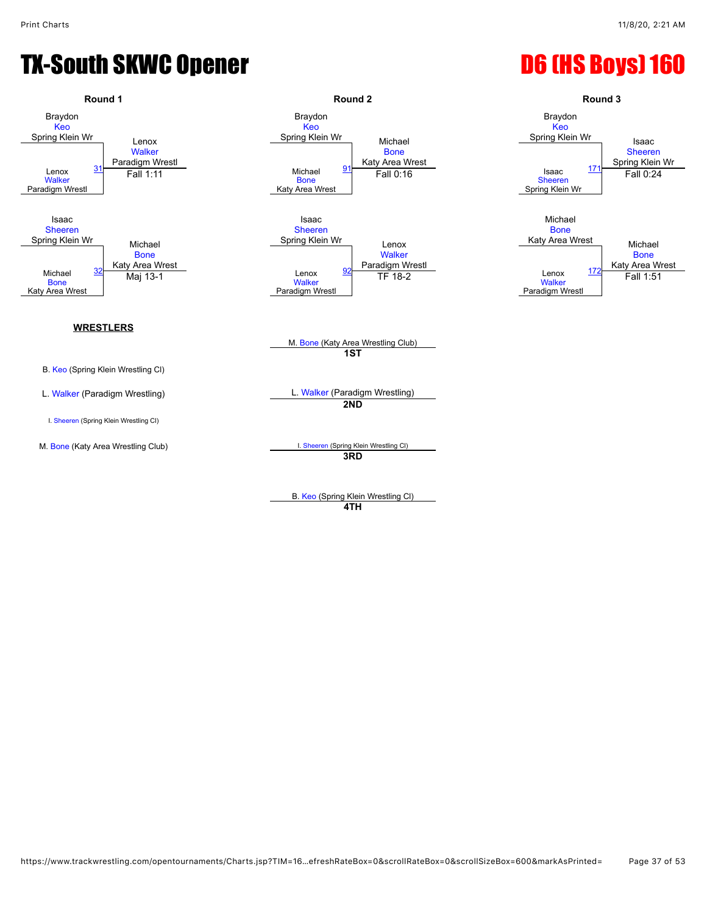# TX-South SKWC Opener

# D6 (HS Boys) 160

## Round 1

| Match | Wrestler 1 | Wrestler 2 | Winner | Result |
|---|---|---|---|---|
| 31 | Braydon Keo (Spring Klein Wr) | Lenox Walker (Paradigm Wrestl) | Lenox Walker (Paradigm Wrestl) | Fall 1:11 |
| 32 | Isaac Sheeren (Spring Klein Wr) | Michael Bone (Katy Area Wrest) | Michael Bone (Katy Area Wrest) | Maj 13-1 |

## Round 2

| Match | Wrestler 1 | Wrestler 2 | Winner | Result |
|---|---|---|---|---|
| 91 | Braydon Keo (Spring Klein Wr) | Michael Bone (Katy Area Wrest) | Michael Bone (Katy Area Wrest) | Fall 0:16 |
| 92 | Isaac Sheeren (Spring Klein Wr) | Lenox Walker (Paradigm Wrestl) | Lenox Walker (Paradigm Wrestl) | TF 18-2 |

## Round 3

| Match | Wrestler 1 | Wrestler 2 | Winner | Result |
|---|---|---|---|---|
| 171 | Braydon Keo (Spring Klein Wr) | Isaac Sheeren (Spring Klein Wr) | Isaac Sheeren (Spring Klein Wr) | Fall 0:24 |
| 172 | Michael Bone (Katy Area Wrest) | Lenox Walker (Paradigm Wrestl) | Michael Bone (Katy Area Wrest) | Fall 1:51 |

## WRESTLERS

- B. Keo (Spring Klein Wrestling Cl)
- L. Walker (Paradigm Wrestling)
- I. Sheeren (Spring Klein Wrestling Cl)
- M. Bone (Katy Area Wrestling Club)

## Placements

- **1ST**: M. Bone (Katy Area Wrestling Club)
- **2ND**: L. Walker (Paradigm Wrestling)
- **3RD**: I. Sheeren (Spring Klein Wrestling Cl)
- **4TH**: B. Keo (Spring Klein Wrestling Cl)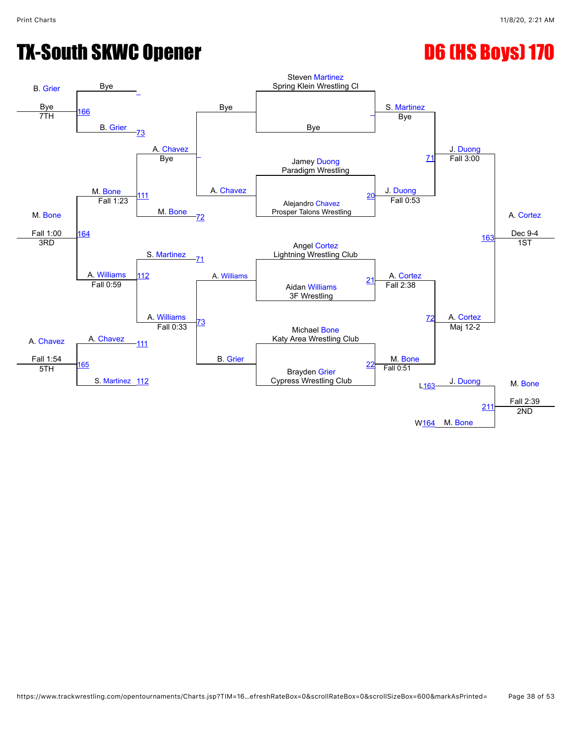# TX-South SKWC Opener

# D6 (HS Boys) 170

## Championship Bracket

**Round 1**

- Steven Martinez (Spring Klein Wrestling Cl) vs Bye — S. Martinez, Bye
- Jamey Duong (Paradigm Wrestling) vs Alejandro Chavez (Prosper Talons Wrestling) — Match 20 — J. Duong, Fall 0:53
- Angel Cortez (Lightning Wrestling Club) vs Aidan Williams (3F Wrestling) — Match 21 — A. Cortez, Fall 2:38
- Michael Bone (Katy Area Wrestling Club) vs Brayden Grier (Cypress Wrestling Club) — Match 22 — M. Bone, Fall 0:51

**Semifinals**

- S. Martinez vs J. Duong — Match 71 — J. Duong, Fall 3:00
- A. Cortez vs M. Bone — Match 72 — A. Cortez, Maj 12-2

**Final**

- J. Duong vs A. Cortez — Match 163 — A. Cortez, Dec 9-4 — 1ST

## Consolation Bracket

**Consolation Round 1**

- Bye vs A. Chavez — A. Chavez, Bye
- A. Williams vs B. Grier — Match 73 — A. Williams, Fall 0:33

**Consolation Round 2**

- Bye vs B. Grier — B. Grier (Match 73)
- A. Chavez vs M. Bone — Match 111 — M. Bone, Fall 1:23 (M. Bone from Match 72)
- S. Martinez vs A. Williams — Match 112 — A. Williams, Fall 0:59 (S. Martinez from Match 71)

**Consolation Round 3**

- M. Bone vs A. Williams — Match 164 — M. Bone, Fall 1:00 — 3RD

**7th Place**

- B. Grier vs Bye — Match 166 — B. Grier, Bye — 7TH

**5th Place**

- A. Chavez (L111) vs S. Martinez (L112) — Match 165 — A. Chavez, Fall 1:54 — 5TH

**2nd Place**

- J. Duong (L163) vs M. Bone (W164) — Match 211 — M. Bone, Fall 2:39 — 2ND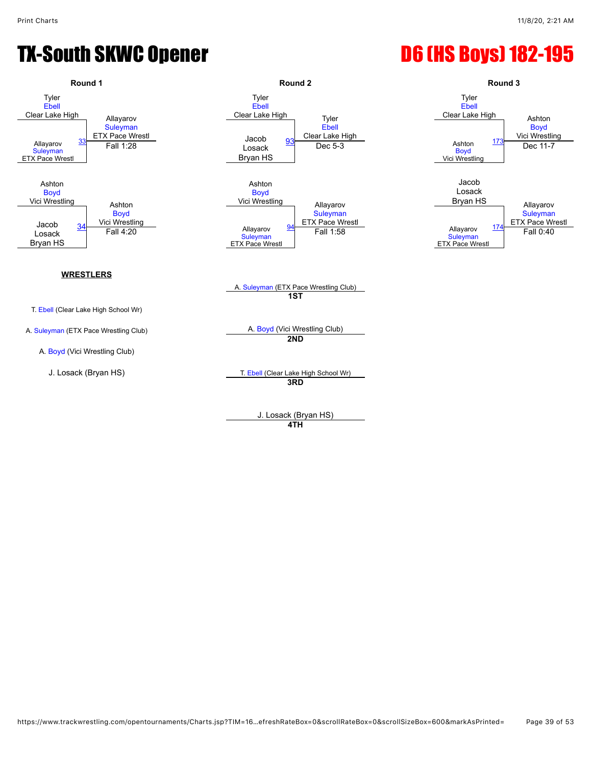# TX-South SKWC Opener

# D6 (HS Boys) 182-195

## Round 1

- Tyler Ebell, Clear Lake High vs. Allayarov Suleyman, ETX Pace Wrestl — Match 33 — Winner: Allayarov Suleyman, ETX Pace Wrestl — Fall 1:28
- Ashton Boyd, Vici Wrestling vs. Jacob Losack, Bryan HS — Match 34 — Winner: Ashton Boyd, Vici Wrestling — Fall 4:20

## Round 2

- Tyler Ebell, Clear Lake High vs. Jacob Losack, Bryan HS — Match 93 — Winner: Tyler Ebell, Clear Lake High — Dec 5-3
- Ashton Boyd, Vici Wrestling vs. Allayarov Suleyman, ETX Pace Wrestl — Match 94 — Winner: Allayarov Suleyman, ETX Pace Wrestl — Fall 1:58

## Round 3

- Tyler Ebell, Clear Lake High vs. Ashton Boyd, Vici Wrestling — Match 173 — Winner: Ashton Boyd, Vici Wrestling — Dec 11-7
- Jacob Losack, Bryan HS vs. Allayarov Suleyman, ETX Pace Wrestl — Match 174 — Winner: Allayarov Suleyman, ETX Pace Wrestl — Fall 0:40

**WRESTLERS**

T. Ebell (Clear Lake High School Wr)

A. Suleyman (ETX Pace Wrestling Club)

A. Boyd (Vici Wrestling Club)

J. Losack (Bryan HS)

**Placings**

A. Suleyman (ETX Pace Wrestling Club)
**1ST**

A. Boyd (Vici Wrestling Club)
**2ND**

T. Ebell (Clear Lake High School Wr)
**3RD**

J. Losack (Bryan HS)
**4TH**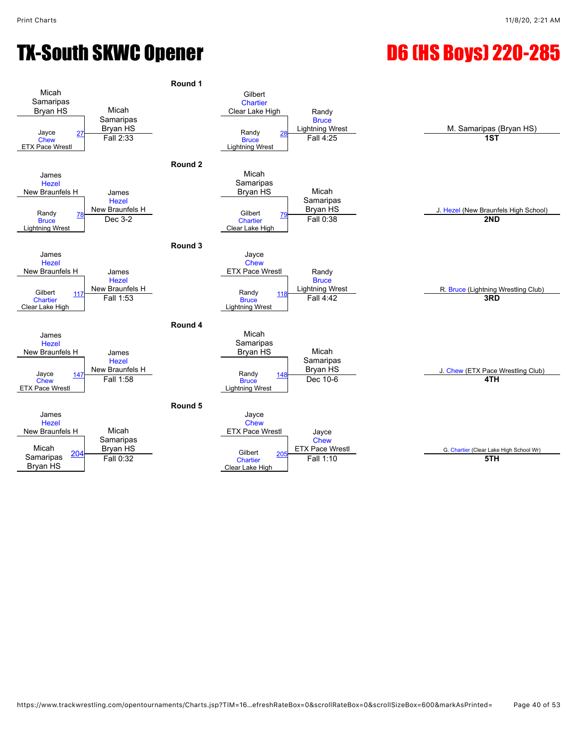# TX-South SKWC Opener

# D6 (HS Boys) 220-285

## Round 1

| Wrestler 1 | Wrestler 2 | Bout | Winner | Result |
|---|---|---|---|---|
| Micah Samaripas (Bryan HS) | Jayce Chew (ETX Pace Wrestl) | 27 | Micah Samaripas (Bryan HS) | Fall 2:33 |
| Gilbert Chartier (Clear Lake High) | Randy Bruce (Lightning Wrest) | 28 | Randy Bruce (Lightning Wrest) | Fall 4:25 |

## Round 2

| Wrestler 1 | Wrestler 2 | Bout | Winner | Result |
|---|---|---|---|---|
| James Hezel (New Braunfels H) | Randy Bruce (Lightning Wrest) | 78 | James Hezel (New Braunfels H) | Dec 3-2 |
| Micah Samaripas (Bryan HS) | Gilbert Chartier (Clear Lake High) | 79 | Micah Samaripas (Bryan HS) | Fall 0:38 |

## Round 3

| Wrestler 1 | Wrestler 2 | Bout | Winner | Result |
|---|---|---|---|---|
| James Hezel (New Braunfels H) | Gilbert Chartier (Clear Lake High) | 117 | James Hezel (New Braunfels H) | Fall 1:53 |
| Jayce Chew (ETX Pace Wrestl) | Randy Bruce (Lightning Wrest) | 118 | Randy Bruce (Lightning Wrest) | Fall 4:42 |

## Round 4

| Wrestler 1 | Wrestler 2 | Bout | Winner | Result |
|---|---|---|---|---|
| James Hezel (New Braunfels H) | Jayce Chew (ETX Pace Wrestl) | 147 | James Hezel (New Braunfels H) | Fall 1:58 |
| Micah Samaripas (Bryan HS) | Randy Bruce (Lightning Wrest) | 148 | Micah Samaripas (Bryan HS) | Dec 10-6 |

## Round 5

| Wrestler 1 | Wrestler 2 | Bout | Winner | Result |
|---|---|---|---|---|
| James Hezel (New Braunfels H) | Micah Samaripas (Bryan HS) | 204 | Micah Samaripas (Bryan HS) | Fall 0:32 |
| Jayce Chew (ETX Pace Wrestl) | Gilbert Chartier (Clear Lake High) | 205 | Jayce Chew (ETX Pace Wrestl) | Fall 1:10 |

## Final Placements

| Place | Wrestler |
|---|---|
| 1ST | M. Samaripas (Bryan HS) |
| 2ND | J. Hezel (New Braunfels High School) |
| 3RD | R. Bruce (Lightning Wrestling Club) |
| 4TH | J. Chew (ETX Pace Wrestling Club) |
| 5TH | G. Chartier (Clear Lake High School Wr) |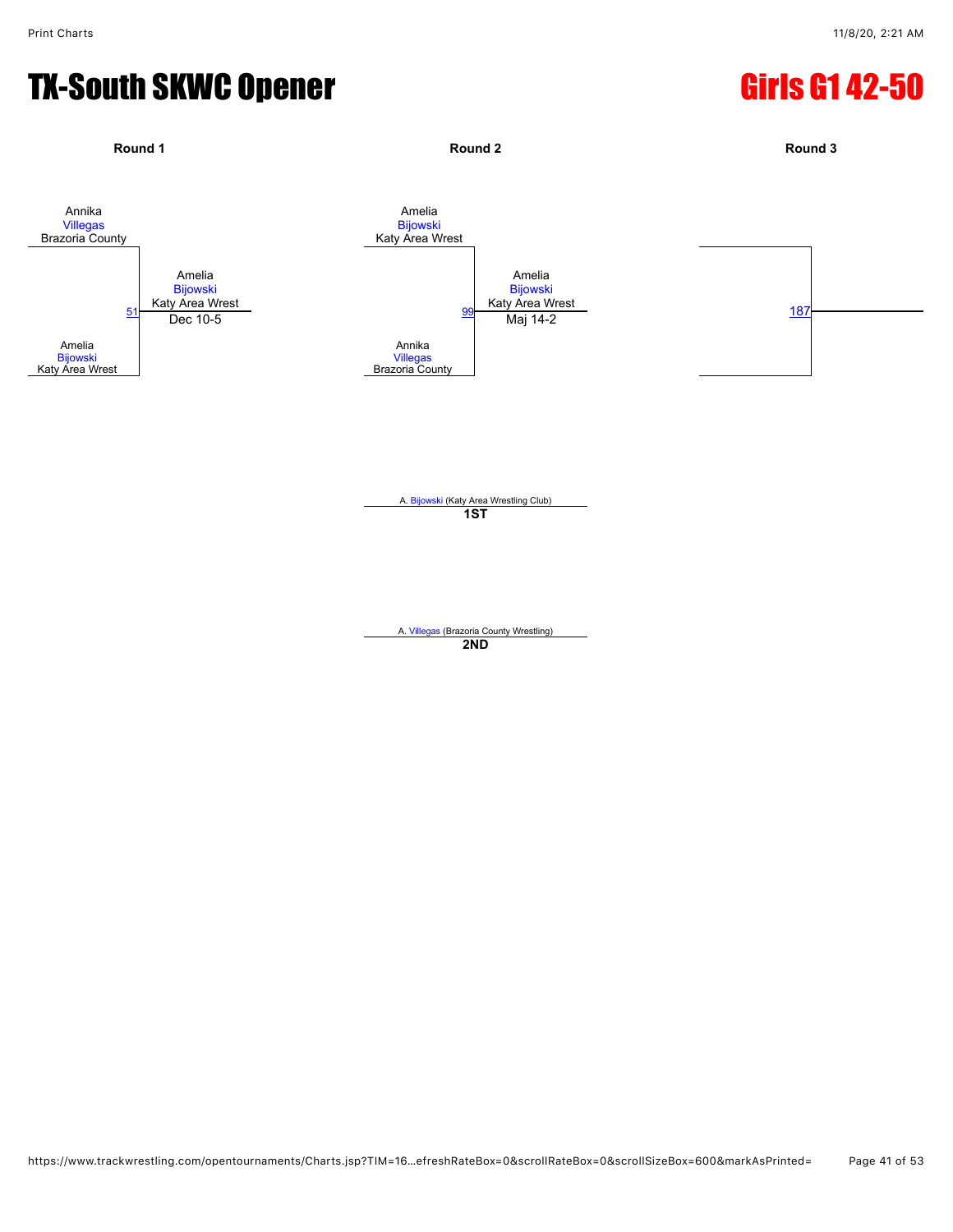# TX-South SKWC Opener

## Girls G1 42-50

**Round 1**

Annika Villegas, Brazoria County
vs.
Amelia Bijowski, Katy Area Wrest

Match 51: Amelia Bijowski (Katy Area Wrest) — Dec 10-5

**Round 2**

Amelia Bijowski, Katy Area Wrest
vs.
Annika Villegas, Brazoria County

Match 99: Amelia Bijowski (Katy Area Wrest) — Maj 14-2

**Round 3**

Match 187

A. Bijowski (Katy Area Wrestling Club)
**1ST**

A. Villegas (Brazoria County Wrestling)
**2ND**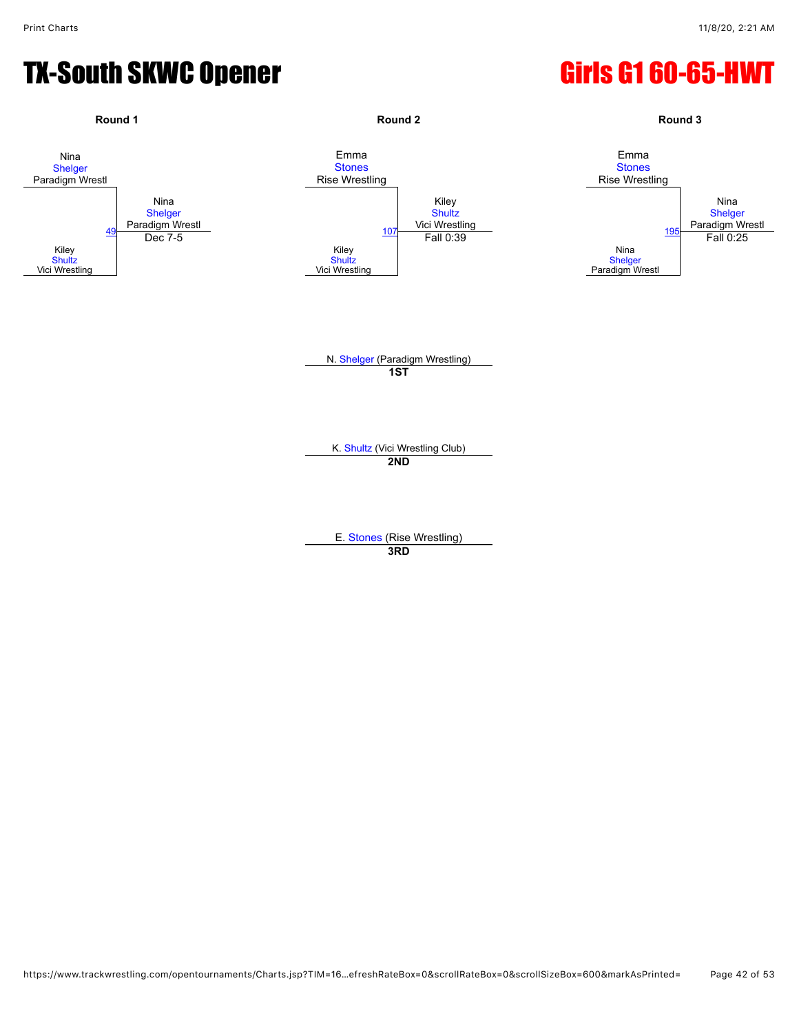# TX-South SKWC Opener

# Girls G1 60-65-HWT

## Round 1

Nina Shelger, Paradigm Wrestl

Kiley Shultz, Vici Wrestling

Bout 49 — Winner: Nina Shelger, Paradigm Wrestl — Dec 7-5

## Round 2

Emma Stones, Rise Wrestling

Kiley Shultz, Vici Wrestling

Bout 107 — Winner: Kiley Shultz, Vici Wrestling — Fall 0:39

## Round 3

Emma Stones, Rise Wrestling

Nina Shelger, Paradigm Wrestl

Bout 195 — Winner: Nina Shelger, Paradigm Wrestl — Fall 0:25

## Placings

N. Shelger (Paradigm Wrestling)
**1ST**

K. Shultz (Vici Wrestling Club)
**2ND**

E. Stones (Rise Wrestling)
**3RD**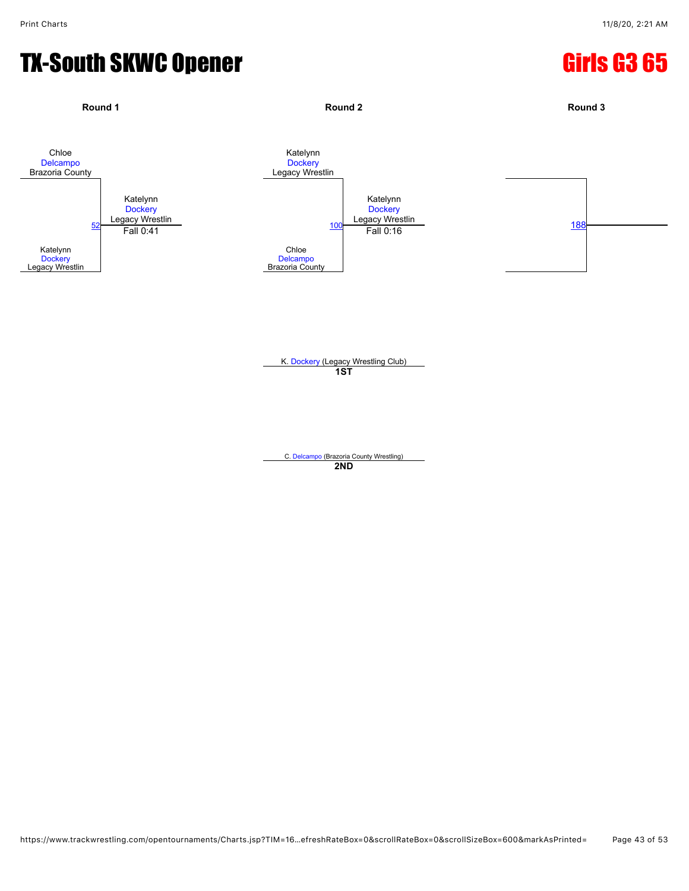# TX-South SKWC Opener

## Girls G3 65

### Round 1

Chloe Delcampo, Brazoria County
vs.
Katelynn Dockery, Legacy Wrestlin

Match 52 — Winner: Katelynn Dockery, Legacy Wrestlin — Fall 0:41

### Round 2

Katelynn Dockery, Legacy Wrestlin
vs.
Chloe Delcampo, Brazoria County

Match 100 — Winner: Katelynn Dockery, Legacy Wrestlin — Fall 0:16

### Round 3

Match 188

---

K. Dockery (Legacy Wrestling Club)
**1ST**

C. Delcampo (Brazoria County Wrestling)
**2ND**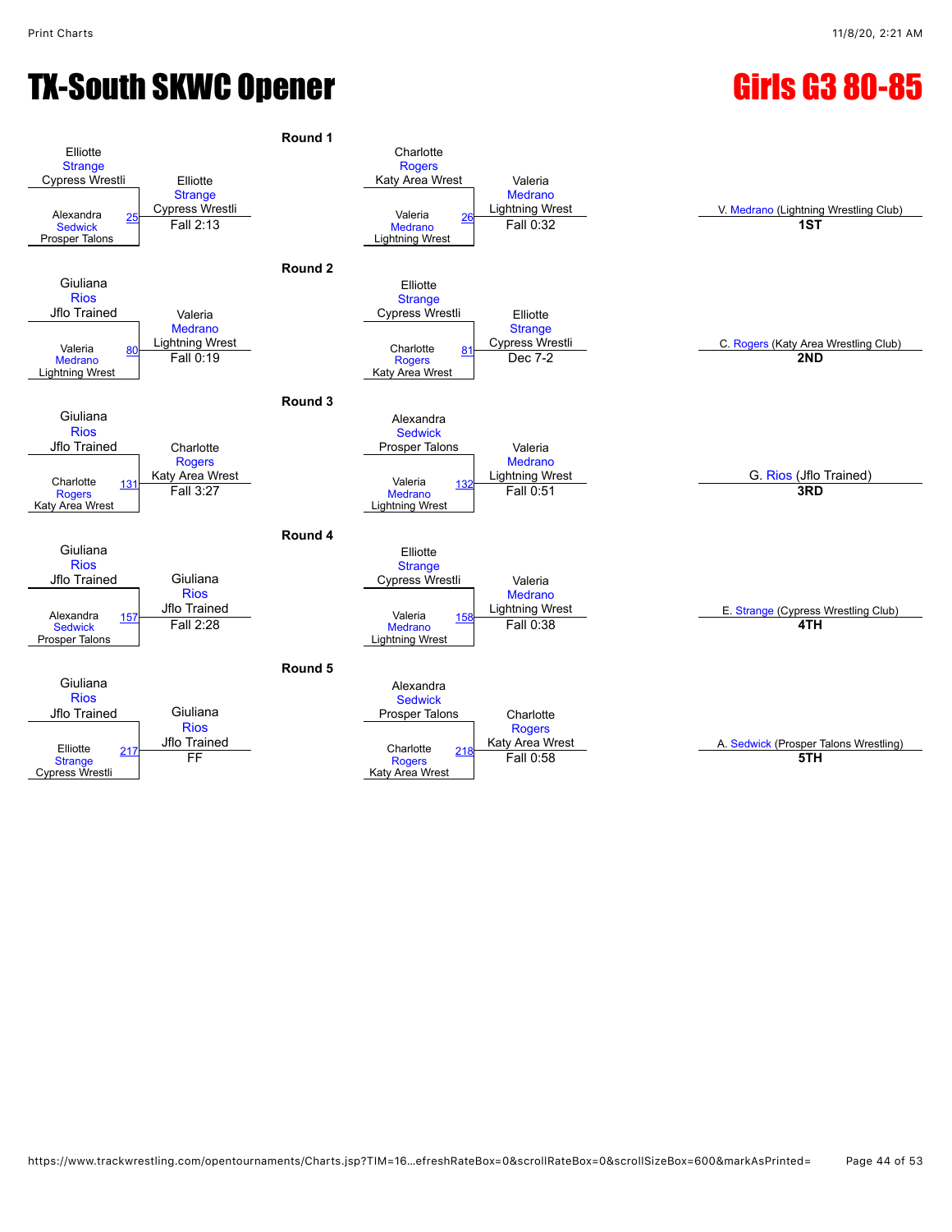# TX-South SKWC Opener

## Girls G3 80-85

### Round 1

| Wrestler 1 | Wrestler 2 | Bout | Winner | Result |
|---|---|---|---|---|
| Elliotte Strange (Cypress Wrestli) | Alexandra Sedwick (Prosper Talons) | 25 | Elliotte Strange (Cypress Wrestli) | Fall 2:13 |
| Charlotte Rogers (Katy Area Wrest) | Valeria Medrano (Lightning Wrest) | 26 | Valeria Medrano (Lightning Wrest) | Fall 0:32 |

### Round 2

| Wrestler 1 | Wrestler 2 | Bout | Winner | Result |
|---|---|---|---|---|
| Giuliana Rios (Jflo Trained) | Valeria Medrano (Lightning Wrest) | 80 | Valeria Medrano (Lightning Wrest) | Fall 0:19 |
| Elliotte Strange (Cypress Wrestli) | Charlotte Rogers (Katy Area Wrest) | 81 | Elliotte Strange (Cypress Wrestli) | Dec 7-2 |

### Round 3

| Wrestler 1 | Wrestler 2 | Bout | Winner | Result |
|---|---|---|---|---|
| Giuliana Rios (Jflo Trained) | Charlotte Rogers (Katy Area Wrest) | 131 | Charlotte Rogers (Katy Area Wrest) | Fall 3:27 |
| Alexandra Sedwick (Prosper Talons) | Valeria Medrano (Lightning Wrest) | 132 | Valeria Medrano (Lightning Wrest) | Fall 0:51 |

### Round 4

| Wrestler 1 | Wrestler 2 | Bout | Winner | Result |
|---|---|---|---|---|
| Giuliana Rios (Jflo Trained) | Alexandra Sedwick (Prosper Talons) | 157 | Giuliana Rios (Jflo Trained) | Fall 2:28 |
| Elliotte Strange (Cypress Wrestli) | Valeria Medrano (Lightning Wrest) | 158 | Valeria Medrano (Lightning Wrest) | Fall 0:38 |

### Round 5

| Wrestler 1 | Wrestler 2 | Bout | Winner | Result |
|---|---|---|---|---|
| Giuliana Rios (Jflo Trained) | Elliotte Strange (Cypress Wrestli) | 217 | Giuliana Rios (Jflo Trained) | FF |
| Alexandra Sedwick (Prosper Talons) | Charlotte Rogers (Katy Area Wrest) | 218 | Charlotte Rogers (Katy Area Wrest) | Fall 0:58 |

### Placements

| Place | Wrestler |
|---|---|
| 1ST | V. Medrano (Lightning Wrestling Club) |
| 2ND | C. Rogers (Katy Area Wrestling Club) |
| 3RD | G. Rios (Jflo Trained) |
| 4TH | E. Strange (Cypress Wrestling Club) |
| 5TH | A. Sedwick (Prosper Talons Wrestling) |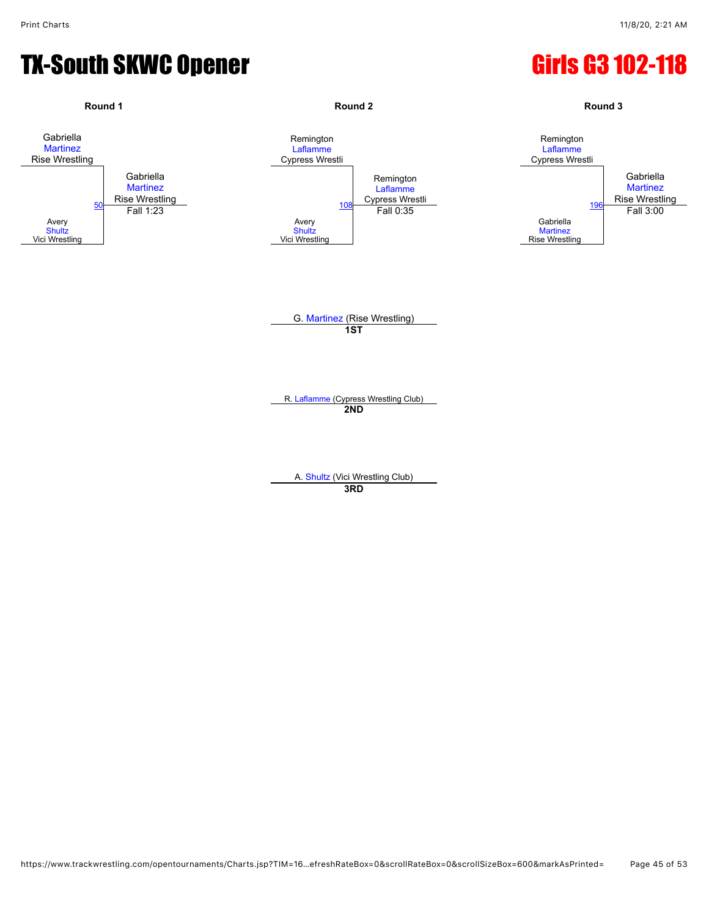# TX-South SKWC Opener

# Girls G3 102-118

## Round 1

Gabriella Martinez, Rise Wrestling
vs.
Avery Shultz, Vici Wrestling

Bout 50 — Winner: Gabriella Martinez, Rise Wrestling — Fall 1:23

## Round 2

Remington Laflamme, Cypress Wrestli
vs.
Avery Shultz, Vici Wrestling

Bout 108 — Winner: Remington Laflamme, Cypress Wrestli — Fall 0:35

## Round 3

Remington Laflamme, Cypress Wrestli
vs.
Gabriella Martinez, Rise Wrestling

Bout 196 — Winner: Gabriella Martinez, Rise Wrestling — Fall 3:00

## Placements

**1ST:** G. Martinez (Rise Wrestling)

**2ND:** R. Laflamme (Cypress Wrestling Club)

**3RD:** A. Shultz (Vici Wrestling Club)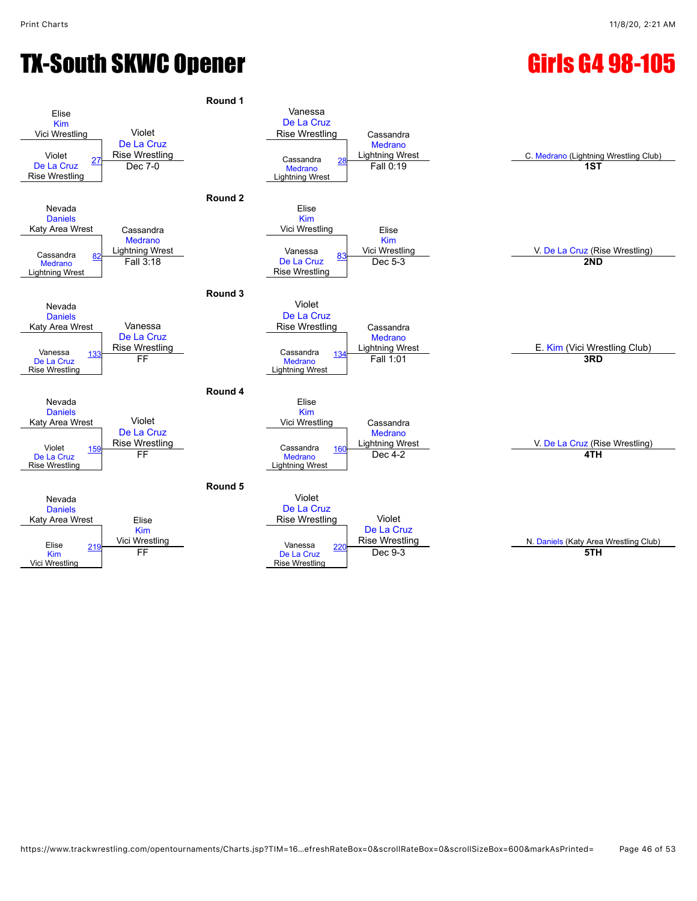# TX-South SKWC Opener

## Girls G4 98-105

### Round 1

| Wrestler 1 | Wrestler 2 | Bout | Winner | Result |
|---|---|---|---|---|
| Elise Kim (Vici Wrestling) | Violet De La Cruz (Rise Wrestling) | 27 | Violet De La Cruz (Rise Wrestling) | Dec 7-0 |
| Vanessa De La Cruz (Rise Wrestling) | Cassandra Medrano (Lightning Wrest) | 28 | Cassandra Medrano (Lightning Wrest) | Fall 0:19 |

### Round 2

| Wrestler 1 | Wrestler 2 | Bout | Winner | Result |
|---|---|---|---|---|
| Nevada Daniels (Katy Area Wrest) | Cassandra Medrano (Lightning Wrest) | 82 | Cassandra Medrano (Lightning Wrest) | Fall 3:18 |
| Elise Kim (Vici Wrestling) | Vanessa De La Cruz (Rise Wrestling) | 83 | Elise Kim (Vici Wrestling) | Dec 5-3 |

### Round 3

| Wrestler 1 | Wrestler 2 | Bout | Winner | Result |
|---|---|---|---|---|
| Nevada Daniels (Katy Area Wrest) | Vanessa De La Cruz (Rise Wrestling) | 133 | Vanessa De La Cruz (Rise Wrestling) | FF |
| Violet De La Cruz (Rise Wrestling) | Cassandra Medrano (Lightning Wrest) | 134 | Cassandra Medrano (Lightning Wrest) | Fall 1:01 |

### Round 4

| Wrestler 1 | Wrestler 2 | Bout | Winner | Result |
|---|---|---|---|---|
| Nevada Daniels (Katy Area Wrest) | Violet De La Cruz (Rise Wrestling) | 159 | Violet De La Cruz (Rise Wrestling) | FF |
| Elise Kim (Vici Wrestling) | Cassandra Medrano (Lightning Wrest) | 160 | Cassandra Medrano (Lightning Wrest) | Dec 4-2 |

### Round 5

| Wrestler 1 | Wrestler 2 | Bout | Winner | Result |
|---|---|---|---|---|
| Nevada Daniels (Katy Area Wrest) | Elise Kim (Vici Wrestling) | 219 | Elise Kim (Vici Wrestling) | FF |
| Violet De La Cruz (Rise Wrestling) | Vanessa De La Cruz (Rise Wrestling) | 220 | Violet De La Cruz (Rise Wrestling) | Dec 9-3 |

### Placings

| Place | Wrestler |
|---|---|
| 1ST | C. Medrano (Lightning Wrestling Club) |
| 2ND | V. De La Cruz (Rise Wrestling) |
| 3RD | E. Kim (Vici Wrestling Club) |
| 4TH | V. De La Cruz (Rise Wrestling) |
| 5TH | N. Daniels (Katy Area Wrestling Club) |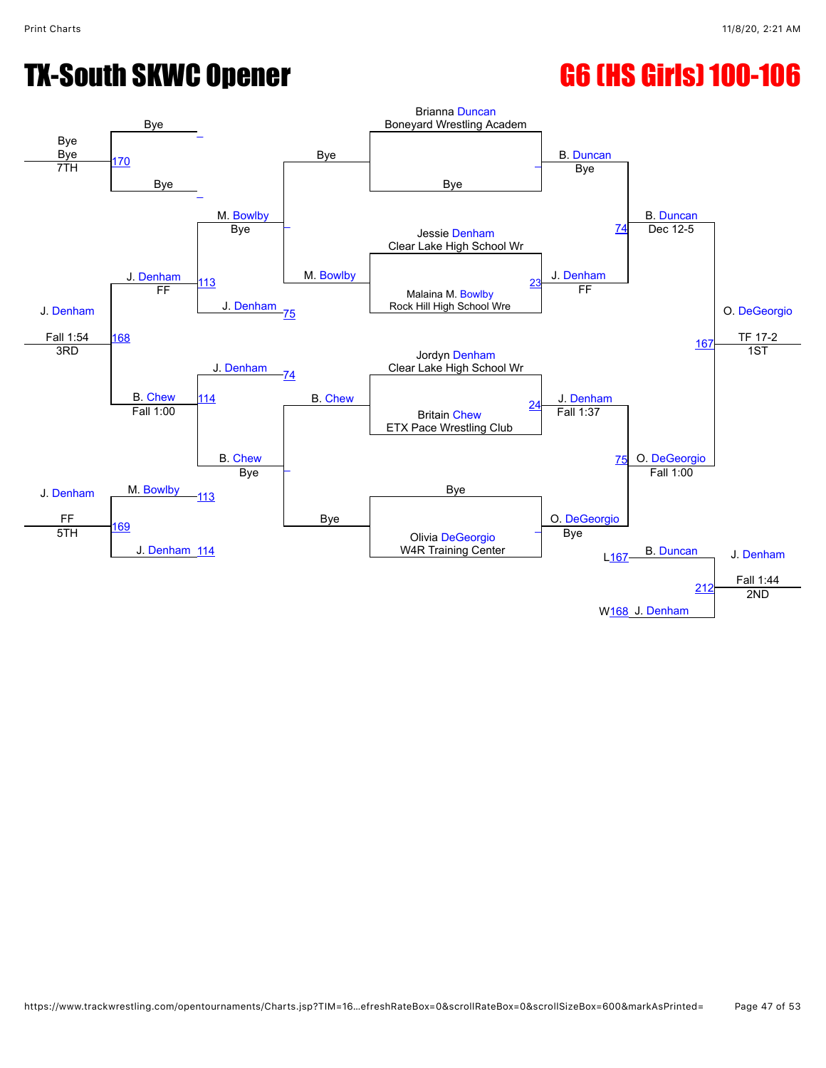# TX-South SKWC Opener

## G6 (HS Girls) 100-106

### Championship Bracket

**First Round**

- Brianna Duncan (Boneyard Wrestling Academ) vs. Bye — B. Duncan, Bye
- Jessie Denham (Clear Lake High School Wr) vs. Malaina M. Bowlby (Rock Hill High School Wre) — Match 23 — J. Denham, FF
- Jordyn Denham (Clear Lake High School Wr) vs. Britain Chew (ETX Pace Wrestling Club) — Match 24 — J. Denham, Fall 1:37
- Bye vs. Olivia DeGeorgio (W4R Training Center) — O. DeGeorgio, Bye

**Semifinals**

- Match 74: B. Duncan vs. J. Denham — B. Duncan, Dec 12-5
- Match 75: J. Denham vs. O. DeGeorgio — O. DeGeorgio, Fall 1:00

**Final**

- Match 167: B. Duncan vs. O. DeGeorgio — O. DeGeorgio, TF 17-2 — 1ST

**2nd Place Match**

- Match 212: B. Duncan (L167) vs. J. Denham (W168) — J. Denham, Fall 1:44 — 2ND

### Consolation Bracket

**Consolation First Round**

- Bye vs. M. Bowlby — M. Bowlby, Bye
- Bye vs. B. Chew — B. Chew, Bye

**Consolation Second Round**

- Match 113: M. Bowlby vs. J. Denham (75) — J. Denham, FF
- Match 114: J. Denham (74) vs. B. Chew — B. Chew, Fall 1:00

**3rd Place Match**

- Match 168: J. Denham vs. B. Chew — J. Denham, Fall 1:54 — 3RD

**5th Place Match**

- Match 169: M. Bowlby (113) vs. J. Denham (114) — J. Denham, FF — 5TH

**7th Place Match**

- Match 170: Bye vs. Bye — Bye, Bye — 7TH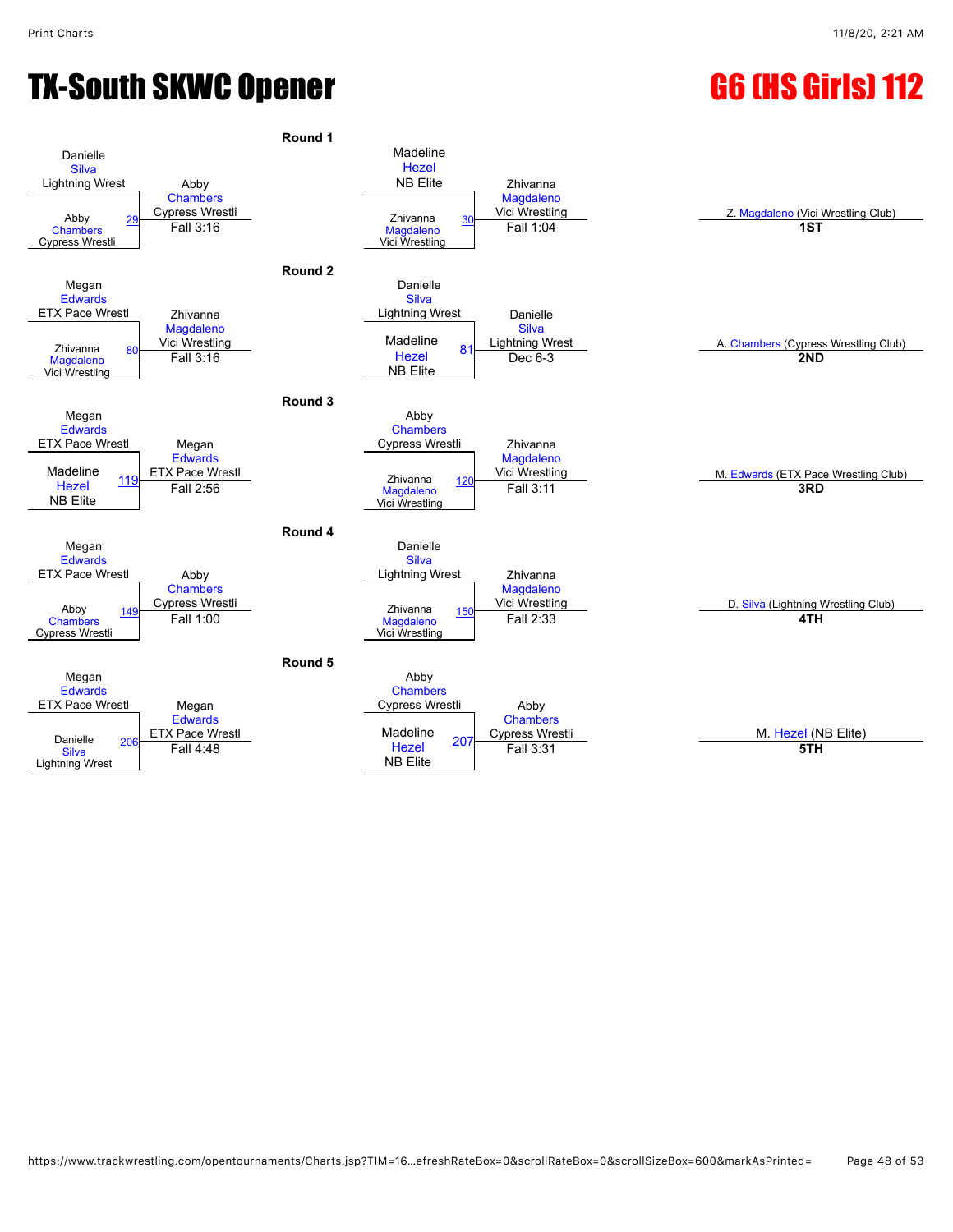# TX-South SKWC Opener

# G6 (HS Girls) 112

## Round 1

| Wrestler 1 | Wrestler 2 | Bout | Winner | Result |
|---|---|---|---|---|
| Danielle Silva (Lightning Wrest) | Abby Chambers (Cypress Wrestli) | 29 | Abby Chambers (Cypress Wrestli) | Fall 3:16 |
| Madeline Hezel (NB Elite) | Zhivanna Magdaleno (Vici Wrestling) | 30 | Zhivanna Magdaleno (Vici Wrestling) | Fall 1:04 |

## Round 2

| Wrestler 1 | Wrestler 2 | Bout | Winner | Result |
|---|---|---|---|---|
| Megan Edwards (ETX Pace Wrestl) | Zhivanna Magdaleno (Vici Wrestling) | 80 | Zhivanna Magdaleno (Vici Wrestling) | Fall 3:16 |
| Danielle Silva (Lightning Wrest) | Madeline Hezel (NB Elite) | 81 | Danielle Silva (Lightning Wrest) | Dec 6-3 |

## Round 3

| Wrestler 1 | Wrestler 2 | Bout | Winner | Result |
|---|---|---|---|---|
| Megan Edwards (ETX Pace Wrestl) | Madeline Hezel (NB Elite) | 119 | Megan Edwards (ETX Pace Wrestl) | Fall 2:56 |
| Abby Chambers (Cypress Wrestli) | Zhivanna Magdaleno (Vici Wrestling) | 120 | Zhivanna Magdaleno (Vici Wrestling) | Fall 3:11 |

## Round 4

| Wrestler 1 | Wrestler 2 | Bout | Winner | Result |
|---|---|---|---|---|
| Megan Edwards (ETX Pace Wrestl) | Abby Chambers (Cypress Wrestli) | 149 | Abby Chambers (Cypress Wrestli) | Fall 1:00 |
| Danielle Silva (Lightning Wrest) | Zhivanna Magdaleno (Vici Wrestling) | 150 | Zhivanna Magdaleno (Vici Wrestling) | Fall 2:33 |

## Round 5

| Wrestler 1 | Wrestler 2 | Bout | Winner | Result |
|---|---|---|---|---|
| Megan Edwards (ETX Pace Wrestl) | Danielle Silva (Lightning Wrest) | 206 | Megan Edwards (ETX Pace Wrestl) | Fall 4:48 |
| Abby Chambers (Cypress Wrestli) | Madeline Hezel (NB Elite) | 207 | Abby Chambers (Cypress Wrestli) | Fall 3:31 |

## Placements

| Place | Wrestler |
|---|---|
| 1ST | Z. Magdaleno (Vici Wrestling Club) |
| 2ND | A. Chambers (Cypress Wrestling Club) |
| 3RD | M. Edwards (ETX Pace Wrestling Club) |
| 4TH | D. Silva (Lightning Wrestling Club) |
| 5TH | M. Hezel (NB Elite) |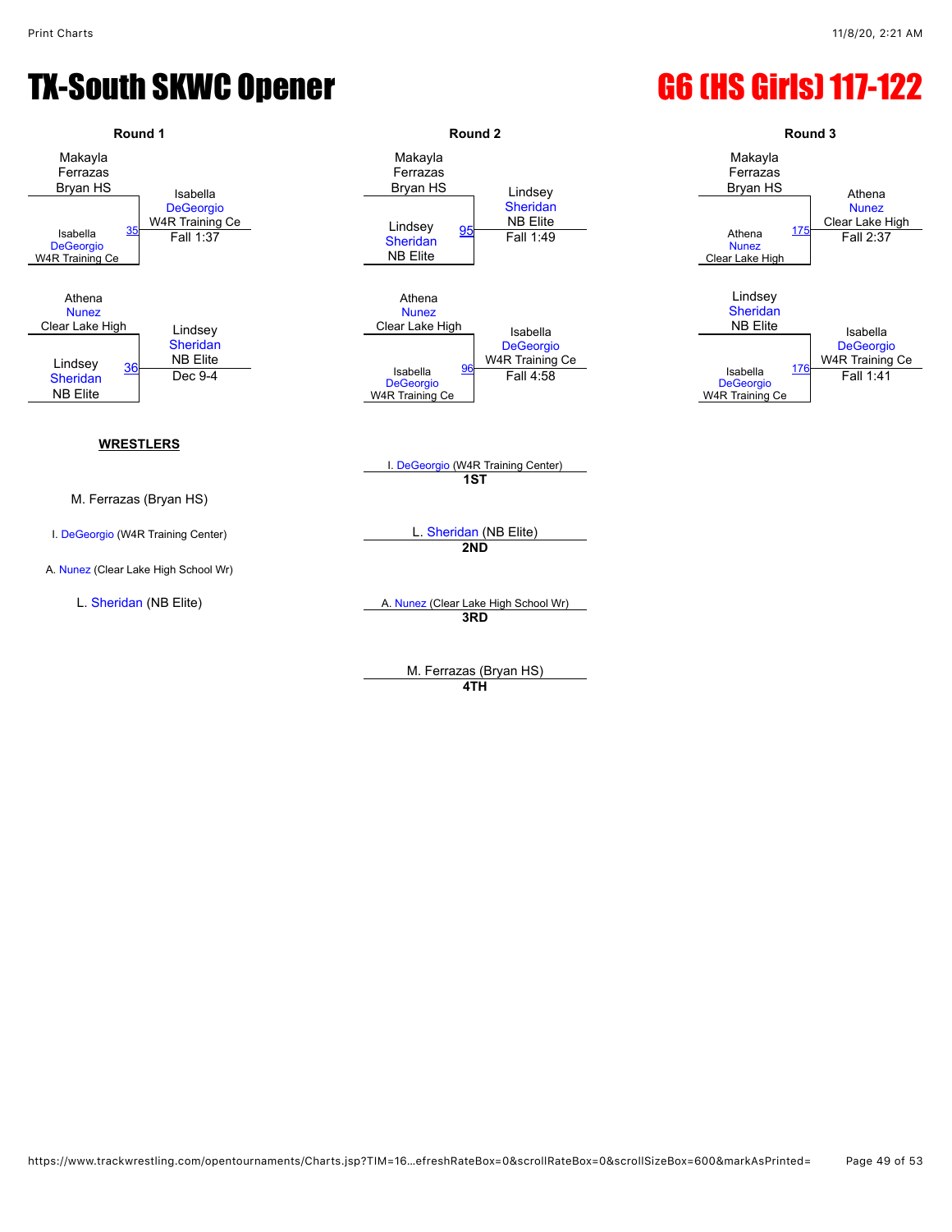# TX-South SKWC Opener

# G6 (HS Girls) 117-122

## Round 1

| Wrestler 1 | Wrestler 2 | Bout | Winner | Result |
|---|---|---|---|---|
| Makayla Ferrazas (Bryan HS) | Isabella DeGeorgio (W4R Training Ce) | 35 | Isabella DeGeorgio (W4R Training Ce) | Fall 1:37 |
| Athena Nunez (Clear Lake High) | Lindsey Sheridan (NB Elite) | 36 | Lindsey Sheridan (NB Elite) | Dec 9-4 |

## Round 2

| Wrestler 1 | Wrestler 2 | Bout | Winner | Result |
|---|---|---|---|---|
| Makayla Ferrazas (Bryan HS) | Lindsey Sheridan (NB Elite) | 95 | Lindsey Sheridan (NB Elite) | Fall 1:49 |
| Athena Nunez (Clear Lake High) | Isabella DeGeorgio (W4R Training Ce) | 96 | Isabella DeGeorgio (W4R Training Ce) | Fall 4:58 |

## Round 3

| Wrestler 1 | Wrestler 2 | Bout | Winner | Result |
|---|---|---|---|---|
| Makayla Ferrazas (Bryan HS) | Athena Nunez (Clear Lake High) | 175 | Athena Nunez (Clear Lake High) | Fall 2:37 |
| Lindsey Sheridan (NB Elite) | Isabella DeGeorgio (W4R Training Ce) | 176 | Isabella DeGeorgio (W4R Training Ce) | Fall 1:41 |

**WRESTLERS**

- M. Ferrazas (Bryan HS)
- I. DeGeorgio (W4R Training Center)
- A. Nunez (Clear Lake High School Wr)
- L. Sheridan (NB Elite)

**1ST** – I. DeGeorgio (W4R Training Center)

**2ND** – L. Sheridan (NB Elite)

**3RD** – A. Nunez (Clear Lake High School Wr)

**4TH** – M. Ferrazas (Bryan HS)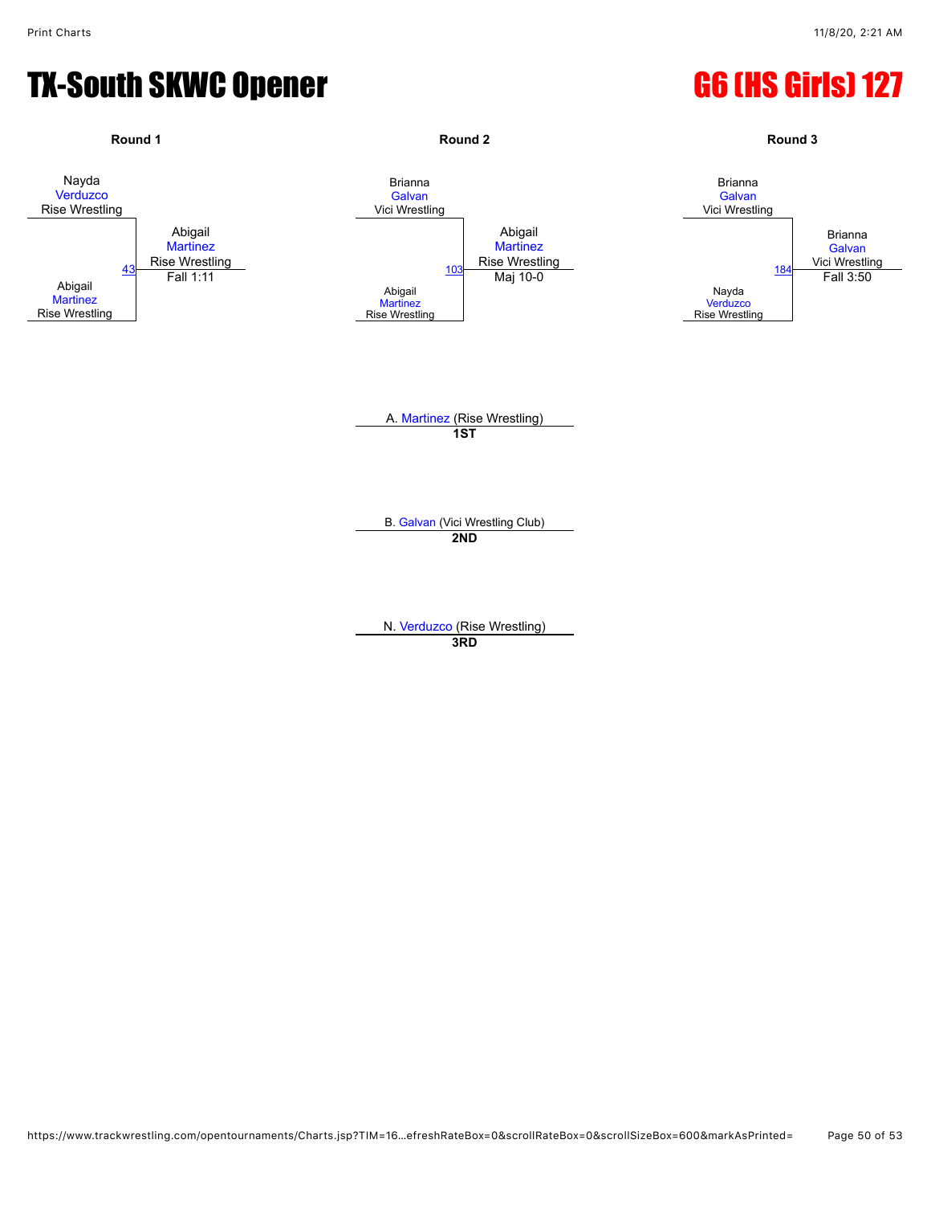# TX-South SKWC Opener

# G6 (HS Girls) 127

## Round 1

Nayda Verduzco, Rise Wrestling

vs.

Abigail Martinez, Rise Wrestling

Bout 43: Abigail Martinez, Rise Wrestling — Fall 1:11

## Round 2

Brianna Galvan, Vici Wrestling

vs.

Abigail Martinez, Rise Wrestling

Bout 103: Abigail Martinez, Rise Wrestling — Maj 10-0

## Round 3

Brianna Galvan, Vici Wrestling

vs.

Nayda Verduzco, Rise Wrestling

Bout 184: Brianna Galvan, Vici Wrestling — Fall 3:50

## Placings

A. Martinez (Rise Wrestling)
**1ST**

B. Galvan (Vici Wrestling Club)
**2ND**

N. Verduzco (Rise Wrestling)
**3RD**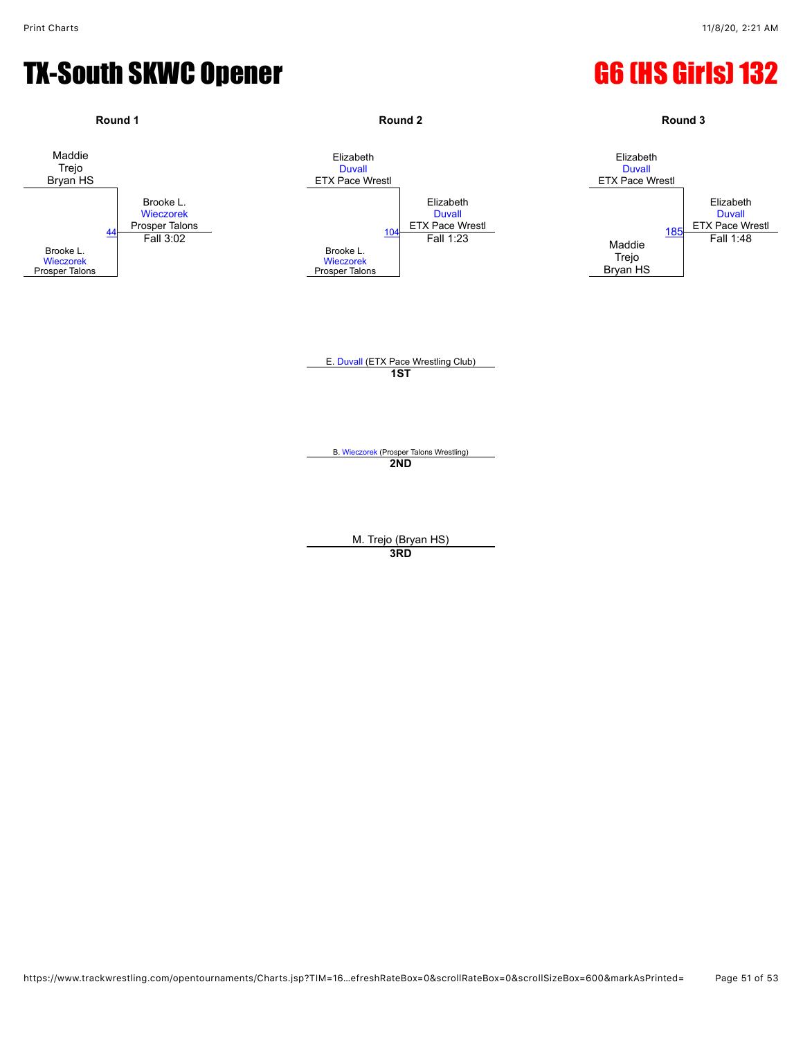# TX-South SKWC Opener

# G6 (HS Girls) 132

**Round 1**

Maddie Trejo
Bryan HS

Brooke L. Wieczorek
Prosper Talons

44

Brooke L. Wieczorek
Prosper Talons
Fall 3:02

**Round 2**

Elizabeth Duvall
ETX Pace Wrestl

Brooke L. Wieczorek
Prosper Talons

104

Elizabeth Duvall
ETX Pace Wrestl
Fall 1:23

**Round 3**

Elizabeth Duvall
ETX Pace Wrestl

Maddie Trejo
Bryan HS

185

Elizabeth Duvall
ETX Pace Wrestl
Fall 1:48

E. Duvall (ETX Pace Wrestling Club)
**1ST**

B. Wieczorek (Prosper Talons Wrestling)
**2ND**

M. Trejo (Bryan HS)
**3RD**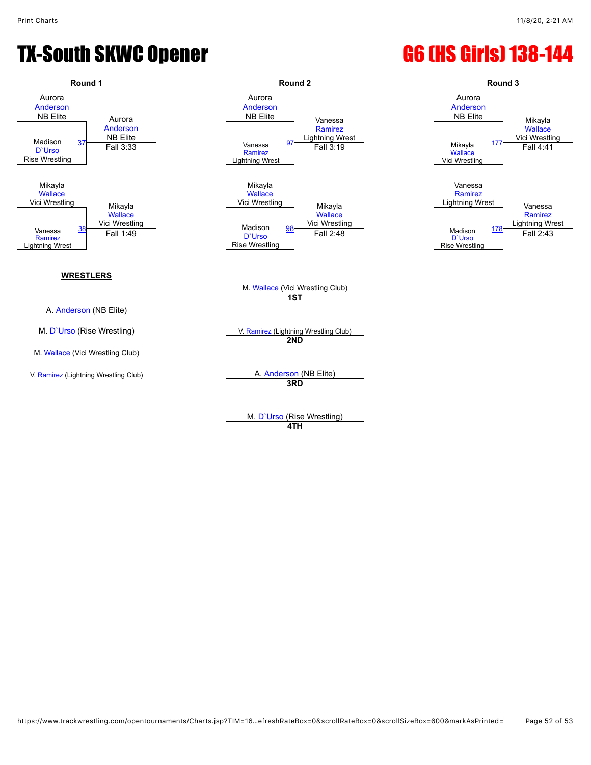# TX-South SKWC Opener

# G6 (HS Girls) 138-144

### Round 1

| Match | Wrestler 1 | Wrestler 2 | Winner | Result |
|---|---|---|---|---|
| 37 | Aurora Anderson (NB Elite) | Madison D`Urso (Rise Wrestling) | Aurora Anderson (NB Elite) | Fall 3:33 |
| 38 | Mikayla Wallace (Vici Wrestling) | Vanessa Ramirez (Lightning Wrest) | Mikayla Wallace (Vici Wrestling) | Fall 1:49 |

### Round 2

| Match | Wrestler 1 | Wrestler 2 | Winner | Result |
|---|---|---|---|---|
| 97 | Aurora Anderson (NB Elite) | Vanessa Ramirez (Lightning Wrest) | Vanessa Ramirez (Lightning Wrest) | Fall 3:19 |
| 98 | Mikayla Wallace (Vici Wrestling) | Madison D`Urso (Rise Wrestling) | Mikayla Wallace (Vici Wrestling) | Fall 2:48 |

### Round 3

| Match | Wrestler 1 | Wrestler 2 | Winner | Result |
|---|---|---|---|---|
| 177 | Aurora Anderson (NB Elite) | Mikayla Wallace (Vici Wrestling) | Mikayla Wallace (Vici Wrestling) | Fall 4:41 |
| 178 | Vanessa Ramirez (Lightning Wrest) | Madison D`Urso (Rise Wrestling) | Vanessa Ramirez (Lightning Wrest) | Fall 2:43 |

**WRESTLERS**

- A. Anderson (NB Elite)
- M. D`Urso (Rise Wrestling)
- M. Wallace (Vici Wrestling Club)
- V. Ramirez (Lightning Wrestling Club)

**1ST** — M. Wallace (Vici Wrestling Club)

**2ND** — V. Ramirez (Lightning Wrestling Club)

**3RD** — A. Anderson (NB Elite)

**4TH** — M. D`Urso (Rise Wrestling)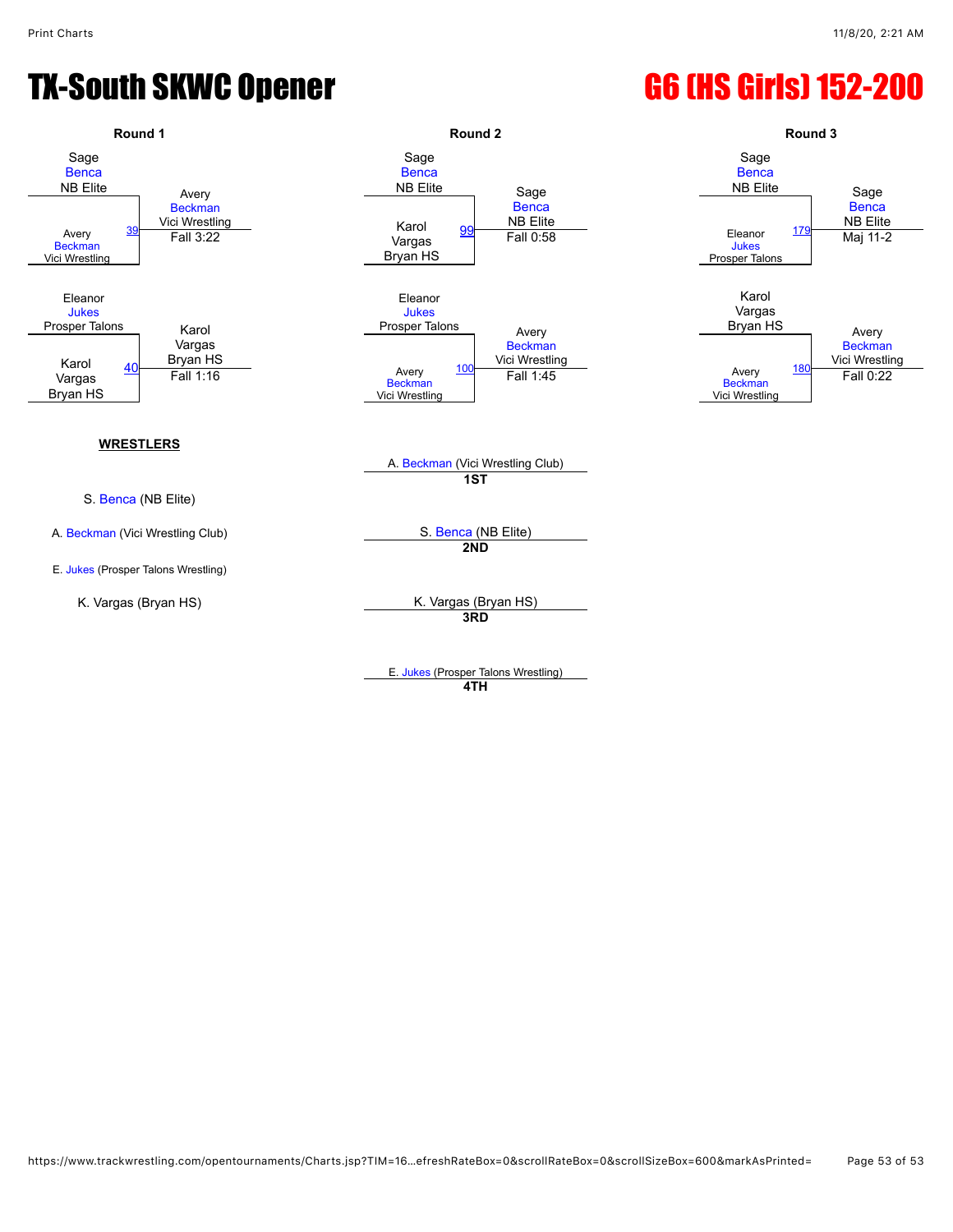# TX-South SKWC Opener

# G6 (HS Girls) 152-200

### Round 1

Sage Benca, NB Elite
vs.
Avery Beckman, Vici Wrestling
Bout 39 — Winner: Avery Beckman, Vici Wrestling — Fall 3:22

Eleanor Jukes, Prosper Talons
vs.
Karol Vargas, Bryan HS
Bout 40 — Winner: Karol Vargas, Bryan HS — Fall 1:16

### Round 2

Sage Benca, NB Elite
vs.
Karol Vargas, Bryan HS
Bout 99 — Winner: Sage Benca, NB Elite — Fall 0:58

Eleanor Jukes, Prosper Talons
vs.
Avery Beckman, Vici Wrestling
Bout 100 — Winner: Avery Beckman, Vici Wrestling — Fall 1:45

### Round 3

Sage Benca, NB Elite
vs.
Eleanor Jukes, Prosper Talons
Bout 179 — Winner: Sage Benca, NB Elite — Maj 11-2

Karol Vargas, Bryan HS
vs.
Avery Beckman, Vici Wrestling
Bout 180 — Winner: Avery Beckman, Vici Wrestling — Fall 0:22

**WRESTLERS**

S. Benca (NB Elite)

A. Beckman (Vici Wrestling Club)

E. Jukes (Prosper Talons Wrestling)

K. Vargas (Bryan HS)

**1ST**: A. Beckman (Vici Wrestling Club)

**2ND**: S. Benca (NB Elite)

**3RD**: K. Vargas (Bryan HS)

**4TH**: E. Jukes (Prosper Talons Wrestling)